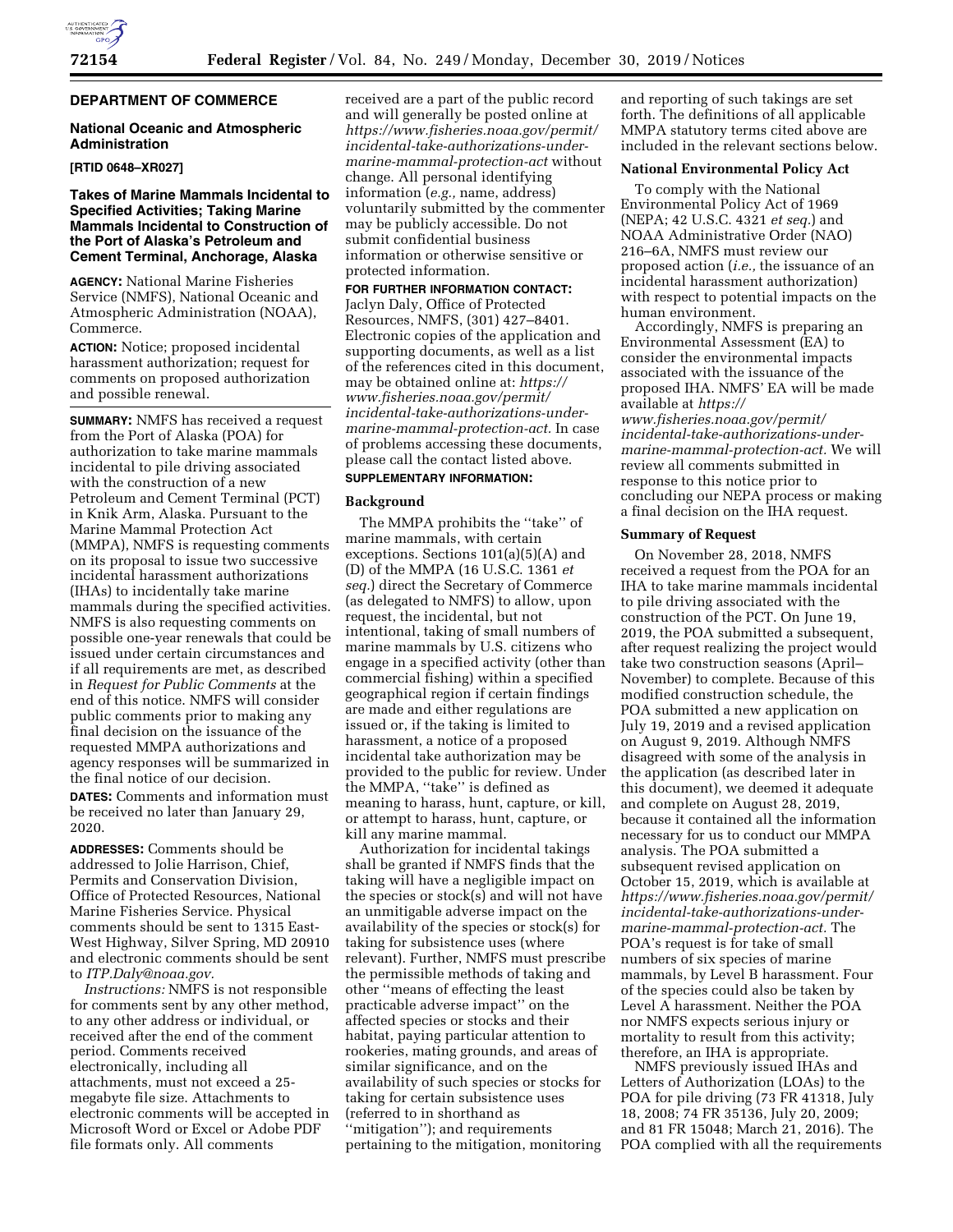## DEPARTMENT OF COMMERCE

### National Oceanic and Atmospheric Administration

**[RTID 0648–XR027]**

### Takes of Marine Mammals Incidental to Specified Activities; Taking Marine Mammals Incidental to Construction of the Port of Alaska's Petroleum and Cement Terminal, Anchorage, Alaska

**AGENCY:** National Marine Fisheries Service (NMFS), National Oceanic and Atmospheric Administration (NOAA), Commerce.

**ACTION:** Notice; proposed incidental harassment authorization; request for comments on proposed authorization and possible renewal.

**SUMMARY:** NMFS has received a request from the Port of Alaska (POA) for authorization to take marine mammals incidental to pile driving associated with the construction of a new Petroleum and Cement Terminal (PCT) in Knik Arm, Alaska. Pursuant to the Marine Mammal Protection Act (MMPA), NMFS is requesting comments on its proposal to issue two successive incidental harassment authorizations (IHAs) to incidentally take marine mammals during the specified activities. NMFS is also requesting comments on possible one-year renewals that could be issued under certain circumstances and if all requirements are met, as described in *Request for Public Comments* at the end of this notice. NMFS will consider public comments prior to making any final decision on the issuance of the requested MMPA authorizations and agency responses will be summarized in the final notice of our decision.

**DATES:** Comments and information must be received no later than January 29, 2020.

**ADDRESSES:** Comments should be addressed to Jolie Harrison, Chief, Permits and Conservation Division, Office of Protected Resources, National Marine Fisheries Service. Physical comments should be sent to 1315 East-West Highway, Silver Spring, MD 20910 and electronic comments should be sent to *ITP.Daly@noaa.gov.*

*Instructions:* NMFS is not responsible for comments sent by any other method, to any other address or individual, or received after the end of the comment period. Comments received electronically, including all attachments, must not exceed a 25-megabyte file size. Attachments to electronic comments will be accepted in Microsoft Word or Excel or Adobe PDF file formats only. All comments received are a part of the public record and will generally be posted online at *https://www.fisheries.noaa.gov/permit/incidental-take-authorizations-under-marine-mammal-protection-act* without change. All personal identifying information (*e.g.,* name, address) voluntarily submitted by the commenter may be publicly accessible. Do not submit confidential business information or otherwise sensitive or protected information.

**FOR FURTHER INFORMATION CONTACT:** Jaclyn Daly, Office of Protected Resources, NMFS, (301) 427–8401. Electronic copies of the application and supporting documents, as well as a list of the references cited in this document, may be obtained online at: *https://www.fisheries.noaa.gov/permit/incidental-take-authorizations-under-marine-mammal-protection-act.* In case of problems accessing these documents, please call the contact listed above.

**SUPPLEMENTARY INFORMATION:**

### Background

The MMPA prohibits the ''take'' of marine mammals, with certain exceptions. Sections 101(a)(5)(A) and (D) of the MMPA (16 U.S.C. 1361 *et seq.*) direct the Secretary of Commerce (as delegated to NMFS) to allow, upon request, the incidental, but not intentional, taking of small numbers of marine mammals by U.S. citizens who engage in a specified activity (other than commercial fishing) within a specified geographical region if certain findings are made and either regulations are issued or, if the taking is limited to harassment, a notice of a proposed incidental take authorization may be provided to the public for review. Under the MMPA, ''take'' is defined as meaning to harass, hunt, capture, or kill, or attempt to harass, hunt, capture, or kill any marine mammal.

Authorization for incidental takings shall be granted if NMFS finds that the taking will have a negligible impact on the species or stock(s) and will not have an unmitigable adverse impact on the availability of the species or stock(s) for taking for subsistence uses (where relevant). Further, NMFS must prescribe the permissible methods of taking and other ''means of effecting the least practicable adverse impact'' on the affected species or stocks and their habitat, paying particular attention to rookeries, mating grounds, and areas of similar significance, and on the availability of such species or stocks for taking for certain subsistence uses (referred to in shorthand as ''mitigation''); and requirements pertaining to the mitigation, monitoring and reporting of such takings are set forth. The definitions of all applicable MMPA statutory terms cited above are included in the relevant sections below.

### National Environmental Policy Act

To comply with the National Environmental Policy Act of 1969 (NEPA; 42 U.S.C. 4321 *et seq.*) and NOAA Administrative Order (NAO) 216–6A, NMFS must review our proposed action (*i.e.,* the issuance of an incidental harassment authorization) with respect to potential impacts on the human environment.

Accordingly, NMFS is preparing an Environmental Assessment (EA) to consider the environmental impacts associated with the issuance of the proposed IHA. NMFS' EA will be made available at *https://www.fisheries.noaa.gov/permit/incidental-take-authorizations-under-marine-mammal-protection-act.* We will review all comments submitted in response to this notice prior to concluding our NEPA process or making a final decision on the IHA request.

### Summary of Request

On November 28, 2018, NMFS received a request from the POA for an IHA to take marine mammals incidental to pile driving associated with the construction of the PCT. On June 19, 2019, the POA submitted a subsequent, after request realizing the project would take two construction seasons (April–November) to complete. Because of this modified construction schedule, the POA submitted a new application on July 19, 2019 and a revised application on August 9, 2019. Although NMFS disagreed with some of the analysis in the application (as described later in this document), we deemed it adequate and complete on August 28, 2019, because it contained all the information necessary for us to conduct our MMPA analysis. The POA submitted a subsequent revised application on October 15, 2019, which is available at *https://www.fisheries.noaa.gov/permit/incidental-take-authorizations-under-marine-mammal-protection-act.* The POA's request is for take of small numbers of six species of marine mammals, by Level B harassment. Four of the species could also be taken by Level A harassment. Neither the POA nor NMFS expects serious injury or mortality to result from this activity; therefore, an IHA is appropriate.

NMFS previously issued IHAs and Letters of Authorization (LOAs) to the POA for pile driving (73 FR 41318, July 18, 2008; 74 FR 35136, July 20, 2009; and 81 FR 15048; March 21, 2016). The POA complied with all the requirements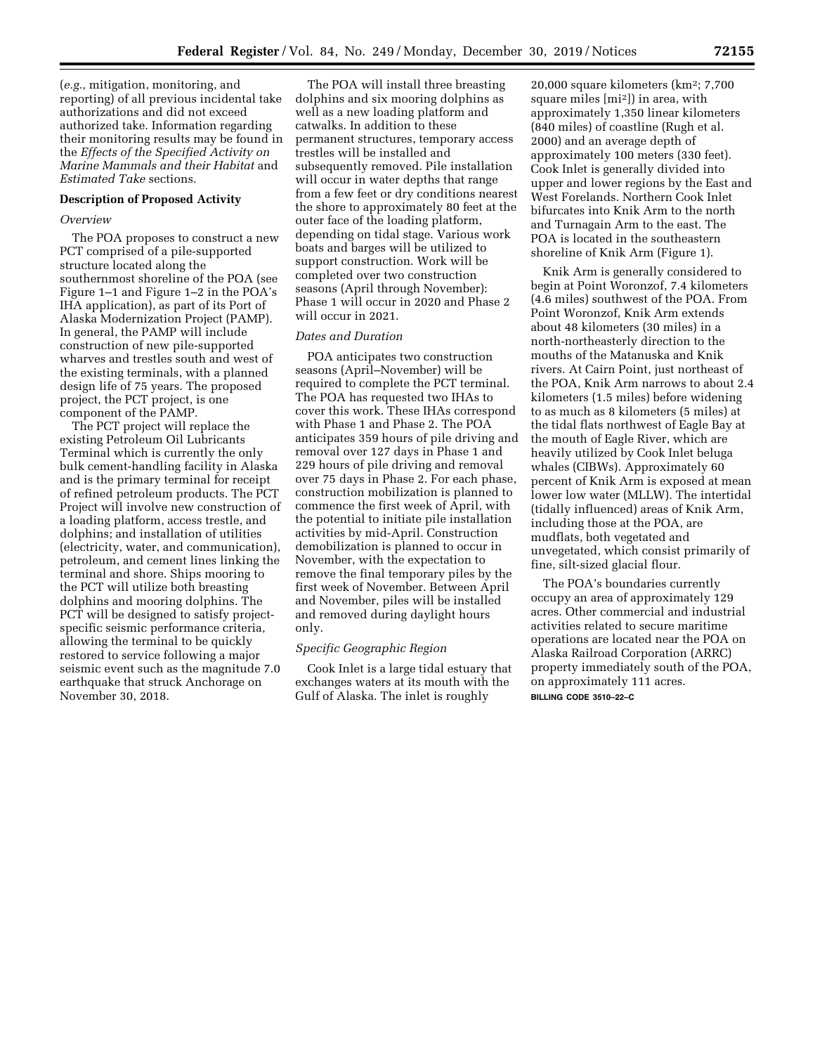(*e.g.,* mitigation, monitoring, and reporting) of all previous incidental take authorizations and did not exceed authorized take. Information regarding their monitoring results may be found in the *Effects of the Specified Activity on Marine Mammals and their Habitat* and *Estimated Take* sections.

## Description of Proposed Activity

### *Overview*

The POA proposes to construct a new PCT comprised of a pile-supported structure located along the southernmost shoreline of the POA (see Figure 1–1 and Figure 1–2 in the POA's IHA application), as part of its Port of Alaska Modernization Project (PAMP). In general, the PAMP will include construction of new pile-supported wharves and trestles south and west of the existing terminals, with a planned design life of 75 years. The proposed project, the PCT project, is one component of the PAMP.

The PCT project will replace the existing Petroleum Oil Lubricants Terminal which is currently the only bulk cement-handling facility in Alaska and is the primary terminal for receipt of refined petroleum products. The PCT Project will involve new construction of a loading platform, access trestle, and dolphins; and installation of utilities (electricity, water, and communication), petroleum, and cement lines linking the terminal and shore. Ships mooring to the PCT will utilize both breasting dolphins and mooring dolphins. The PCT will be designed to satisfy project-specific seismic performance criteria, allowing the terminal to be quickly restored to service following a major seismic event such as the magnitude 7.0 earthquake that struck Anchorage on November 30, 2018.

The POA will install three breasting dolphins and six mooring dolphins as well as a new loading platform and catwalks. In addition to these permanent structures, temporary access trestles will be installed and subsequently removed. Pile installation will occur in water depths that range from a few feet or dry conditions nearest the shore to approximately 80 feet at the outer face of the loading platform, depending on tidal stage. Various work boats and barges will be utilized to support construction. Work will be completed over two construction seasons (April through November): Phase 1 will occur in 2020 and Phase 2 will occur in 2021.

### *Dates and Duration*

POA anticipates two construction seasons (April–November) will be required to complete the PCT terminal. The POA has requested two IHAs to cover this work. These IHAs correspond with Phase 1 and Phase 2. The POA anticipates 359 hours of pile driving and removal over 127 days in Phase 1 and 229 hours of pile driving and removal over 75 days in Phase 2. For each phase, construction mobilization is planned to commence the first week of April, with the potential to initiate pile installation activities by mid-April. Construction demobilization is planned to occur in November, with the expectation to remove the final temporary piles by the first week of November. Between April and November, piles will be installed and removed during daylight hours only.

### *Specific Geographic Region*

Cook Inlet is a large tidal estuary that exchanges waters at its mouth with the Gulf of Alaska. The inlet is roughly 20,000 square kilometers ($km^2$; 7,700 square miles [$mi^2$]) in area, with approximately 1,350 linear kilometers (840 miles) of coastline (Rugh et al. 2000) and an average depth of approximately 100 meters (330 feet). Cook Inlet is generally divided into upper and lower regions by the East and West Forelands. Northern Cook Inlet bifurcates into Knik Arm to the north and Turnagain Arm to the east. The POA is located in the southeastern shoreline of Knik Arm (Figure 1).

Knik Arm is generally considered to begin at Point Woronzof, 7.4 kilometers (4.6 miles) southwest of the POA. From Point Woronzof, Knik Arm extends about 48 kilometers (30 miles) in a north-northeasterly direction to the mouths of the Matanuska and Knik rivers. At Cairn Point, just northeast of the POA, Knik Arm narrows to about 2.4 kilometers (1.5 miles) before widening to as much as 8 kilometers (5 miles) at the tidal flats northwest of Eagle Bay at the mouth of Eagle River, which are heavily utilized by Cook Inlet beluga whales (CIBWs). Approximately 60 percent of Knik Arm is exposed at mean lower low water (MLLW). The intertidal (tidally influenced) areas of Knik Arm, including those at the POA, are mudflats, both vegetated and unvegetated, which consist primarily of fine, silt-sized glacial flour.

The POA's boundaries currently occupy an area of approximately 129 acres. Other commercial and industrial activities related to secure maritime operations are located near the POA on Alaska Railroad Corporation (ARRC) property immediately south of the POA, on approximately 111 acres.

BILLING CODE 3510–22–C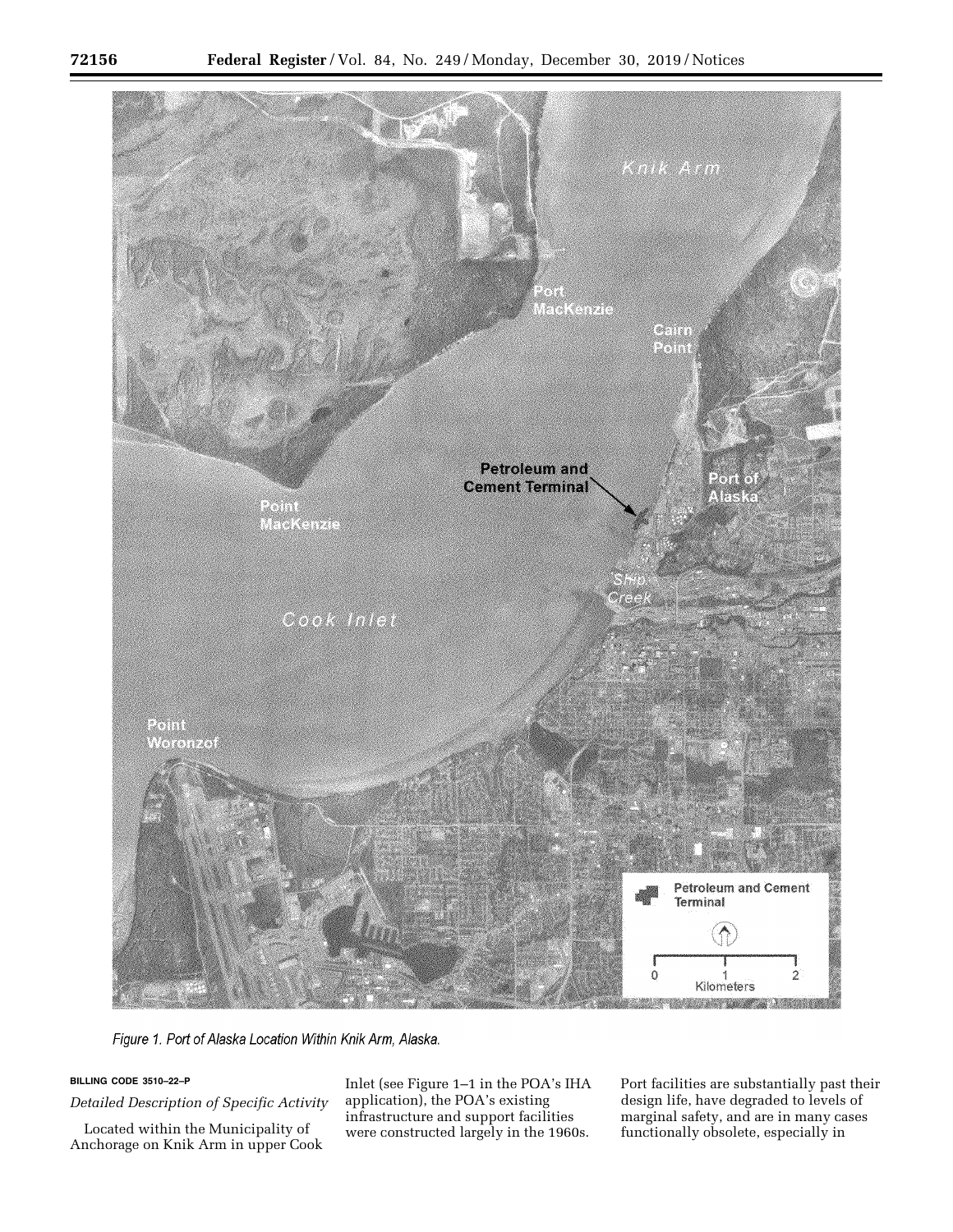*Figure 1. Port of Alaska Location Within Knik Arm, Alaska.*

**BILLING CODE 3510–22–P**

*Detailed Description of Specific Activity*

Located within the Municipality of Anchorage on Knik Arm in upper Cook Inlet (see Figure 1–1 in the POA's IHA application), the POA's existing infrastructure and support facilities were constructed largely in the 1960s. Port facilities are substantially past their design life, have degraded to levels of marginal safety, and are in many cases functionally obsolete, especially in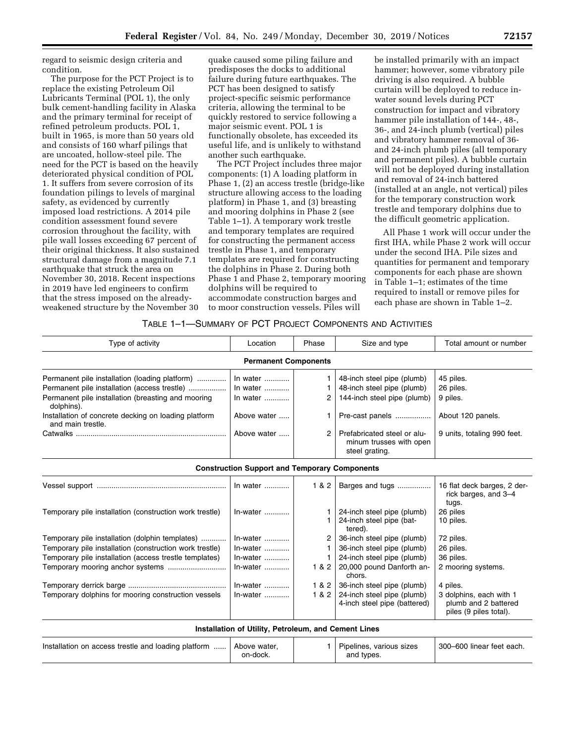regard to seismic design criteria and condition.

The purpose for the PCT Project is to replace the existing Petroleum Oil Lubricants Terminal (POL 1), the only bulk cement-handling facility in Alaska and the primary terminal for receipt of refined petroleum products. POL 1, built in 1965, is more than 50 years old and consists of 160 wharf pilings that are uncoated, hollow-steel pile. The need for the PCT is based on the heavily deteriorated physical condition of POL 1. It suffers from severe corrosion of its foundation pilings to levels of marginal safety, as evidenced by currently imposed load restrictions. A 2014 pile condition assessment found severe corrosion throughout the facility, with pile wall losses exceeding 67 percent of their original thickness. It also sustained structural damage from a magnitude 7.1 earthquake that struck the area on November 30, 2018. Recent inspections in 2019 have led engineers to confirm that the stress imposed on the already-weakened structure by the November 30 quake caused some piling failure and predisposes the docks to additional failure during future earthquakes. The PCT has been designed to satisfy project-specific seismic performance criteria, allowing the terminal to be quickly restored to service following a major seismic event. POL 1 is functionally obsolete, has exceeded its useful life, and is unlikely to withstand another such earthquake.

The PCT Project includes three major components: (1) A loading platform in Phase 1, (2) an access trestle (bridge-like structure allowing access to the loading platform) in Phase 1, and (3) breasting and mooring dolphins in Phase 2 (see Table 1–1). A temporary work trestle and temporary templates are required for constructing the permanent access trestle in Phase 1, and temporary templates are required for constructing the dolphins in Phase 2. During both Phase 1 and Phase 2, temporary mooring dolphins will be required to accommodate construction barges and to moor construction vessels. Piles will be installed primarily with an impact hammer; however, some vibratory pile driving is also required. A bubble curtain will be deployed to reduce in-water sound levels during PCT construction for impact and vibratory hammer pile installation of 144-, 48-, 36-, and 24-inch plumb (vertical) piles and vibratory hammer removal of 36- and 24-inch plumb piles (all temporary and permanent piles). A bubble curtain will not be deployed during installation and removal of 24-inch battered (installed at an angle, not vertical) piles for the temporary construction work trestle and temporary dolphins due to the difficult geometric application.

All Phase 1 work will occur under the first IHA, while Phase 2 work will occur under the second IHA. Pile sizes and quantities for permanent and temporary components for each phase are shown in Table 1–1; estimates of the time required to install or remove piles for each phase are shown in Table 1–2.

TABLE 1–1—SUMMARY OF PCT PROJECT COMPONENTS AND ACTIVITIES

| Type of activity | Location | Phase | Size and type | Total amount or number |
|---|---|---|---|---|
| **Permanent Components** | | | | |
| Permanent pile installation (loading platform) | In water | 1 | 48-inch steel pipe (plumb) | 45 piles. |
| Permanent pile installation (access trestle) | In water | 1 | 48-inch steel pipe (plumb) | 26 piles. |
| Permanent pile installation (breasting and mooring dolphins). | In water | 2 | 144-inch steel pipe (plumb) | 9 piles. |
| Installation of concrete decking on loading platform and main trestle. | Above water | 1 | Pre-cast panels | About 120 panels. |
| Catwalks | Above water | 2 | Prefabricated steel or aluminum trusses with open steel grating. | 9 units, totaling 990 feet. |
| **Construction Support and Temporary Components** | | | | |
| Vessel support | In water | 1 & 2 | Barges and tugs | 16 flat deck barges, 2 derrick barges, and 3–4 tugs. |
| Temporary pile installation (construction work trestle) | In-water | 1<br>1 | 24-inch steel pipe (plumb)<br>24-inch steel pipe (battered). | 26 piles<br>10 piles. |
| Temporary pile installation (dolphin templates) | In-water | 2 | 36-inch steel pipe (plumb) | 72 piles. |
| Temporary pile installation (construction work trestle) | In-water | 1 | 36-inch steel pipe (plumb) | 26 piles. |
| Temporary pile installation (access trestle templates) | In-water | 1 | 24-inch steel pipe (plumb) | 36 piles. |
| Temporary mooring anchor systems | In-water | 1 & 2 | 20,000 pound Danforth anchors. | 2 mooring systems. |
| Temporary derrick barge | In-water | 1 & 2 | 36-inch steel pipe (plumb) | 4 piles. |
| Temporary dolphins for mooring construction vessels | In-water | 1 & 2 | 24-inch steel pipe (plumb) 4-inch steel pipe (battered) | 3 dolphins, each with 1 plumb and 2 battered piles (9 piles total). |
| **Installation of Utility, Petroleum, and Cement Lines** | | | | |
| Installation on access trestle and loading platform | Above water, on-dock. | 1 | Pipelines, various sizes and types. | 300–600 linear feet each. |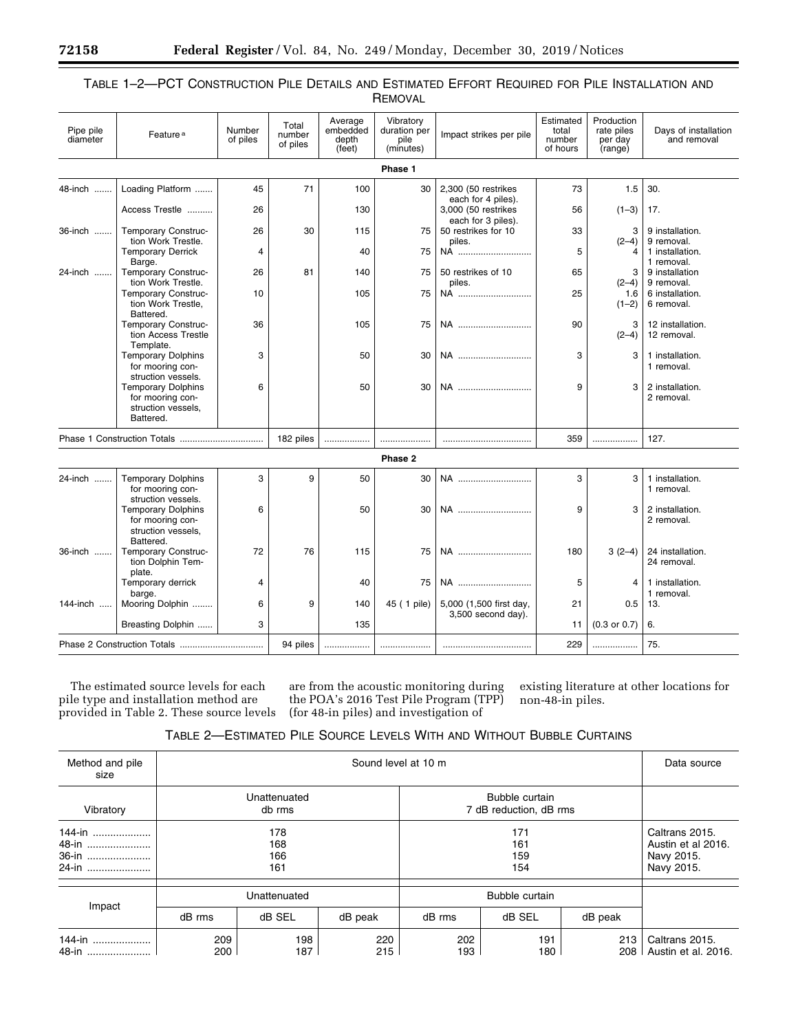TABLE 1–2—PCT CONSTRUCTION PILE DETAILS AND ESTIMATED EFFORT REQUIRED FOR PILE INSTALLATION AND REMOVAL

| Pipe pile diameter | Feature[a] | Number of piles | Total number of piles | Average embedded depth (feet) | Vibratory duration per pile (minutes) | Impact strikes per pile | Estimated total number of hours | Production rate piles per day (range) | Days of installation and removal |
|---|---|---|---|---|---|---|---|---|---|
| **Phase 1** | | | | | | | | | |
| 48-inch | Loading Platform | 45 | 71 | 100 | 30 | 2,300 (50 restrikes each for 4 piles). | 73 | 1.5 | 30. |
| | Access Trestle | 26 | | 130 | | 3,000 (50 restrikes each for 3 piles). | 56 | (1–3) | 17. |
| 36-inch | Temporary Construction Work Trestle. | 26 | 30 | 115 | 75 | 50 restrikes for 10 piles. | 33 | 3 (2–4) | 9 installation. 9 removal. |
| | Temporary Derrick Barge. | 4 | | 40 | 75 | NA | 5 | 4 | 1 installation. 1 removal. |
| 24-inch | Temporary Construction Work Trestle. | 26 | 81 | 140 | 75 | 50 restrikes of 10 piles. | 65 | 3 (2–4) | 9 installation 9 removal. |
| | Temporary Construction Work Trestle, Battered. | 10 | | 105 | 75 | NA | 25 | 1.6 (1–2) | 6 installation. 6 removal. |
| | Temporary Construction Access Trestle Template. | 36 | | 105 | 75 | NA | 90 | 3 (2–4) | 12 installation. 12 removal. |
| | Temporary Dolphins for mooring construction vessels. | 3 | | 50 | 30 | NA | 3 | 3 | 1 installation. 1 removal. |
| | Temporary Dolphins for mooring construction vessels, Battered. | 6 | | 50 | 30 | NA | 9 | 3 | 2 installation. 2 removal. |
| Phase 1 Construction Totals | | | 182 piles | | | | 359 | | 127. |
| **Phase 2** | | | | | | | | | |
| 24-inch | Temporary Dolphins for mooring construction vessels. | 3 | 9 | 50 | 30 | NA | 3 | 3 | 1 installation. 1 removal. |
| | Temporary Dolphins for mooring construction vessels, Battered. | 6 | | 50 | 30 | NA | 9 | 3 | 2 installation. 2 removal. |
| 36-inch | Temporary Construction Dolphin Template. | 72 | 76 | 115 | 75 | NA | 180 | 3 (2–4) | 24 installation. 24 removal. |
| | Temporary derrick barge. | 4 | | 40 | 75 | NA | 5 | 4 | 1 installation. 1 removal. |
| 144-inch | Mooring Dolphin | 6 | 9 | 140 | 45 ( 1 pile) | 5,000 (1,500 first day, 3,500 second day). | 21 | 0.5 | 13. |
| | Breasting Dolphin | 3 | | 135 | | | 11 | (0.3 or 0.7) | 6. |
| Phase 2 Construction Totals | | | 94 piles | | | | 229 | | 75. |

The estimated source levels for each pile type and installation method are provided in Table 2. These source levels are from the acoustic monitoring during the POA's 2016 Test Pile Program (TPP) (for 48-in piles) and investigation of existing literature at other locations for non-48-in piles.

TABLE 2—ESTIMATED PILE SOURCE LEVELS WITH AND WITHOUT BUBBLE CURTAINS

| Method and pile size | Sound level at 10 m | | | | | | Data source |
|---|---|---|---|---|---|---|---|
| Vibratory | Unattenuated db rms | | | Bubble curtain 7 dB reduction, dB rms | | | |
| 144-in | 178 | | | 171 | | | Caltrans 2015. |
| 48-in | 168 | | | 161 | | | Austin et al 2016. |
| 36-in | 166 | | | 159 | | | Navy 2015. |
| 24-in | 161 | | | 154 | | | Navy 2015. |
| Impact | Unattenuated | | | Bubble curtain | | | |
| | dB rms | dB SEL | dB peak | dB rms | dB SEL | dB peak | |
| 144-in | 209 | 198 | 220 | 202 | 191 | 213 | Caltrans 2015. |
| 48-in | 200 | 187 | 215 | 193 | 180 | 208 | Austin et al. 2016. |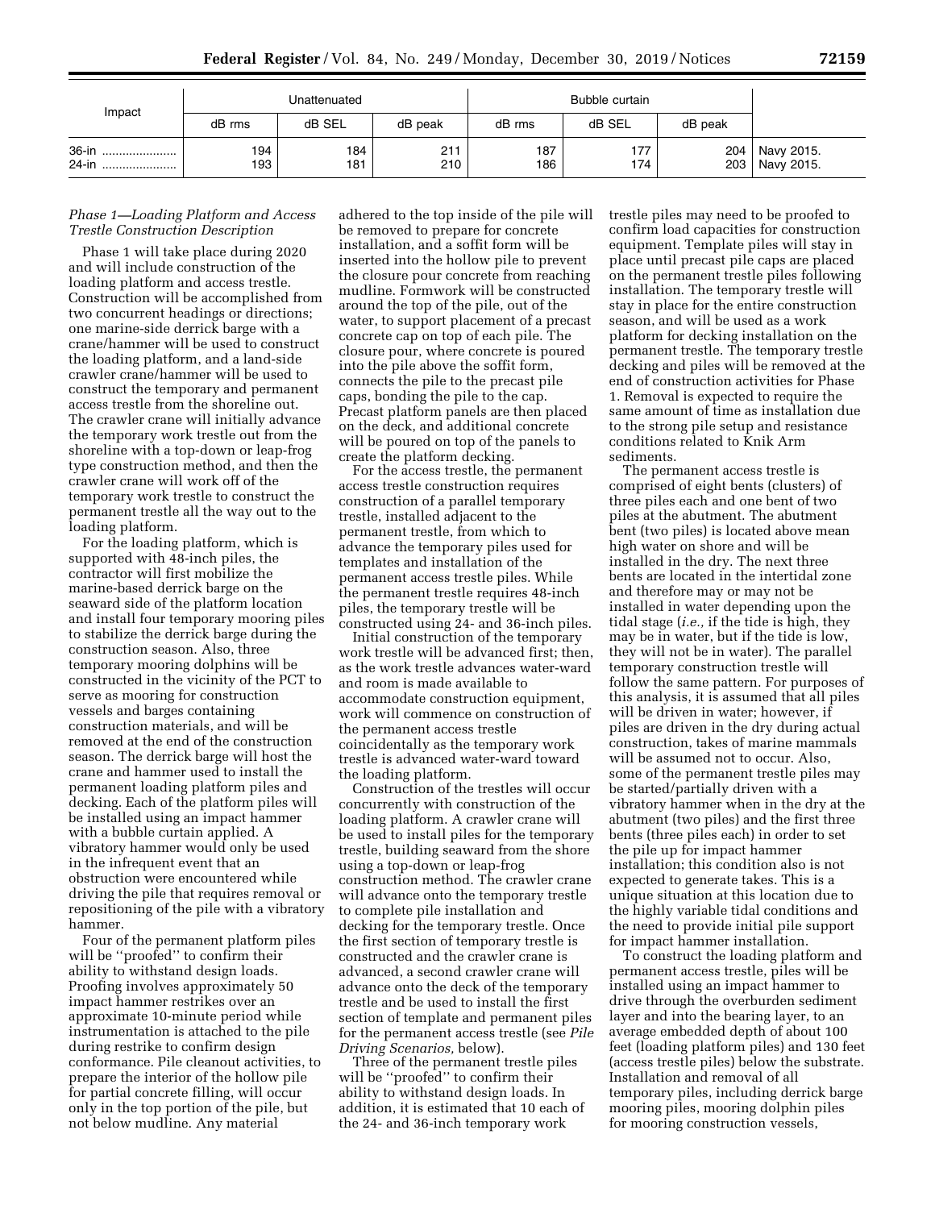| Impact | Unattenuated | | | Bubble curtain | | | |
|---|---|---|---|---|---|---|---|
| | dB rms | dB SEL | dB peak | dB rms | dB SEL | dB peak | |
| 36-in | 194 | 184 | 211 | 187 | 177 | 204 | Navy 2015. |
| 24-in | 193 | 181 | 210 | 186 | 174 | 203 | Navy 2015. |

*Phase 1—Loading Platform and Access Trestle Construction Description*

Phase 1 will take place during 2020 and will include construction of the loading platform and access trestle. Construction will be accomplished from two concurrent headings or directions; one marine-side derrick barge with a crane/hammer will be used to construct the loading platform, and a land-side crawler crane/hammer will be used to construct the temporary and permanent access trestle from the shoreline out. The crawler crane will initially advance the temporary work trestle out from the shoreline with a top-down or leap-frog type construction method, and then the crawler crane will work off of the temporary work trestle to construct the permanent trestle all the way out to the loading platform.

For the loading platform, which is supported with 48-inch piles, the contractor will first mobilize the marine-based derrick barge on the seaward side of the platform location and install four temporary mooring piles to stabilize the derrick barge during the construction season. Also, three temporary mooring dolphins will be constructed in the vicinity of the PCT to serve as mooring for construction vessels and barges containing construction materials, and will be removed at the end of the construction season. The derrick barge will host the crane and hammer used to install the permanent loading platform piles and decking. Each of the platform piles will be installed using an impact hammer with a bubble curtain applied. A vibratory hammer would only be used in the infrequent event that an obstruction were encountered while driving the pile that requires removal or repositioning of the pile with a vibratory hammer.

Four of the permanent platform piles will be ''proofed'' to confirm their ability to withstand design loads. Proofing involves approximately 50 impact hammer restrikes over an approximate 10-minute period while instrumentation is attached to the pile during restrike to confirm design conformance. Pile cleanout activities, to prepare the interior of the hollow pile for partial concrete filling, will occur only in the top portion of the pile, but not below mudline. Any material adhered to the top inside of the pile will be removed to prepare for concrete installation, and a soffit form will be inserted into the hollow pile to prevent the closure pour concrete from reaching mudline. Formwork will be constructed around the top of the pile, out of the water, to support placement of a precast concrete cap on top of each pile. The closure pour, where concrete is poured into the pile above the soffit form, connects the pile to the precast pile caps, bonding the pile to the cap. Precast platform panels are then placed on the deck, and additional concrete will be poured on top of the panels to create the platform decking.

For the access trestle, the permanent access trestle construction requires construction of a parallel temporary trestle, installed adjacent to the permanent trestle, from which to advance the temporary piles used for templates and installation of the permanent access trestle piles. While the permanent trestle requires 48-inch piles, the temporary trestle will be constructed using 24- and 36-inch piles.

Initial construction of the temporary work trestle will be advanced first; then, as the work trestle advances water-ward and room is made available to accommodate construction equipment, work will commence on construction of the permanent access trestle coincidentally as the temporary work trestle is advanced water-ward toward the loading platform.

Construction of the trestles will occur concurrently with construction of the loading platform. A crawler crane will be used to install piles for the temporary trestle, building seaward from the shore using a top-down or leap-frog construction method. The crawler crane will advance onto the temporary trestle to complete pile installation and decking for the temporary trestle. Once the first section of temporary trestle is constructed and the crawler crane is advanced, a second crawler crane will advance onto the deck of the temporary trestle and be used to install the first section of template and permanent piles for the permanent access trestle (see *Pile Driving Scenarios,* below).

Three of the permanent trestle piles will be ''proofed'' to confirm their ability to withstand design loads. In addition, it is estimated that 10 each of the 24- and 36-inch temporary work trestle piles may need to be proofed to confirm load capacities for construction equipment. Template piles will stay in place until precast pile caps are placed on the permanent trestle piles following installation. The temporary trestle will stay in place for the entire construction season, and will be used as a work platform for decking installation on the permanent trestle. The temporary trestle decking and piles will be removed at the end of construction activities for Phase 1. Removal is expected to require the same amount of time as installation due to the strong pile setup and resistance conditions related to Knik Arm sediments.

The permanent access trestle is comprised of eight bents (clusters) of three piles each and one bent of two piles at the abutment. The abutment bent (two piles) is located above mean high water on shore and will be installed in the dry. The next three bents are located in the intertidal zone and therefore may or may not be installed in water depending upon the tidal stage (*i.e.,* if the tide is high, they may be in water, but if the tide is low, they will not be in water). The parallel temporary construction trestle will follow the same pattern. For purposes of this analysis, it is assumed that all piles will be driven in water; however, if piles are driven in the dry during actual construction, takes of marine mammals will be assumed not to occur. Also, some of the permanent trestle piles may be started/partially driven with a vibratory hammer when in the dry at the abutment (two piles) and the first three bents (three piles each) in order to set the pile up for impact hammer installation; this condition also is not expected to generate takes. This is a unique situation at this location due to the highly variable tidal conditions and the need to provide initial pile support for impact hammer installation.

To construct the loading platform and permanent access trestle, piles will be installed using an impact hammer to drive through the overburden sediment layer and into the bearing layer, to an average embedded depth of about 100 feet (loading platform piles) and 130 feet (access trestle piles) below the substrate. Installation and removal of all temporary piles, including derrick barge mooring piles, mooring dolphin piles for mooring construction vessels,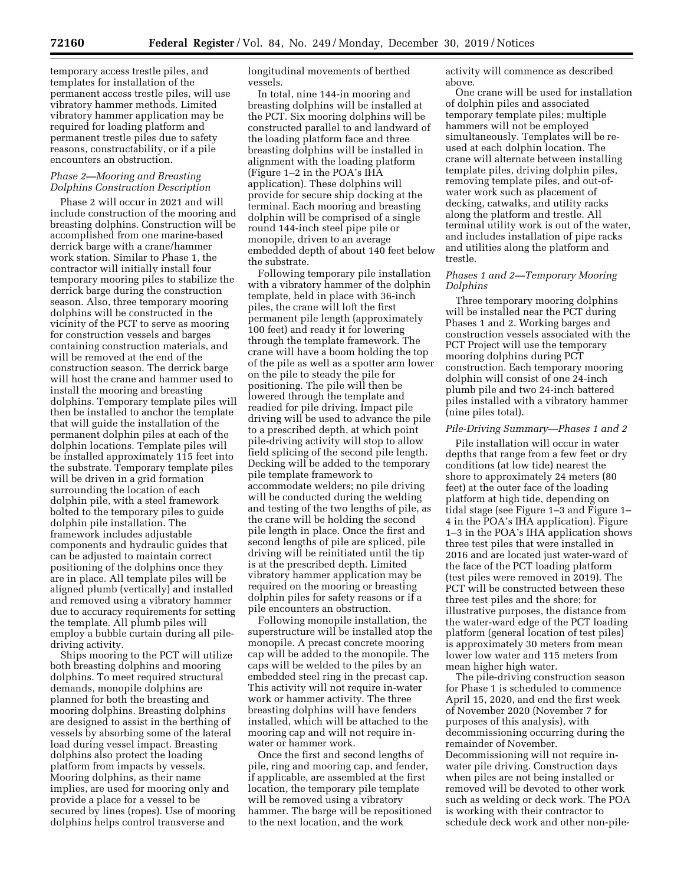temporary access trestle piles, and templates for installation of the permanent access trestle piles, will use vibratory hammer methods. Limited vibratory hammer application may be required for loading platform and permanent trestle piles due to safety reasons, constructability, or if a pile encounters an obstruction.

*Phase 2—Mooring and Breasting Dolphins Construction Description*

Phase 2 will occur in 2021 and will include construction of the mooring and breasting dolphins. Construction will be accomplished from one marine-based derrick barge with a crane/hammer work station. Similar to Phase 1, the contractor will initially install four temporary mooring piles to stabilize the derrick barge during the construction season. Also, three temporary mooring dolphins will be constructed in the vicinity of the PCT to serve as mooring for construction vessels and barges containing construction materials, and will be removed at the end of the construction season. The derrick barge will host the crane and hammer used to install the mooring and breasting dolphins. Temporary template piles will then be installed to anchor the template that will guide the installation of the permanent dolphin piles at each of the dolphin locations. Template piles will be installed approximately 115 feet into the substrate. Temporary template piles will be driven in a grid formation surrounding the location of each dolphin pile, with a steel framework bolted to the temporary piles to guide dolphin pile installation. The framework includes adjustable components and hydraulic guides that can be adjusted to maintain correct positioning of the dolphins once they are in place. All template piles will be aligned plumb (vertically) and installed and removed using a vibratory hammer due to accuracy requirements for setting the template. All plumb piles will employ a bubble curtain during all pile-driving activity.

Ships mooring to the PCT will utilize both breasting dolphins and mooring dolphins. To meet required structural demands, monopile dolphins are planned for both the breasting and mooring dolphins. Breasting dolphins are designed to assist in the berthing of vessels by absorbing some of the lateral load during vessel impact. Breasting dolphins also protect the loading platform from impacts by vessels. Mooring dolphins, as their name implies, are used for mooring only and provide a place for a vessel to be secured by lines (ropes). Use of mooring dolphins helps control transverse and longitudinal movements of berthed vessels.

In total, nine 144-in mooring and breasting dolphins will be installed at the PCT. Six mooring dolphins will be constructed parallel to and landward of the loading platform face and three breasting dolphins will be installed in alignment with the loading platform (Figure 1–2 in the POA's IHA application). These dolphins will provide for secure ship docking at the terminal. Each mooring and breasting dolphin will be comprised of a single round 144-inch steel pipe pile or monopile, driven to an average embedded depth of about 140 feet below the substrate.

Following temporary pile installation with a vibratory hammer of the dolphin template, held in place with 36-inch piles, the crane will loft the first permanent pile length (approximately 100 feet) and ready it for lowering through the template framework. The crane will have a boom holding the top of the pile as well as a spotter arm lower on the pile to steady the pile for positioning. The pile will then be lowered through the template and readied for pile driving. Impact pile driving will be used to advance the pile to a prescribed depth, at which point pile-driving activity will stop to allow field splicing of the second pile length. Decking will be added to the temporary pile template framework to accommodate welders; no pile driving will be conducted during the welding and testing of the two lengths of pile, as the crane will be holding the second pile length in place. Once the first and second lengths of pile are spliced, pile driving will be reinitiated until the tip is at the prescribed depth. Limited vibratory hammer application may be required on the mooring or breasting dolphin piles for safety reasons or if a pile encounters an obstruction.

Following monopile installation, the superstructure will be installed atop the monopile. A precast concrete mooring cap will be added to the monopile. The caps will be welded to the piles by an embedded steel ring in the precast cap. This activity will not require in-water work or hammer activity. The three breasting dolphins will have fenders installed, which will be attached to the mooring cap and will not require in-water or hammer work.

Once the first and second lengths of pile, ring and mooring cap, and fender, if applicable, are assembled at the first location, the temporary pile template will be removed using a vibratory hammer. The barge will be repositioned to the next location, and the work activity will commence as described above.

One crane will be used for installation of dolphin piles and associated temporary template piles; multiple hammers will not be employed simultaneously. Templates will be re-used at each dolphin location. The crane will alternate between installing template piles, driving dolphin piles, removing template piles, and out-of-water work such as placement of decking, catwalks, and utility racks along the platform and trestle. All terminal utility work is out of the water, and includes installation of pipe racks and utilities along the platform and trestle.

*Phases 1 and 2—Temporary Mooring Dolphins*

Three temporary mooring dolphins will be installed near the PCT during Phases 1 and 2. Working barges and construction vessels associated with the PCT Project will use the temporary mooring dolphins during PCT construction. Each temporary mooring dolphin will consist of one 24-inch plumb pile and two 24-inch battered piles installed with a vibratory hammer (nine piles total).

*Pile-Driving Summary—Phases 1 and 2*

Pile installation will occur in water depths that range from a few feet or dry conditions (at low tide) nearest the shore to approximately 24 meters (80 feet) at the outer face of the loading platform at high tide, depending on tidal stage (see Figure 1–3 and Figure 1–4 in the POA's IHA application). Figure 1–3 in the POA's IHA application shows three test piles that were installed in 2016 and are located just water-ward of the face of the PCT loading platform (test piles were removed in 2019). The PCT will be constructed between these three test piles and the shore; for illustrative purposes, the distance from the water-ward edge of the PCT loading platform (general location of test piles) is approximately 30 meters from mean lower low water and 115 meters from mean higher high water.

The pile-driving construction season for Phase 1 is scheduled to commence April 15, 2020, and end the first week of November 2020 (November 7 for purposes of this analysis), with decommissioning occurring during the remainder of November. Decommissioning will not require in-water pile driving. Construction days when piles are not being installed or removed will be devoted to other work such as welding or deck work. The POA is working with their contractor to schedule deck work and other non-pile-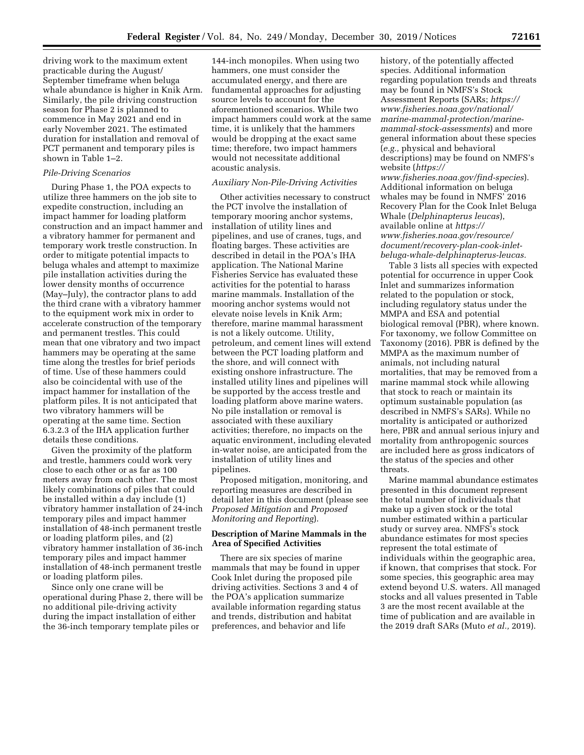driving work to the maximum extent practicable during the August/September timeframe when beluga whale abundance is higher in Knik Arm. Similarly, the pile driving construction season for Phase 2 is planned to commence in May 2021 and end in early November 2021. The estimated duration for installation and removal of PCT permanent and temporary piles is shown in Table 1–2.

*Pile-Driving Scenarios*

During Phase 1, the POA expects to utilize three hammers on the job site to expedite construction, including an impact hammer for loading platform construction and an impact hammer and a vibratory hammer for permanent and temporary work trestle construction. In order to mitigate potential impacts to beluga whales and attempt to maximize pile installation activities during the lower density months of occurrence (May–July), the contractor plans to add the third crane with a vibratory hammer to the equipment work mix in order to accelerate construction of the temporary and permanent trestles. This could mean that one vibratory and two impact hammers may be operating at the same time along the trestles for brief periods of time. Use of these hammers could also be coincidental with use of the impact hammer for installation of the platform piles. It is not anticipated that two vibratory hammers will be operating at the same time. Section 6.3.2.3 of the IHA application further details these conditions.

Given the proximity of the platform and trestle, hammers could work very close to each other or as far as 100 meters away from each other. The most likely combinations of piles that could be installed within a day include (1) vibratory hammer installation of 24-inch temporary piles and impact hammer installation of 48-inch permanent trestle or loading platform piles, and (2) vibratory hammer installation of 36-inch temporary piles and impact hammer installation of 48-inch permanent trestle or loading platform piles.

Since only one crane will be operational during Phase 2, there will be no additional pile-driving activity during the impact installation of either the 36-inch temporary template piles or 144-inch monopiles. When using two hammers, one must consider the accumulated energy, and there are fundamental approaches for adjusting source levels to account for the aforementioned scenarios. While two impact hammers could work at the same time, it is unlikely that the hammers would be dropping at the exact same time; therefore, two impact hammers would not necessitate additional acoustic analysis.

*Auxiliary Non-Pile-Driving Activities*

Other activities necessary to construct the PCT involve the installation of temporary mooring anchor systems, installation of utility lines and pipelines, and use of cranes, tugs, and floating barges. These activities are described in detail in the POA's IHA application. The National Marine Fisheries Service has evaluated these activities for the potential to harass marine mammals. Installation of the mooring anchor systems would not elevate noise levels in Knik Arm; therefore, marine mammal harassment is not a likely outcome. Utility, petroleum, and cement lines will extend between the PCT loading platform and the shore, and will connect with existing onshore infrastructure. The installed utility lines and pipelines will be supported by the access trestle and loading platform above marine waters. No pile installation or removal is associated with these auxiliary activities; therefore, no impacts on the aquatic environment, including elevated in-water noise, are anticipated from the installation of utility lines and pipelines.

Proposed mitigation, monitoring, and reporting measures are described in detail later in this document (please see *Proposed Mitigation* and *Proposed Monitoring and Reporting*).

## Description of Marine Mammals in the Area of Specified Activities

There are six species of marine mammals that may be found in upper Cook Inlet during the proposed pile driving activities. Sections 3 and 4 of the POA's application summarize available information regarding status and trends, distribution and habitat preferences, and behavior and life history, of the potentially affected species. Additional information regarding population trends and threats may be found in NMFS's Stock Assessment Reports (SARs; *https://www.fisheries.noaa.gov/national/marine-mammal-protection/marine-mammal-stock-assessments*) and more general information about these species (*e.g.,* physical and behavioral descriptions) may be found on NMFS's website (*https://www.fisheries.noaa.gov/find-species*). Additional information on beluga whales may be found in NMFS' 2016 Recovery Plan for the Cook Inlet Beluga Whale (*Delphinapterus leucas*), available online at *https://www.fisheries.noaa.gov/resource/document/recovery-plan-cook-inlet-beluga-whale-delphinapterus-leucas.*

Table 3 lists all species with expected potential for occurrence in upper Cook Inlet and summarizes information related to the population or stock, including regulatory status under the MMPA and ESA and potential biological removal (PBR), where known. For taxonomy, we follow Committee on Taxonomy (2016). PBR is defined by the MMPA as the maximum number of animals, not including natural mortalities, that may be removed from a marine mammal stock while allowing that stock to reach or maintain its optimum sustainable population (as described in NMFS's SARs). While no mortality is anticipated or authorized here, PBR and annual serious injury and mortality from anthropogenic sources are included here as gross indicators of the status of the species and other threats.

Marine mammal abundance estimates presented in this document represent the total number of individuals that make up a given stock or the total number estimated within a particular study or survey area. NMFS's stock abundance estimates for most species represent the total estimate of individuals within the geographic area, if known, that comprises that stock. For some species, this geographic area may extend beyond U.S. waters. All managed stocks and all values presented in Table 3 are the most recent available at the time of publication and are available in the 2019 draft SARs (Muto *et al.,* 2019).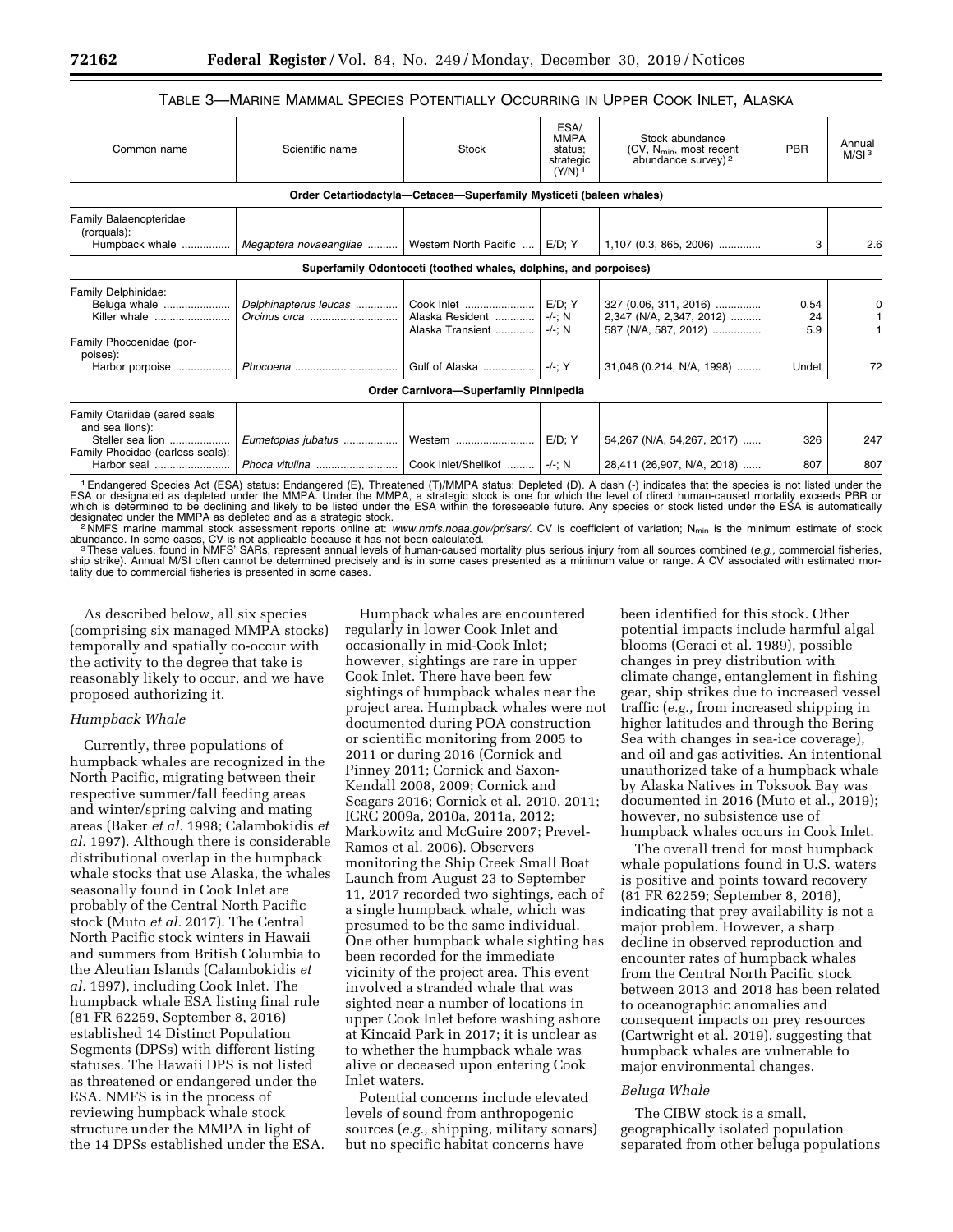### TABLE 3—MARINE MAMMAL SPECIES POTENTIALLY OCCURRING IN UPPER COOK INLET, ALASKA

| Common name | Scientific name | Stock | ESA/MMPA status; strategic (Y/N)[1] | Stock abundance (CV, $N_{min}$, most recent abundance survey)[2] | PBR | Annual M/SI[3] |
|---|---|---|---|---|---|---|
| **Order Cetartiodactyla—Cetacea—Superfamily Mysticeti (baleen whales)** | | | | | | |
| Family Balaenopteridae (rorquals): | | | | | | |
| Humpback whale | *Megaptera novaeangliae* | Western North Pacific | E/D; Y | 1,107 (0.3, 865, 2006) | 3 | 2.6 |
| **Superfamily Odontoceti (toothed whales, dolphins, and porpoises)** | | | | | | |
| Family Delphinidae: | | | | | | |
| Beluga whale | *Delphinapterus leucas* | Cook Inlet | E/D; Y | 327 (0.06, 311, 2016) | 0.54 | 0 |
| Killer whale | *Orcinus orca* | Alaska Resident | -/-; N | 2,347 (N/A, 2,347, 2012) | 24 | 1 |
| | | Alaska Transient | -/-; N | 587 (N/A, 587, 2012) | 5.9 | 1 |
| Family Phocoenidae (porpoises): | | | | | | |
| Harbor porpoise | *Phocoena* | Gulf of Alaska | -/-; Y | 31,046 (0.214, N/A, 1998) | Undet | 72 |
| **Order Carnivora—Superfamily Pinnipedia** | | | | | | |
| Family Otariidae (eared seals and sea lions): | | | | | | |
| Steller sea lion | *Eumetopias jubatus* | Western | E/D; Y | 54,267 (N/A, 54,267, 2017) | 326 | 247 |
| Family Phocidae (earless seals): | | | | | | |
| Harbor seal | *Phoca vitulina* | Cook Inlet/Shelikof | -/-; N | 28,411 (26,907, N/A, 2018) | 807 | 807 |

[1] Endangered Species Act (ESA) status: Endangered (E), Threatened (T)/MMPA status: Depleted (D). A dash (-) indicates that the species is not listed under the ESA or designated as depleted under the MMPA. Under the MMPA, a strategic stock is one for which the level of direct human-caused mortality exceeds PBR or which is determined to be declining and likely to be listed under the ESA within the foreseeable future. Any species or stock listed under the ESA is automatically designated under the MMPA as depleted and as a strategic stock.

[2] NMFS marine mammal stock assessment reports online at: *www.nmfs.noaa.gov/pr/sars/*. CV is coefficient of variation; $N_{min}$ is the minimum estimate of stock abundance. In some cases, CV is not applicable because it has not been calculated.

[3] These values, found in NMFS' SARs, represent annual levels of human-caused mortality plus serious injury from all sources combined (*e.g.,* commercial fisheries, ship strike). Annual M/SI often cannot be determined precisely and is in some cases presented as a minimum value or range. A CV associated with estimated mortality due to commercial fisheries is presented in some cases.

As described below, all six species (comprising six managed MMPA stocks) temporally and spatially co-occur with the activity to the degree that take is reasonably likely to occur, and we have proposed authorizing it.

*Humpback Whale*

Currently, three populations of humpback whales are recognized in the North Pacific, migrating between their respective summer/fall feeding areas and winter/spring calving and mating areas (Baker *et al.* 1998; Calambokidis *et al.* 1997). Although there is considerable distributional overlap in the humpback whale stocks that use Alaska, the whales seasonally found in Cook Inlet are probably of the Central North Pacific stock (Muto *et al.* 2017). The Central North Pacific stock winters in Hawaii and summers from British Columbia to the Aleutian Islands (Calambokidis *et al.* 1997), including Cook Inlet. The humpback whale ESA listing final rule (81 FR 62259, September 8, 2016) established 14 Distinct Population Segments (DPSs) with different listing statuses. The Hawaii DPS is not listed as threatened or endangered under the ESA. NMFS is in the process of reviewing humpback whale stock structure under the MMPA in light of the 14 DPSs established under the ESA.

Humpback whales are encountered regularly in lower Cook Inlet and occasionally in mid-Cook Inlet; however, sightings are rare in upper Cook Inlet. There have been few sightings of humpback whales near the project area. Humpback whales were not documented during POA construction or scientific monitoring from 2005 to 2011 or during 2016 (Cornick and Pinney 2011; Cornick and Saxon-Kendall 2008, 2009; Cornick and Seagars 2016; Cornick et al. 2010, 2011; ICRC 2009a, 2010a, 2011a, 2012; Markowitz and McGuire 2007; Prevel-Ramos et al. 2006). Observers monitoring the Ship Creek Small Boat Launch from August 23 to September 11, 2017 recorded two sightings, each of a single humpback whale, which was presumed to be the same individual. One other humpback whale sighting has been recorded for the immediate vicinity of the project area. This event involved a stranded whale that was sighted near a number of locations in upper Cook Inlet before washing ashore at Kincaid Park in 2017; it is unclear as to whether the humpback whale was alive or deceased upon entering Cook Inlet waters.

Potential concerns include elevated levels of sound from anthropogenic sources (*e.g.,* shipping, military sonars) but no specific habitat concerns have been identified for this stock. Other potential impacts include harmful algal blooms (Geraci et al. 1989), possible changes in prey distribution with climate change, entanglement in fishing gear, ship strikes due to increased vessel traffic (*e.g.,* from increased shipping in higher latitudes and through the Bering Sea with changes in sea-ice coverage), and oil and gas activities. An intentional unauthorized take of a humpback whale by Alaska Natives in Toksook Bay was documented in 2016 (Muto et al., 2019); however, no subsistence use of humpback whales occurs in Cook Inlet.

The overall trend for most humpback whale populations found in U.S. waters is positive and points toward recovery (81 FR 62259; September 8, 2016), indicating that prey availability is not a major problem. However, a sharp decline in observed reproduction and encounter rates of humpback whales from the Central North Pacific stock between 2013 and 2018 has been related to oceanographic anomalies and consequent impacts on prey resources (Cartwright et al. 2019), suggesting that humpback whales are vulnerable to major environmental changes.

*Beluga Whale*

The CIBW stock is a small, geographically isolated population separated from other beluga populations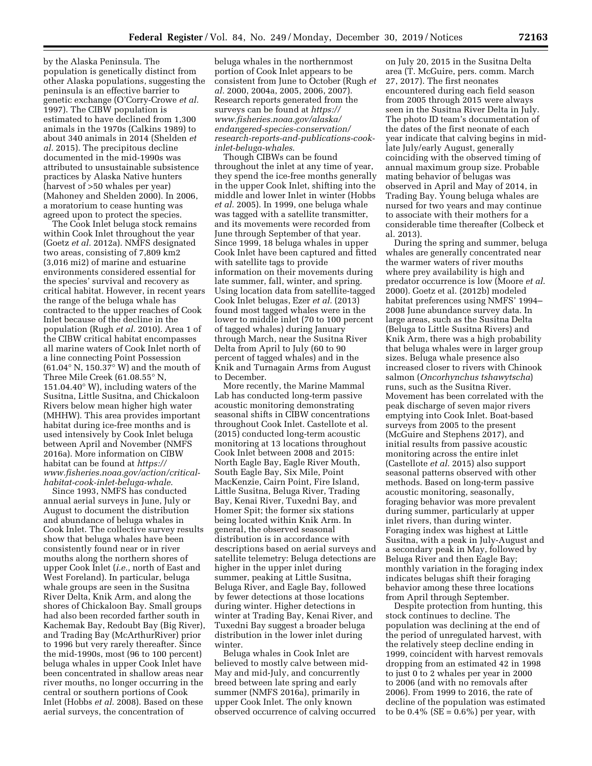by the Alaska Peninsula. The population is genetically distinct from other Alaska populations, suggesting the peninsula is an effective barrier to genetic exchange (O'Corry-Crowe *et al.* 1997). The CIBW population is estimated to have declined from 1,300 animals in the 1970s (Calkins 1989) to about 340 animals in 2014 (Shelden *et al.* 2015). The precipitous decline documented in the mid-1990s was attributed to unsustainable subsistence practices by Alaska Native hunters (harvest of >50 whales per year) (Mahoney and Shelden 2000). In 2006, a moratorium to cease hunting was agreed upon to protect the species.

The Cook Inlet beluga stock remains within Cook Inlet throughout the year (Goetz *et al.* 2012a). NMFS designated two areas, consisting of 7,809 km2 (3,016 mi2) of marine and estuarine environments considered essential for the species' survival and recovery as critical habitat. However, in recent years the range of the beluga whale has contracted to the upper reaches of Cook Inlet because of the decline in the population (Rugh *et al.* 2010). Area 1 of the CIBW critical habitat encompasses all marine waters of Cook Inlet north of a line connecting Point Possession (61.04° N, 150.37° W) and the mouth of Three Mile Creek (61.08.55° N, 151.04.40° W), including waters of the Susitna, Little Susitna, and Chickaloon Rivers below mean higher high water (MHHW). This area provides important habitat during ice-free months and is used intensively by Cook Inlet beluga between April and November (NMFS 2016a). More information on CIBW habitat can be found at *https://www.fisheries.noaa.gov/action/critical-habitat-cook-inlet-beluga-whale*.

Since 1993, NMFS has conducted annual aerial surveys in June, July or August to document the distribution and abundance of beluga whales in Cook Inlet. The collective survey results show that beluga whales have been consistently found near or in river mouths along the northern shores of upper Cook Inlet (*i.e.,* north of East and West Foreland). In particular, beluga whale groups are seen in the Susitna River Delta, Knik Arm, and along the shores of Chickaloon Bay. Small groups had also been recorded farther south in Kachemak Bay, Redoubt Bay (Big River), and Trading Bay (McArthurRiver) prior to 1996 but very rarely thereafter. Since the mid-1990s, most (96 to 100 percent) beluga whales in upper Cook Inlet have been concentrated in shallow areas near river mouths, no longer occurring in the central or southern portions of Cook Inlet (Hobbs *et al.* 2008). Based on these aerial surveys, the concentration of beluga whales in the northernmost portion of Cook Inlet appears to be consistent from June to October (Rugh *et al.* 2000, 2004a, 2005, 2006, 2007). Research reports generated from the surveys can be found at *https://www.fisheries.noaa.gov/alaska/endangered-species-conservation/research-reports-and-publications-cook-inlet-beluga-whales*.

Though CIBWs can be found throughout the inlet at any time of year, they spend the ice-free months generally in the upper Cook Inlet, shifting into the middle and lower Inlet in winter (Hobbs *et al.* 2005). In 1999, one beluga whale was tagged with a satellite transmitter, and its movements were recorded from June through September of that year. Since 1999, 18 beluga whales in upper Cook Inlet have been captured and fitted with satellite tags to provide information on their movements during late summer, fall, winter, and spring. Using location data from satellite-tagged Cook Inlet belugas, Ezer *et al.* (2013) found most tagged whales were in the lower to middle inlet (70 to 100 percent of tagged whales) during January through March, near the Susitna River Delta from April to July (60 to 90 percent of tagged whales) and in the Knik and Turnagain Arms from August to December.

More recently, the Marine Mammal Lab has conducted long-term passive acoustic monitoring demonstrating seasonal shifts in CIBW concentrations throughout Cook Inlet. Castellote et al. (2015) conducted long-term acoustic monitoring at 13 locations throughout Cook Inlet between 2008 and 2015: North Eagle Bay, Eagle River Mouth, South Eagle Bay, Six Mile, Point MacKenzie, Cairn Point, Fire Island, Little Susitna, Beluga River, Trading Bay, Kenai River, Tuxedni Bay, and Homer Spit; the former six stations being located within Knik Arm. In general, the observed seasonal distribution is in accordance with descriptions based on aerial surveys and satellite telemetry: Beluga detections are higher in the upper inlet during summer, peaking at Little Susitna, Beluga River, and Eagle Bay, followed by fewer detections at those locations during winter. Higher detections in winter at Trading Bay, Kenai River, and Tuxedni Bay suggest a broader beluga distribution in the lower inlet during winter.

Beluga whales in Cook Inlet are believed to mostly calve between mid-May and mid-July, and concurrently breed between late spring and early summer (NMFS 2016a), primarily in upper Cook Inlet. The only known observed occurrence of calving occurred on July 20, 2015 in the Susitna Delta area (T. McGuire, pers. comm. March 27, 2017). The first neonates encountered during each field season from 2005 through 2015 were always seen in the Susitna River Delta in July. The photo ID team's documentation of the dates of the first neonate of each year indicate that calving begins in mid-late July/early August, generally coinciding with the observed timing of annual maximum group size. Probable mating behavior of belugas was observed in April and May of 2014, in Trading Bay. Young beluga whales are nursed for two years and may continue to associate with their mothers for a considerable time thereafter (Colbeck et al. 2013).

During the spring and summer, beluga whales are generally concentrated near the warmer waters of river mouths where prey availability is high and predator occurrence is low (Moore *et al.* 2000). Goetz et al. (2012b) modeled habitat preferences using NMFS' 1994–2008 June abundance survey data. In large areas, such as the Susitna Delta (Beluga to Little Susitna Rivers) and Knik Arm, there was a high probability that beluga whales were in larger group sizes. Beluga whale presence also increased closer to rivers with Chinook salmon (*Oncorhynchus tshawytscha*) runs, such as the Susitna River. Movement has been correlated with the peak discharge of seven major rivers emptying into Cook Inlet. Boat-based surveys from 2005 to the present (McGuire and Stephens 2017), and initial results from passive acoustic monitoring across the entire inlet (Castellote *et al.* 2015) also support seasonal patterns observed with other methods. Based on long-term passive acoustic monitoring, seasonally, foraging behavior was more prevalent during summer, particularly at upper inlet rivers, than during winter. Foraging index was highest at Little Susitna, with a peak in July-August and a secondary peak in May, followed by Beluga River and then Eagle Bay; monthly variation in the foraging index indicates belugas shift their foraging behavior among these three locations from April through September.

Despite protection from hunting, this stock continues to decline. The population was declining at the end of the period of unregulated harvest, with the relatively steep decline ending in 1999, coincident with harvest removals dropping from an estimated 42 in 1998 to just 0 to 2 whales per year in 2000 to 2006 (and with no removals after 2006). From 1999 to 2016, the rate of decline of the population was estimated to be 0.4% (SE = 0.6%) per year, with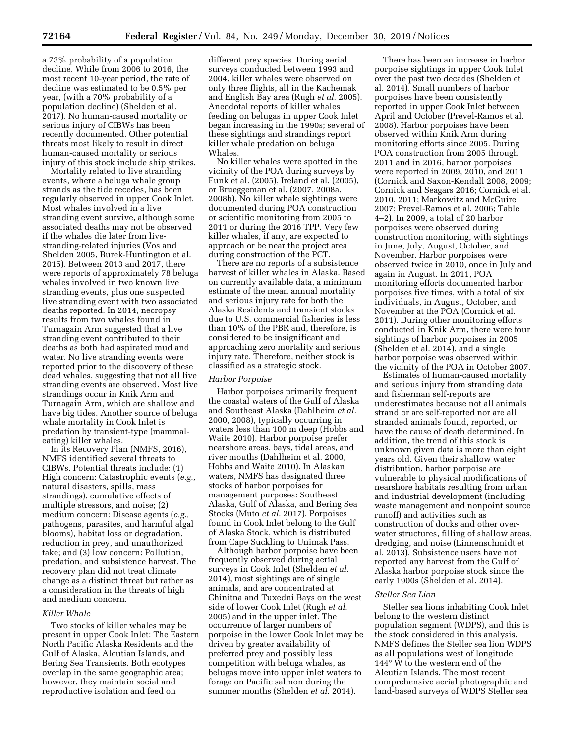a 73% probability of a population decline. While from 2006 to 2016, the most recent 10-year period, the rate of decline was estimated to be 0.5% per year, (with a 70% probability of a population decline) (Shelden et al. 2017). No human-caused mortality or serious injury of CIBWs has been recently documented. Other potential threats most likely to result in direct human-caused mortality or serious injury of this stock include ship strikes.

Mortality related to live stranding events, where a beluga whale group strands as the tide recedes, has been regularly observed in upper Cook Inlet. Most whales involved in a live stranding event survive, although some associated deaths may not be observed if the whales die later from live-stranding-related injuries (Vos and Shelden 2005, Burek-Huntington et al. 2015). Between 2013 and 2017, there were reports of approximately 78 beluga whales involved in two known live stranding events, plus one suspected live stranding event with two associated deaths reported. In 2014, necropsy results from two whales found in Turnagain Arm suggested that a live stranding event contributed to their deaths as both had aspirated mud and water. No live stranding events were reported prior to the discovery of these dead whales, suggesting that not all live stranding events are observed. Most live strandings occur in Knik Arm and Turnagain Arm, which are shallow and have big tides. Another source of beluga whale mortality in Cook Inlet is predation by transient-type (mammal-eating) killer whales.

In its Recovery Plan (NMFS, 2016), NMFS identified several threats to CIBWs. Potential threats include: (1) High concern: Catastrophic events (*e.g.,* natural disasters, spills, mass strandings), cumulative effects of multiple stressors, and noise; (2) medium concern: Disease agents (*e.g.,* pathogens, parasites, and harmful algal blooms), habitat loss or degradation, reduction in prey, and unauthorized take; and (3) low concern: Pollution, predation, and subsistence harvest. The recovery plan did not treat climate change as a distinct threat but rather as a consideration in the threats of high and medium concern.

### *Killer Whale*

Two stocks of killer whales may be present in upper Cook Inlet: The Eastern North Pacific Alaska Residents and the Gulf of Alaska, Aleutian Islands, and Bering Sea Transients. Both ecotypes overlap in the same geographic area; however, they maintain social and reproductive isolation and feed on different prey species. During aerial surveys conducted between 1993 and 2004, killer whales were observed on only three flights, all in the Kachemak and English Bay area (Rugh *et al.* 2005). Anecdotal reports of killer whales feeding on belugas in upper Cook Inlet began increasing in the 1990s; several of these sightings and strandings report killer whale predation on beluga Whales.

No killer whales were spotted in the vicinity of the POA during surveys by Funk et al. (2005), Ireland et al. (2005), or Brueggeman et al. (2007, 2008a, 2008b). No killer whale sightings were documented during POA construction or scientific monitoring from 2005 to 2011 or during the 2016 TPP. Very few killer whales, if any, are expected to approach or be near the project area during construction of the PCT.

There are no reports of a subsistence harvest of killer whales in Alaska. Based on currently available data, a minimum estimate of the mean annual mortality and serious injury rate for both the Alaska Residents and transient stocks due to U.S. commercial fisheries is less than 10% of the PBR and, therefore, is considered to be insignificant and approaching zero mortality and serious injury rate. Therefore, neither stock is classified as a strategic stock.

### *Harbor Porpoise*

Harbor porpoises primarily frequent the coastal waters of the Gulf of Alaska and Southeast Alaska (Dahlheim *et al.* 2000, 2008), typically occurring in waters less than 100 m deep (Hobbs and Waite 2010). Harbor porpoise prefer nearshore areas, bays, tidal areas, and river mouths (Dahlheim et al. 2000, Hobbs and Waite 2010). In Alaskan waters, NMFS has designated three stocks of harbor porpoises for management purposes: Southeast Alaska, Gulf of Alaska, and Bering Sea Stocks (Muto *et al.* 2017). Porpoises found in Cook Inlet belong to the Gulf of Alaska Stock, which is distributed from Cape Suckling to Unimak Pass.

Although harbor porpoise have been frequently observed during aerial surveys in Cook Inlet (Shelden *et al.* 2014), most sightings are of single animals, and are concentrated at Chinitna and Tuxedni Bays on the west side of lower Cook Inlet (Rugh *et al.* 2005) and in the upper inlet. The occurrence of larger numbers of porpoise in the lower Cook Inlet may be driven by greater availability of preferred prey and possibly less competition with beluga whales, as belugas move into upper inlet waters to forage on Pacific salmon during the summer months (Shelden *et al.* 2014).

There has been an increase in harbor porpoise sightings in upper Cook Inlet over the past two decades (Shelden et al. 2014). Small numbers of harbor porpoises have been consistently reported in upper Cook Inlet between April and October (Prevel-Ramos et al. 2008). Harbor porpoises have been observed within Knik Arm during monitoring efforts since 2005. During POA construction from 2005 through 2011 and in 2016, harbor porpoises were reported in 2009, 2010, and 2011 (Cornick and Saxon-Kendall 2008, 2009; Cornick and Seagars 2016; Cornick et al. 2010, 2011; Markowitz and McGuire 2007; Prevel-Ramos et al. 2006; Table 4–2). In 2009, a total of 20 harbor porpoises were observed during construction monitoring, with sightings in June, July, August, October, and November. Harbor porpoises were observed twice in 2010, once in July and again in August. In 2011, POA monitoring efforts documented harbor porpoises five times, with a total of six individuals, in August, October, and November at the POA (Cornick et al. 2011). During other monitoring efforts conducted in Knik Arm, there were four sightings of harbor porpoises in 2005 (Shelden et al. 2014), and a single harbor porpoise was observed within the vicinity of the POA in October 2007.

Estimates of human-caused mortality and serious injury from stranding data and fisherman self-reports are underestimates because not all animals strand or are self-reported nor are all stranded animals found, reported, or have the cause of death determined. In addition, the trend of this stock is unknown given data is more than eight years old. Given their shallow water distribution, harbor porpoise are vulnerable to physical modifications of nearshore habitats resulting from urban and industrial development (including waste management and nonpoint source runoff) and activities such as construction of docks and other over-water structures, filling of shallow areas, dredging, and noise (Linnenschmidt et al. 2013). Subsistence users have not reported any harvest from the Gulf of Alaska harbor porpoise stock since the early 1900s (Shelden et al. 2014).

### *Steller Sea Lion*

Steller sea lions inhabiting Cook Inlet belong to the western distinct population segment (WDPS), and this is the stock considered in this analysis. NMFS defines the Steller sea lion WDPS as all populations west of longitude 144° W to the western end of the Aleutian Islands. The most recent comprehensive aerial photographic and land-based surveys of WDPS Steller sea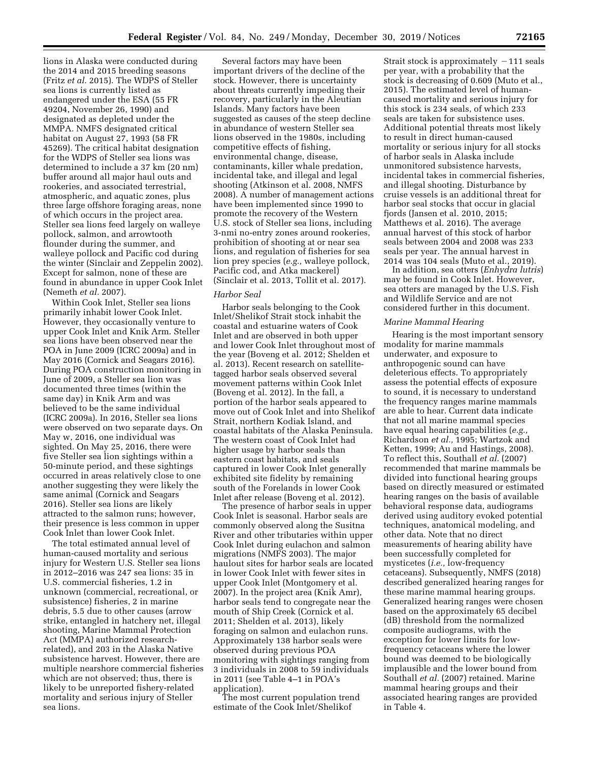lions in Alaska were conducted during the 2014 and 2015 breeding seasons (Fritz *et al.* 2015). The WDPS of Steller sea lions is currently listed as endangered under the ESA (55 FR 49204, November 26, 1990) and designated as depleted under the MMPA. NMFS designated critical habitat on August 27, 1993 (58 FR 45269). The critical habitat designation for the WDPS of Steller sea lions was determined to include a 37 km (20 nm) buffer around all major haul outs and rookeries, and associated terrestrial, atmospheric, and aquatic zones, plus three large offshore foraging areas, none of which occurs in the project area. Steller sea lions feed largely on walleye pollock, salmon, and arrowtooth flounder during the summer, and walleye pollock and Pacific cod during the winter (Sinclair and Zeppelin 2002). Except for salmon, none of these are found in abundance in upper Cook Inlet (Nemeth *et al.* 2007).

Within Cook Inlet, Steller sea lions primarily inhabit lower Cook Inlet. However, they occasionally venture to upper Cook Inlet and Knik Arm. Steller sea lions have been observed near the POA in June 2009 (ICRC 2009a) and in May 2016 (Cornick and Seagars 2016). During POA construction monitoring in June of 2009, a Steller sea lion was documented three times (within the same day) in Knik Arm and was believed to be the same individual (ICRC 2009a). In 2016, Steller sea lions were observed on two separate days. On May w, 2016, one individual was sighted. On May 25, 2016, there were five Steller sea lion sightings within a 50-minute period, and these sightings occurred in areas relatively close to one another suggesting they were likely the same animal (Cornick and Seagars 2016). Steller sea lions are likely attracted to the salmon runs; however, their presence is less common in upper Cook Inlet than lower Cook Inlet.

The total estimated annual level of human-caused mortality and serious injury for Western U.S. Steller sea lions in 2012–2016 was 247 sea lions: 35 in U.S. commercial fisheries, 1.2 in unknown (commercial, recreational, or subsistence) fisheries, 2 in marine debris, 5.5 due to other causes (arrow strike, entangled in hatchery net, illegal shooting, Marine Mammal Protection Act (MMPA) authorized research-related), and 203 in the Alaska Native subsistence harvest. However, there are multiple nearshore commercial fisheries which are not observed; thus, there is likely to be unreported fishery-related mortality and serious injury of Steller sea lions.

Several factors may have been important drivers of the decline of the stock. However, there is uncertainty about threats currently impeding their recovery, particularly in the Aleutian Islands. Many factors have been suggested as causes of the steep decline in abundance of western Steller sea lions observed in the 1980s, including competitive effects of fishing, environmental change, disease, contaminants, killer whale predation, incidental take, and illegal and legal shooting (Atkinson et al. 2008, NMFS 2008). A number of management actions have been implemented since 1990 to promote the recovery of the Western U.S. stock of Steller sea lions, including 3-nmi no-entry zones around rookeries, prohibition of shooting at or near sea lions, and regulation of fisheries for sea lion prey species (*e.g.,* walleye pollock, Pacific cod, and Atka mackerel) (Sinclair et al. 2013, Tollit et al. 2017).

*Harbor Seal*

Harbor seals belonging to the Cook Inlet/Shelikof Strait stock inhabit the coastal and estuarine waters of Cook Inlet and are observed in both upper and lower Cook Inlet throughout most of the year (Boveng et al. 2012; Shelden et al. 2013). Recent research on satellite-tagged harbor seals observed several movement patterns within Cook Inlet (Boveng et al. 2012). In the fall, a portion of the harbor seals appeared to move out of Cook Inlet and into Shelikof Strait, northern Kodiak Island, and coastal habitats of the Alaska Peninsula. The western coast of Cook Inlet had higher usage by harbor seals than eastern coast habitats, and seals captured in lower Cook Inlet generally exhibited site fidelity by remaining south of the Forelands in lower Cook Inlet after release (Boveng et al. 2012).

The presence of harbor seals in upper Cook Inlet is seasonal. Harbor seals are commonly observed along the Susitna River and other tributaries within upper Cook Inlet during eulachon and salmon migrations (NMFS 2003). The major haulout sites for harbor seals are located in lower Cook Inlet with fewer sites in upper Cook Inlet (Montgomery et al. 2007). In the project area (Knik Amr), harbor seals tend to congregate near the mouth of Ship Creek (Cornick et al. 2011; Shelden et al. 2013), likely foraging on salmon and eulachon runs. Approximately 138 harbor seals were observed during previous POA monitoring with sightings ranging from 3 individuals in 2008 to 59 individuals in 2011 (see Table 4–1 in POA's application).

The most current population trend estimate of the Cook Inlet/Shelikof Strait stock is approximately −111 seals per year, with a probability that the stock is decreasing of 0.609 (Muto et al., 2015). The estimated level of human-caused mortality and serious injury for this stock is 234 seals, of which 233 seals are taken for subsistence uses. Additional potential threats most likely to result in direct human-caused mortality or serious injury for all stocks of harbor seals in Alaska include unmonitored subsistence harvests, incidental takes in commercial fisheries, and illegal shooting. Disturbance by cruise vessels is an additional threat for harbor seal stocks that occur in glacial fjords (Jansen et al. 2010, 2015; Matthews et al. 2016). The average annual harvest of this stock of harbor seals between 2004 and 2008 was 233 seals per year. The annual harvest in 2014 was 104 seals (Muto et al., 2019).

In addition, sea otters (*Enhydra lutris*) may be found in Cook Inlet. However, sea otters are managed by the U.S. Fish and Wildlife Service and are not considered further in this document.

*Marine Mammal Hearing*

Hearing is the most important sensory modality for marine mammals underwater, and exposure to anthropogenic sound can have deleterious effects. To appropriately assess the potential effects of exposure to sound, it is necessary to understand the frequency ranges marine mammals are able to hear. Current data indicate that not all marine mammal species have equal hearing capabilities (*e.g.,* Richardson *et al.,* 1995; Wartzok and Ketten, 1999; Au and Hastings, 2008). To reflect this, Southall *et al.* (2007) recommended that marine mammals be divided into functional hearing groups based on directly measured or estimated hearing ranges on the basis of available behavioral response data, audiograms derived using auditory evoked potential techniques, anatomical modeling, and other data. Note that no direct measurements of hearing ability have been successfully completed for mysticetes (*i.e.,* low-frequency cetaceans). Subsequently, NMFS (2018) described generalized hearing ranges for these marine mammal hearing groups. Generalized hearing ranges were chosen based on the approximately 65 decibel (dB) threshold from the normalized composite audiograms, with the exception for lower limits for low-frequency cetaceans where the lower bound was deemed to be biologically implausible and the lower bound from Southall *et al.* (2007) retained. Marine mammal hearing groups and their associated hearing ranges are provided in Table 4.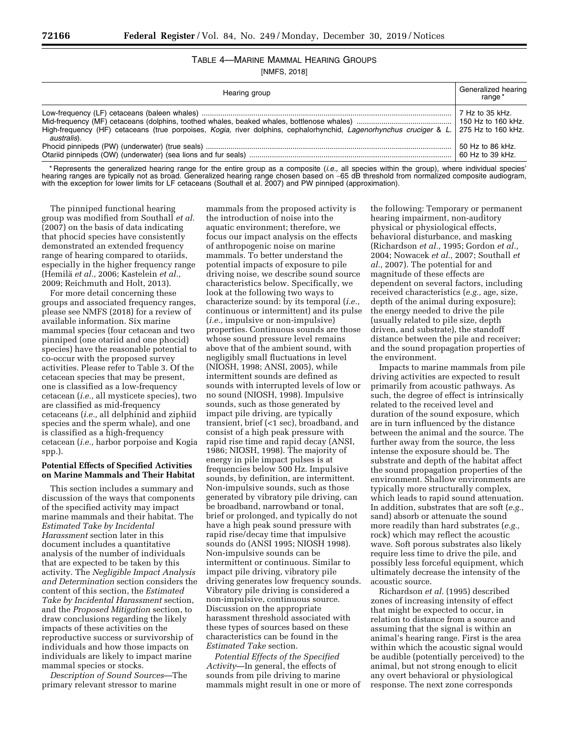TABLE 4—MARINE MAMMAL HEARING GROUPS

[NMFS, 2018]

| Hearing group | Generalized hearing range * |
|---|---|
| Low-frequency (LF) cetaceans (baleen whales) | 7 Hz to 35 kHz. |
| Mid-frequency (MF) cetaceans (dolphins, toothed whales, beaked whales, bottlenose whales) | 150 Hz to 160 kHz. |
| High-frequency (HF) cetaceans (true porpoises, *Kogia,* river dolphins, cephalorhynchid, *Lagenorhynchus cruciger* & *L. australis*). | 275 Hz to 160 kHz. |
| Phocid pinnipeds (PW) (underwater) (true seals) | 50 Hz to 86 kHz. |
| Otariid pinnipeds (OW) (underwater) (sea lions and fur seals) | 60 Hz to 39 kHz. |

* Represents the generalized hearing range for the entire group as a composite (*i.e.,* all species within the group), where individual species' hearing ranges are typically not as broad. Generalized hearing range chosen based on ~65 dB threshold from normalized composite audiogram, with the exception for lower limits for LF cetaceans (Southall et al. 2007) and PW pinniped (approximation).

The pinniped functional hearing group was modified from Southall *et al.* (2007) on the basis of data indicating that phocid species have consistently demonstrated an extended frequency range of hearing compared to otariids, especially in the higher frequency range (Hemilä *et al.,* 2006; Kastelein *et al.,* 2009; Reichmuth and Holt, 2013).

For more detail concerning these groups and associated frequency ranges, please see NMFS (2018) for a review of available information. Six marine mammal species (four cetacean and two pinniped (one otariid and one phocid) species) have the reasonable potential to co-occur with the proposed survey activities. Please refer to Table 3. Of the cetacean species that may be present, one is classified as a low-frequency cetacean (*i.e.,* all mysticete species), two are classified as mid-frequency cetaceans (*i.e.,* all delphinid and ziphiid species and the sperm whale), and one is classified as a high-frequency cetacean (*i.e.,* harbor porpoise and Kogia spp.).

**Potential Effects of Specified Activities on Marine Mammals and Their Habitat**

This section includes a summary and discussion of the ways that components of the specified activity may impact marine mammals and their habitat. The *Estimated Take by Incidental Harassment* section later in this document includes a quantitative analysis of the number of individuals that are expected to be taken by this activity. The *Negligible Impact Analysis and Determination* section considers the content of this section, the *Estimated Take by Incidental Harassment* section, and the *Proposed Mitigation* section, to draw conclusions regarding the likely impacts of these activities on the reproductive success or survivorship of individuals and how those impacts on individuals are likely to impact marine mammal species or stocks.

*Description of Sound Sources*—The primary relevant stressor to marine mammals from the proposed activity is the introduction of noise into the aquatic environment; therefore, we focus our impact analysis on the effects of anthropogenic noise on marine mammals. To better understand the potential impacts of exposure to pile driving noise, we describe sound source characteristics below. Specifically, we look at the following two ways to characterize sound: by its temporal (*i.e.,* continuous or intermittent) and its pulse (*i.e.,* impulsive or non-impulsive) properties. Continuous sounds are those whose sound pressure level remains above that of the ambient sound, with negligibly small fluctuations in level (NIOSH, 1998; ANSI, 2005), while intermittent sounds are defined as sounds with interrupted levels of low or no sound (NIOSH, 1998). Impulsive sounds, such as those generated by impact pile driving, are typically transient, brief (<1 sec), broadband, and consist of a high peak pressure with rapid rise time and rapid decay (ANSI, 1986; NIOSH, 1998). The majority of energy in pile impact pulses is at frequencies below 500 Hz. Impulsive sounds, by definition, are intermittent. Non-impulsive sounds, such as those generated by vibratory pile driving, can be broadband, narrowband or tonal, brief or prolonged, and typically do not have a high peak sound pressure with rapid rise/decay time that impulsive sounds do (ANSI 1995; NIOSH 1998). Non-impulsive sounds can be intermittent or continuous. Similar to impact pile driving, vibratory pile driving generates low frequency sounds. Vibratory pile driving is considered a non-impulsive, continuous source. Discussion on the appropriate harassment threshold associated with these types of sources based on these characteristics can be found in the *Estimated Take* section.

*Potential Effects of the Specified Activity*—In general, the effects of sounds from pile driving to marine mammals might result in one or more of the following: Temporary or permanent hearing impairment, non-auditory physical or physiological effects, behavioral disturbance, and masking (Richardson *et al.,* 1995; Gordon *et al.,* 2004; Nowacek *et al.,* 2007; Southall *et al.,* 2007). The potential for and magnitude of these effects are dependent on several factors, including received characteristics (*e.g.,* age, size, depth of the animal during exposure); the energy needed to drive the pile (usually related to pile size, depth driven, and substrate), the standoff distance between the pile and receiver; and the sound propagation properties of the environment.

Impacts to marine mammals from pile driving activities are expected to result primarily from acoustic pathways. As such, the degree of effect is intrinsically related to the received level and duration of the sound exposure, which are in turn influenced by the distance between the animal and the source. The further away from the source, the less intense the exposure should be. The substrate and depth of the habitat affect the sound propagation properties of the environment. Shallow environments are typically more structurally complex, which leads to rapid sound attenuation. In addition, substrates that are soft (*e.g.,* sand) absorb or attenuate the sound more readily than hard substrates (*e.g.,* rock) which may reflect the acoustic wave. Soft porous substrates also likely require less time to drive the pile, and possibly less forceful equipment, which ultimately decrease the intensity of the acoustic source.

Richardson *et al.* (1995) described zones of increasing intensity of effect that might be expected to occur, in relation to distance from a source and assuming that the signal is within an animal's hearing range. First is the area within which the acoustic signal would be audible (potentially perceived) to the animal, but not strong enough to elicit any overt behavioral or physiological response. The next zone corresponds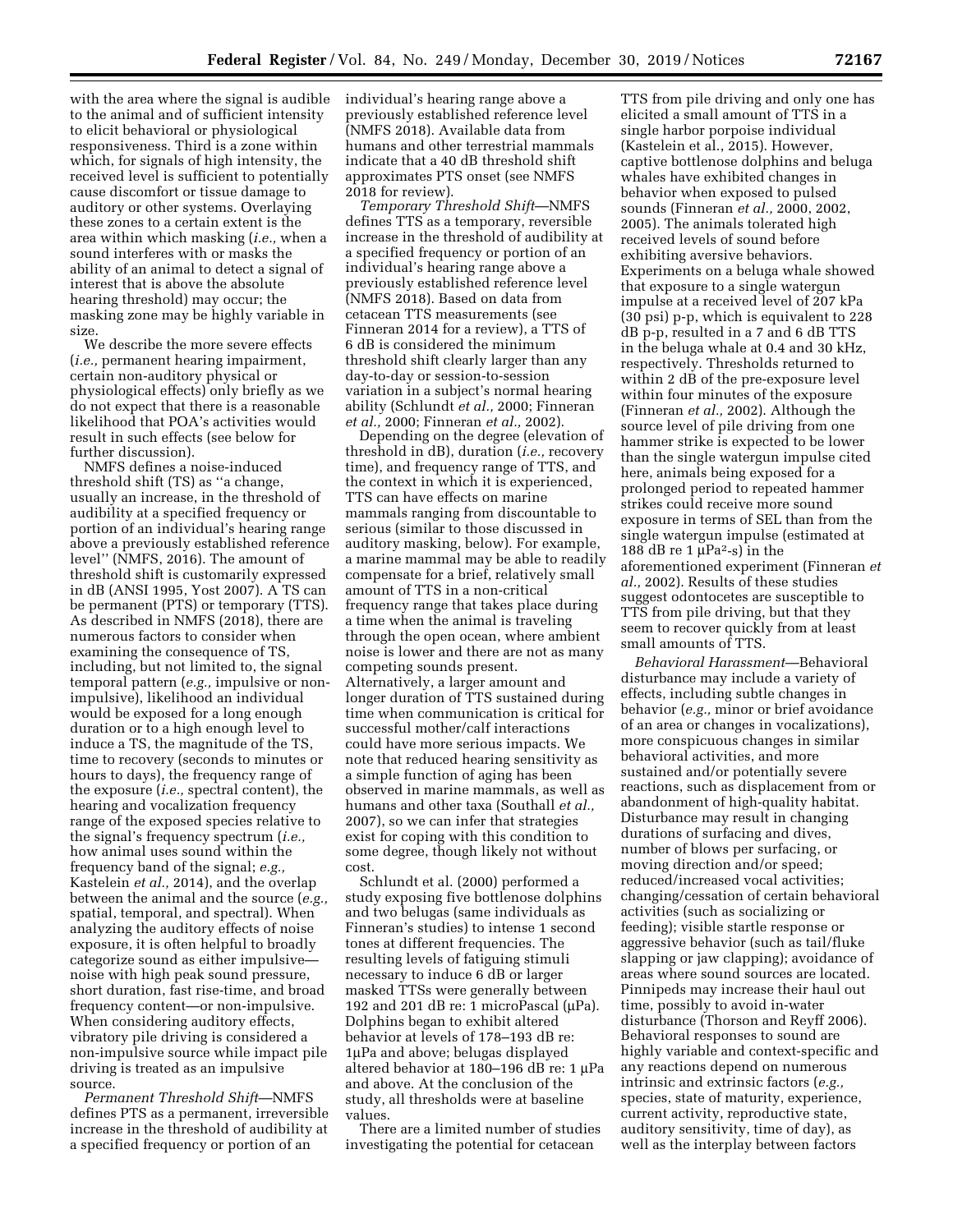with the area where the signal is audible to the animal and of sufficient intensity to elicit behavioral or physiological responsiveness. Third is a zone within which, for signals of high intensity, the received level is sufficient to potentially cause discomfort or tissue damage to auditory or other systems. Overlaying these zones to a certain extent is the area within which masking (*i.e.,* when a sound interferes with or masks the ability of an animal to detect a signal of interest that is above the absolute hearing threshold) may occur; the masking zone may be highly variable in size.

We describe the more severe effects (*i.e.,* permanent hearing impairment, certain non-auditory physical or physiological effects) only briefly as we do not expect that there is a reasonable likelihood that POA's activities would result in such effects (see below for further discussion).

NMFS defines a noise-induced threshold shift (TS) as ''a change, usually an increase, in the threshold of audibility at a specified frequency or portion of an individual's hearing range above a previously established reference level'' (NMFS, 2016). The amount of threshold shift is customarily expressed in dB (ANSI 1995, Yost 2007). A TS can be permanent (PTS) or temporary (TTS). As described in NMFS (2018), there are numerous factors to consider when examining the consequence of TS, including, but not limited to, the signal temporal pattern (*e.g.,* impulsive or non-impulsive), likelihood an individual would be exposed for a long enough duration or to a high enough level to induce a TS, the magnitude of the TS, time to recovery (seconds to minutes or hours to days), the frequency range of the exposure (*i.e.,* spectral content), the hearing and vocalization frequency range of the exposed species relative to the signal's frequency spectrum (*i.e.,* how animal uses sound within the frequency band of the signal; *e.g.,* Kastelein *et al.,* 2014), and the overlap between the animal and the source (*e.g.,* spatial, temporal, and spectral). When analyzing the auditory effects of noise exposure, it is often helpful to broadly categorize sound as either impulsive—noise with high peak sound pressure, short duration, fast rise-time, and broad frequency content—or non-impulsive. When considering auditory effects, vibratory pile driving is considered a non-impulsive source while impact pile driving is treated as an impulsive source.

*Permanent Threshold Shift*—NMFS defines PTS as a permanent, irreversible increase in the threshold of audibility at a specified frequency or portion of an individual's hearing range above a previously established reference level (NMFS 2018). Available data from humans and other terrestrial mammals indicate that a 40 dB threshold shift approximates PTS onset (see NMFS 2018 for review).

*Temporary Threshold Shift*—NMFS defines TTS as a temporary, reversible increase in the threshold of audibility at a specified frequency or portion of an individual's hearing range above a previously established reference level (NMFS 2018). Based on data from cetacean TTS measurements (see Finneran 2014 for a review), a TTS of 6 dB is considered the minimum threshold shift clearly larger than any day-to-day or session-to-session variation in a subject's normal hearing ability (Schlundt *et al.,* 2000; Finneran *et al.,* 2000; Finneran *et al.,* 2002).

Depending on the degree (elevation of threshold in dB), duration (*i.e.,* recovery time), and frequency range of TTS, and the context in which it is experienced, TTS can have effects on marine mammals ranging from discountable to serious (similar to those discussed in auditory masking, below). For example, a marine mammal may be able to readily compensate for a brief, relatively small amount of TTS in a non-critical frequency range that takes place during a time when the animal is traveling through the open ocean, where ambient noise is lower and there are not as many competing sounds present. Alternatively, a larger amount and longer duration of TTS sustained during time when communication is critical for successful mother/calf interactions could have more serious impacts. We note that reduced hearing sensitivity as a simple function of aging has been observed in marine mammals, as well as humans and other taxa (Southall *et al.,* 2007), so we can infer that strategies exist for coping with this condition to some degree, though likely not without cost.

Schlundt et al. (2000) performed a study exposing five bottlenose dolphins and two belugas (same individuals as Finneran's studies) to intense 1 second tones at different frequencies. The resulting levels of fatiguing stimuli necessary to induce 6 dB or larger masked TTSs were generally between 192 and 201 dB re: 1 microPascal (μPa). Dolphins began to exhibit altered behavior at levels of 178–193 dB re: 1μPa and above; belugas displayed altered behavior at 180–196 dB re: 1 μPa and above. At the conclusion of the study, all thresholds were at baseline values.

There are a limited number of studies investigating the potential for cetacean TTS from pile driving and only one has elicited a small amount of TTS in a single harbor porpoise individual (Kastelein et al., 2015). However, captive bottlenose dolphins and beluga whales have exhibited changes in behavior when exposed to pulsed sounds (Finneran *et al.,* 2000, 2002, 2005). The animals tolerated high received levels of sound before exhibiting aversive behaviors. Experiments on a beluga whale showed that exposure to a single watergun impulse at a received level of 207 kPa (30 psi) p-p, which is equivalent to 228 dB p-p, resulted in a 7 and 6 dB TTS in the beluga whale at 0.4 and 30 kHz, respectively. Thresholds returned to within 2 dB of the pre-exposure level within four minutes of the exposure (Finneran *et al.,* 2002). Although the source level of pile driving from one hammer strike is expected to be lower than the single watergun impulse cited here, animals being exposed for a prolonged period to repeated hammer strikes could receive more sound exposure in terms of SEL than from the single watergun impulse (estimated at 188 dB re 1 $\mu Pa^2$-s) in the aforementioned experiment (Finneran *et al.,* 2002). Results of these studies suggest odontocetes are susceptible to TTS from pile driving, but that they seem to recover quickly from at least small amounts of TTS.

*Behavioral Harassment*—Behavioral disturbance may include a variety of effects, including subtle changes in behavior (*e.g.,* minor or brief avoidance of an area or changes in vocalizations), more conspicuous changes in similar behavioral activities, and more sustained and/or potentially severe reactions, such as displacement from or abandonment of high-quality habitat. Disturbance may result in changing durations of surfacing and dives, number of blows per surfacing, or moving direction and/or speed; reduced/increased vocal activities; changing/cessation of certain behavioral activities (such as socializing or feeding); visible startle response or aggressive behavior (such as tail/fluke slapping or jaw clapping); avoidance of areas where sound sources are located. Pinnipeds may increase their haul out time, possibly to avoid in-water disturbance (Thorson and Reyff 2006). Behavioral responses to sound are highly variable and context-specific and any reactions depend on numerous intrinsic and extrinsic factors (*e.g.,* species, state of maturity, experience, current activity, reproductive state, auditory sensitivity, time of day), as well as the interplay between factors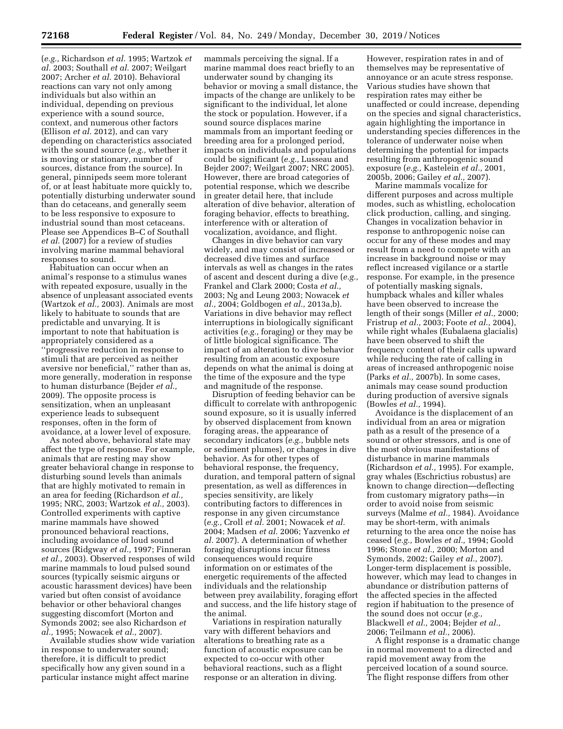(*e.g.,* Richardson *et al.* 1995; Wartzok *et al.* 2003; Southall *et al.* 2007; Weilgart 2007; Archer *et al.* 2010). Behavioral reactions can vary not only among individuals but also within an individual, depending on previous experience with a sound source, context, and numerous other factors (Ellison *et al.* 2012), and can vary depending on characteristics associated with the sound source (*e.g.,* whether it is moving or stationary, number of sources, distance from the source). In general, pinnipeds seem more tolerant of, or at least habituate more quickly to, potentially disturbing underwater sound than do cetaceans, and generally seem to be less responsive to exposure to industrial sound than most cetaceans. Please see Appendices B–C of Southall *et al.* (2007) for a review of studies involving marine mammal behavioral responses to sound.

Habituation can occur when an animal's response to a stimulus wanes with repeated exposure, usually in the absence of unpleasant associated events (Wartzok *et al.,* 2003). Animals are most likely to habituate to sounds that are predictable and unvarying. It is important to note that habituation is appropriately considered as a ''progressive reduction in response to stimuli that are perceived as neither aversive nor beneficial,'' rather than as, more generally, moderation in response to human disturbance (Bejder *et al.,* 2009). The opposite process is sensitization, when an unpleasant experience leads to subsequent responses, often in the form of avoidance, at a lower level of exposure.

As noted above, behavioral state may affect the type of response. For example, animals that are resting may show greater behavioral change in response to disturbing sound levels than animals that are highly motivated to remain in an area for feeding (Richardson *et al.,* 1995; NRC, 2003; Wartzok *et al.,* 2003). Controlled experiments with captive marine mammals have showed pronounced behavioral reactions, including avoidance of loud sound sources (Ridgway *et al.,* 1997; Finneran *et al.,* 2003). Observed responses of wild marine mammals to loud pulsed sound sources (typically seismic airguns or acoustic harassment devices) have been varied but often consist of avoidance behavior or other behavioral changes suggesting discomfort (Morton and Symonds 2002; see also Richardson *et al.,* 1995; Nowacek *et al.,* 2007).

Available studies show wide variation in response to underwater sound; therefore, it is difficult to predict specifically how any given sound in a particular instance might affect marine mammals perceiving the signal. If a marine mammal does react briefly to an underwater sound by changing its behavior or moving a small distance, the impacts of the change are unlikely to be significant to the individual, let alone the stock or population. However, if a sound source displaces marine mammals from an important feeding or breeding area for a prolonged period, impacts on individuals and populations could be significant (*e.g.,* Lusseau and Bejder 2007; Weilgart 2007; NRC 2005). However, there are broad categories of potential response, which we describe in greater detail here, that include alteration of dive behavior, alteration of foraging behavior, effects to breathing, interference with or alteration of vocalization, avoidance, and flight.

Changes in dive behavior can vary widely, and may consist of increased or decreased dive times and surface intervals as well as changes in the rates of ascent and descent during a dive (*e.g.,* Frankel and Clark 2000; Costa *et al.,* 2003; Ng and Leung 2003; Nowacek *et al.,* 2004; Goldbogen *et al.,* 2013a,b). Variations in dive behavior may reflect interruptions in biologically significant activities (*e.g.,* foraging) or they may be of little biological significance. The impact of an alteration to dive behavior resulting from an acoustic exposure depends on what the animal is doing at the time of the exposure and the type and magnitude of the response.

Disruption of feeding behavior can be difficult to correlate with anthropogenic sound exposure, so it is usually inferred by observed displacement from known foraging areas, the appearance of secondary indicators (*e.g.,* bubble nets or sediment plumes), or changes in dive behavior. As for other types of behavioral response, the frequency, duration, and temporal pattern of signal presentation, as well as differences in species sensitivity, are likely contributing factors to differences in response in any given circumstance (*e.g.,* Croll *et al.* 2001; Nowacek *et al.* 2004; Madsen *et al.* 2006; Yazvenko *et al.* 2007). A determination of whether foraging disruptions incur fitness consequences would require information on or estimates of the energetic requirements of the affected individuals and the relationship between prey availability, foraging effort and success, and the life history stage of the animal.

Variations in respiration naturally vary with different behaviors and alterations to breathing rate as a function of acoustic exposure can be expected to co-occur with other behavioral reactions, such as a flight response or an alteration in diving. However, respiration rates in and of themselves may be representative of annoyance or an acute stress response. Various studies have shown that respiration rates may either be unaffected or could increase, depending on the species and signal characteristics, again highlighting the importance in understanding species differences in the tolerance of underwater noise when determining the potential for impacts resulting from anthropogenic sound exposure (*e.g.,* Kastelein *et al.,* 2001, 2005b, 2006; Gailey *et al.,* 2007).

Marine mammals vocalize for different purposes and across multiple modes, such as whistling, echolocation click production, calling, and singing. Changes in vocalization behavior in response to anthropogenic noise can occur for any of these modes and may result from a need to compete with an increase in background noise or may reflect increased vigilance or a startle response. For example, in the presence of potentially masking signals, humpback whales and killer whales have been observed to increase the length of their songs (Miller *et al.,* 2000; Fristrup *et al.,* 2003; Foote *et al.,* 2004), while right whales (Eubalaena glacialis) have been observed to shift the frequency content of their calls upward while reducing the rate of calling in areas of increased anthropogenic noise (Parks *et al.,* 2007b). In some cases, animals may cease sound production during production of aversive signals (Bowles *et al.,* 1994).

Avoidance is the displacement of an individual from an area or migration path as a result of the presence of a sound or other stressors, and is one of the most obvious manifestations of disturbance in marine mammals (Richardson *et al.,* 1995). For example, gray whales (Eschrictius robustus) are known to change direction—deflecting from customary migratory paths—in order to avoid noise from seismic surveys (Malme *et al.,* 1984). Avoidance may be short-term, with animals returning to the area once the noise has ceased (*e.g.,* Bowles *et al.,* 1994; Goold 1996; Stone *et al.,* 2000; Morton and Symonds, 2002; Gailey *et al.,* 2007). Longer-term displacement is possible, however, which may lead to changes in abundance or distribution patterns of the affected species in the affected region if habituation to the presence of the sound does not occur (*e.g.,* Blackwell *et al.,* 2004; Bejder *et al.,* 2006; Teilmann *et al.,* 2006).

A flight response is a dramatic change in normal movement to a directed and rapid movement away from the perceived location of a sound source. The flight response differs from other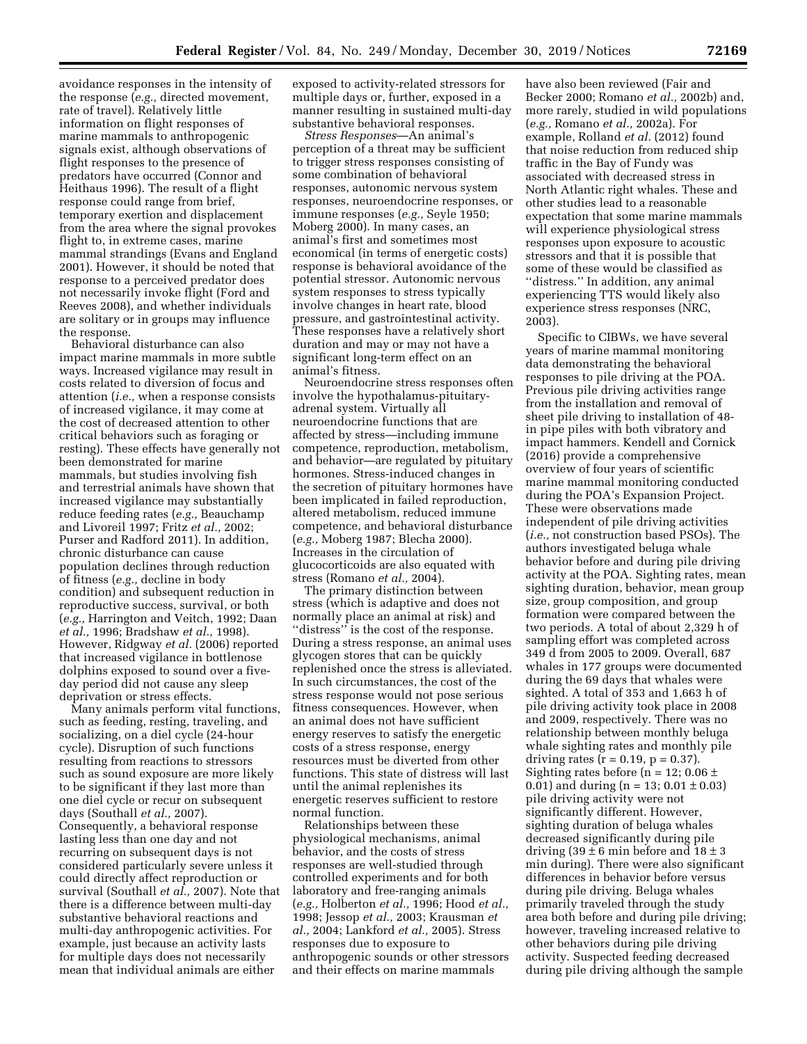avoidance responses in the intensity of the response (*e.g.,* directed movement, rate of travel). Relatively little information on flight responses of marine mammals to anthropogenic signals exist, although observations of flight responses to the presence of predators have occurred (Connor and Heithaus 1996). The result of a flight response could range from brief, temporary exertion and displacement from the area where the signal provokes flight to, in extreme cases, marine mammal strandings (Evans and England 2001). However, it should be noted that response to a perceived predator does not necessarily invoke flight (Ford and Reeves 2008), and whether individuals are solitary or in groups may influence the response.

Behavioral disturbance can also impact marine mammals in more subtle ways. Increased vigilance may result in costs related to diversion of focus and attention (*i.e.,* when a response consists of increased vigilance, it may come at the cost of decreased attention to other critical behaviors such as foraging or resting). These effects have generally not been demonstrated for marine mammals, but studies involving fish and terrestrial animals have shown that increased vigilance may substantially reduce feeding rates (*e.g.,* Beauchamp and Livoreil 1997; Fritz *et al.,* 2002; Purser and Radford 2011). In addition, chronic disturbance can cause population declines through reduction of fitness (*e.g.,* decline in body condition) and subsequent reduction in reproductive success, survival, or both (*e.g.,* Harrington and Veitch, 1992; Daan *et al.,* 1996; Bradshaw *et al.,* 1998). However, Ridgway *et al.* (2006) reported that increased vigilance in bottlenose dolphins exposed to sound over a five-day period did not cause any sleep deprivation or stress effects.

Many animals perform vital functions, such as feeding, resting, traveling, and socializing, on a diel cycle (24-hour cycle). Disruption of such functions resulting from reactions to stressors such as sound exposure are more likely to be significant if they last more than one diel cycle or recur on subsequent days (Southall *et al.,* 2007). Consequently, a behavioral response lasting less than one day and not recurring on subsequent days is not considered particularly severe unless it could directly affect reproduction or survival (Southall *et al.,* 2007). Note that there is a difference between multi-day substantive behavioral reactions and multi-day anthropogenic activities. For example, just because an activity lasts for multiple days does not necessarily mean that individual animals are either exposed to activity-related stressors for multiple days or, further, exposed in a manner resulting in sustained multi-day substantive behavioral responses.

*Stress Responses*—An animal's perception of a threat may be sufficient to trigger stress responses consisting of some combination of behavioral responses, autonomic nervous system responses, neuroendocrine responses, or immune responses (*e.g.,* Seyle 1950; Moberg 2000). In many cases, an animal's first and sometimes most economical (in terms of energetic costs) response is behavioral avoidance of the potential stressor. Autonomic nervous system responses to stress typically involve changes in heart rate, blood pressure, and gastrointestinal activity. These responses have a relatively short duration and may or may not have a significant long-term effect on an animal's fitness.

Neuroendocrine stress responses often involve the hypothalamus-pituitary-adrenal system. Virtually all neuroendocrine functions that are affected by stress—including immune competence, reproduction, metabolism, and behavior—are regulated by pituitary hormones. Stress-induced changes in the secretion of pituitary hormones have been implicated in failed reproduction, altered metabolism, reduced immune competence, and behavioral disturbance (*e.g.,* Moberg 1987; Blecha 2000). Increases in the circulation of glucocorticoids are also equated with stress (Romano *et al.,* 2004).

The primary distinction between stress (which is adaptive and does not normally place an animal at risk) and "distress" is the cost of the response. During a stress response, an animal uses glycogen stores that can be quickly replenished once the stress is alleviated. In such circumstances, the cost of the stress response would not pose serious fitness consequences. However, when an animal does not have sufficient energy reserves to satisfy the energetic costs of a stress response, energy resources must be diverted from other functions. This state of distress will last until the animal replenishes its energetic reserves sufficient to restore normal function.

Relationships between these physiological mechanisms, animal behavior, and the costs of stress responses are well-studied through controlled experiments and for both laboratory and free-ranging animals (*e.g.,* Holberton *et al.,* 1996; Hood *et al.,* 1998; Jessop *et al.,* 2003; Krausman *et al.,* 2004; Lankford *et al.,* 2005). Stress responses due to exposure to anthropogenic sounds or other stressors and their effects on marine mammals have also been reviewed (Fair and Becker 2000; Romano *et al.,* 2002b) and, more rarely, studied in wild populations (*e.g.,* Romano *et al.,* 2002a). For example, Rolland *et al.* (2012) found that noise reduction from reduced ship traffic in the Bay of Fundy was associated with decreased stress in North Atlantic right whales. These and other studies lead to a reasonable expectation that some marine mammals will experience physiological stress responses upon exposure to acoustic stressors and that it is possible that some of these would be classified as "distress." In addition, any animal experiencing TTS would likely also experience stress responses (NRC, 2003).

Specific to CIBWs, we have several years of marine mammal monitoring data demonstrating the behavioral responses to pile driving at the POA. Previous pile driving activities range from the installation and removal of sheet pile driving to installation of 48-in pipe piles with both vibratory and impact hammers. Kendell and Cornick (2016) provide a comprehensive overview of four years of scientific marine mammal monitoring conducted during the POA's Expansion Project. These were observations made independent of pile driving activities (*i.e.,* not construction based PSOs). The authors investigated beluga whale behavior before and during pile driving activity at the POA. Sighting rates, mean sighting duration, behavior, mean group size, group composition, and group formation were compared between the two periods. A total of about 2,329 h of sampling effort was completed across 349 d from 2005 to 2009. Overall, 687 whales in 177 groups were documented during the 69 days that whales were sighted. A total of 353 and 1,663 h of pile driving activity took place in 2008 and 2009, respectively. There was no relationship between monthly beluga whale sighting rates and monthly pile driving rates ($r = 0.19$, $p = 0.37$). Sighting rates before ($n = 12$; $0.06 \pm 0.01$) and during ($n = 13$; $0.01 \pm 0.03$) pile driving activity were not significantly different. However, sighting duration of beluga whales decreased significantly during pile driving ($39 \pm 6$ min before and $18 \pm 3$ min during). There were also significant differences in behavior before versus during pile driving. Beluga whales primarily traveled through the study area both before and during pile driving; however, traveling increased relative to other behaviors during pile driving activity. Suspected feeding decreased during pile driving although the sample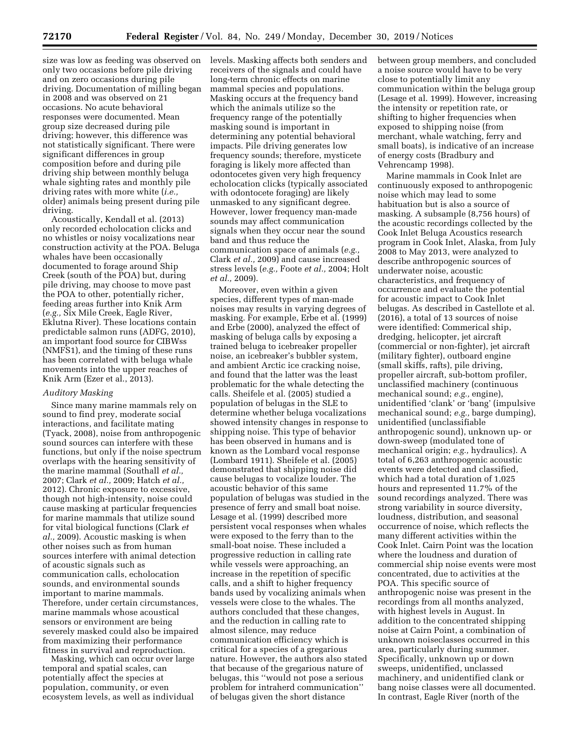size was low as feeding was observed on only two occasions before pile driving and on zero occasions during pile driving. Documentation of milling began in 2008 and was observed on 21 occasions. No acute behavioral responses were documented. Mean group size decreased during pile driving; however, this difference was not statistically significant. There were significant differences in group composition before and during pile driving ship between monthly beluga whale sighting rates and monthly pile driving rates with more white (*i.e.,* older) animals being present during pile driving.

Acoustically, Kendall et al. (2013) only recorded echolocation clicks and no whistles or noisy vocalizations near construction activity at the POA. Beluga whales have been occasionally documented to forage around Ship Creek (south of the POA) but, during pile driving, may choose to move past the POA to other, potentially richer, feeding areas further into Knik Arm (*e.g.,* Six Mile Creek, Eagle River, Eklutna River). These locations contain predictable salmon runs (ADFG, 2010), an important food source for CIBWss (NMFS1), and the timing of these runs has been correlated with beluga whale movements into the upper reaches of Knik Arm (Ezer et al., 2013).

*Auditory Masking*

Since many marine mammals rely on sound to find prey, moderate social interactions, and facilitate mating (Tyack, 2008), noise from anthropogenic sound sources can interfere with these functions, but only if the noise spectrum overlaps with the hearing sensitivity of the marine mammal (Southall *et al.,* 2007; Clark *et al.,* 2009; Hatch *et al.,* 2012). Chronic exposure to excessive, though not high-intensity, noise could cause masking at particular frequencies for marine mammals that utilize sound for vital biological functions (Clark *et al.,* 2009). Acoustic masking is when other noises such as from human sources interfere with animal detection of acoustic signals such as communication calls, echolocation sounds, and environmental sounds important to marine mammals. Therefore, under certain circumstances, marine mammals whose acoustical sensors or environment are being severely masked could also be impaired from maximizing their performance fitness in survival and reproduction.

Masking, which can occur over large temporal and spatial scales, can potentially affect the species at population, community, or even ecosystem levels, as well as individual levels. Masking affects both senders and receivers of the signals and could have long-term chronic effects on marine mammal species and populations. Masking occurs at the frequency band which the animals utilize so the frequency range of the potentially masking sound is important in determining any potential behavioral impacts. Pile driving generates low frequency sounds; therefore, mysticete foraging is likely more affected than odontocetes given very high frequency echolocation clicks (typically associated with odontocete foraging) are likely unmasked to any significant degree. However, lower frequency man-made sounds may affect communication signals when they occur near the sound band and thus reduce the communication space of animals (*e.g.,* Clark *et al.,* 2009) and cause increased stress levels (*e.g.,* Foote *et al.,* 2004; Holt *et al.,* 2009).

Moreover, even within a given species, different types of man-made noises may results in varying degrees of masking. For example, Erbe et al. (1999) and Erbe (2000), analyzed the effect of masking of beluga calls by exposing a trained beluga to icebreaker propeller noise, an icebreaker's bubbler system, and ambient Arctic ice cracking noise, and found that the latter was the least problematic for the whale detecting the calls. Sheifele et al. (2005) studied a population of belugas in the SLE to determine whether beluga vocalizations showed intensity changes in response to shipping noise. This type of behavior has been observed in humans and is known as the Lombard vocal response (Lombard 1911). Sheifele et al. (2005) demonstrated that shipping noise did cause belugas to vocalize louder. The acoustic behavior of this same population of belugas was studied in the presence of ferry and small boat noise. Lesage et al. (1999) described more persistent vocal responses when whales were exposed to the ferry than to the small-boat noise. These included a progressive reduction in calling rate while vessels were approaching, an increase in the repetition of specific calls, and a shift to higher frequency bands used by vocalizing animals when vessels were close to the whales. The authors concluded that these changes, and the reduction in calling rate to almost silence, may reduce communication efficiency which is critical for a species of a gregarious nature. However, the authors also stated that because of the gregarious nature of belugas, this ''would not pose a serious problem for intraherd communication'' of belugas given the short distance between group members, and concluded a noise source would have to be very close to potentially limit any communication within the beluga group (Lesage et al. 1999). However, increasing the intensity or repetition rate, or shifting to higher frequencies when exposed to shipping noise (from merchant, whale watching, ferry and small boats), is indicative of an increase of energy costs (Bradbury and Vehrencamp 1998).

Marine mammals in Cook Inlet are continuously exposed to anthropogenic noise which may lead to some habituation but is also a source of masking. A subsample (8,756 hours) of the acoustic recordings collected by the Cook Inlet Beluga Acoustics research program in Cook Inlet, Alaska, from July 2008 to May 2013, were analyzed to describe anthropogenic sources of underwater noise, acoustic characteristics, and frequency of occurrence and evaluate the potential for acoustic impact to Cook Inlet belugas. As described in Castellote et al. (2016), a total of 13 sources of noise were identified: Commerical ship, dredging, helicopter, jet aircraft (commercial or non-fighter), jet aircraft (military fighter), outboard engine (small skiffs, rafts), pile driving, propeller aircraft, sub-bottom profiler, unclassified machinery (continuous mechanical sound; *e.g.,* engine), unidentified 'clank' or 'bang' (impulsive mechanical sound; *e.g.,* barge dumping), unidentified (unclassifiable anthropogenic sound), unknown up- or down-sweep (modulated tone of mechanical origin; *e.g.,* hydraulics). A total of 6,263 anthropogenic acoustic events were detected and classified, which had a total duration of 1,025 hours and represented 11.7% of the sound recordings analyzed. There was strong variability in source diversity, loudness, distribution, and seasonal occurrence of noise, which reflects the many different activities within the Cook Inlet. Cairn Point was the location where the loudness and duration of commercial ship noise events were most concentrated, due to activities at the POA. This specific source of anthropogenic noise was present in the recordings from all months analyzed, with highest levels in August. In addition to the concentrated shipping noise at Cairn Point, a combination of unknown noiseclasses occurred in this area, particularly during summer. Specifically, unknown up or down sweeps, unidentified, unclassed machinery, and unidentified clank or bang noise classes were all documented. In contrast, Eagle River (north of the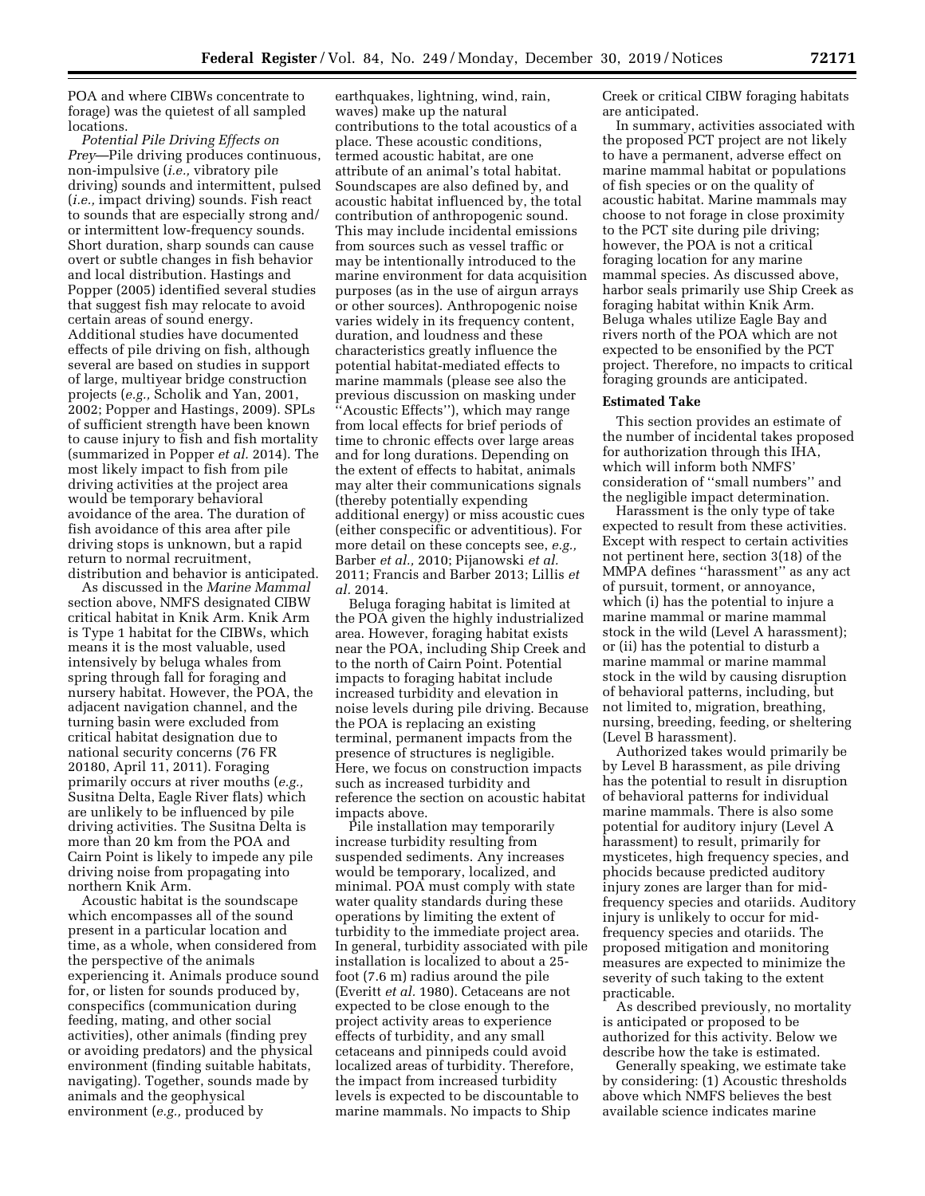POA and where CIBWs concentrate to forage) was the quietest of all sampled locations.

*Potential Pile Driving Effects on Prey*—Pile driving produces continuous, non-impulsive (*i.e.,* vibratory pile driving) sounds and intermittent, pulsed (*i.e.,* impact driving) sounds. Fish react to sounds that are especially strong and/or intermittent low-frequency sounds. Short duration, sharp sounds can cause overt or subtle changes in fish behavior and local distribution. Hastings and Popper (2005) identified several studies that suggest fish may relocate to avoid certain areas of sound energy. Additional studies have documented effects of pile driving on fish, although several are based on studies in support of large, multiyear bridge construction projects (*e.g.,* Scholik and Yan, 2001, 2002; Popper and Hastings, 2009). SPLs of sufficient strength have been known to cause injury to fish and fish mortality (summarized in Popper *et al.* 2014). The most likely impact to fish from pile driving activities at the project area would be temporary behavioral avoidance of the area. The duration of fish avoidance of this area after pile driving stops is unknown, but a rapid return to normal recruitment, distribution and behavior is anticipated.

As discussed in the *Marine Mammal* section above, NMFS designated CIBW critical habitat in Knik Arm. Knik Arm is Type 1 habitat for the CIBWs, which means it is the most valuable, used intensively by beluga whales from spring through fall for foraging and nursery habitat. However, the POA, the adjacent navigation channel, and the turning basin were excluded from critical habitat designation due to national security concerns (76 FR 20180, April 11, 2011). Foraging primarily occurs at river mouths (*e.g.,* Susitna Delta, Eagle River flats) which are unlikely to be influenced by pile driving activities. The Susitna Delta is more than 20 km from the POA and Cairn Point is likely to impede any pile driving noise from propagating into northern Knik Arm.

Acoustic habitat is the soundscape which encompasses all of the sound present in a particular location and time, as a whole, when considered from the perspective of the animals experiencing it. Animals produce sound for, or listen for sounds produced by, conspecifics (communication during feeding, mating, and other social activities), other animals (finding prey or avoiding predators) and the physical environment (finding suitable habitats, navigating). Together, sounds made by animals and the geophysical environment (*e.g.,* produced by earthquakes, lightning, wind, rain, waves) make up the natural contributions to the total acoustics of a place. These acoustic conditions, termed acoustic habitat, are one attribute of an animal's total habitat. Soundscapes are also defined by, and acoustic habitat influenced by, the total contribution of anthropogenic sound. This may include incidental emissions from sources such as vessel traffic or may be intentionally introduced to the marine environment for data acquisition purposes (as in the use of airgun arrays or other sources). Anthropogenic noise varies widely in its frequency content, duration, and loudness and these characteristics greatly influence the potential habitat-mediated effects to marine mammals (please see also the previous discussion on masking under ''Acoustic Effects''), which may range from local effects for brief periods of time to chronic effects over large areas and for long durations. Depending on the extent of effects to habitat, animals may alter their communications signals (thereby potentially expending additional energy) or miss acoustic cues (either conspecific or adventitious). For more detail on these concepts see, *e.g.,* Barber *et al.,* 2010; Pijanowski *et al.* 2011; Francis and Barber 2013; Lillis *et al.* 2014.

Beluga foraging habitat is limited at the POA given the highly industrialized area. However, foraging habitat exists near the POA, including Ship Creek and to the north of Cairn Point. Potential impacts to foraging habitat include increased turbidity and elevation in noise levels during pile driving. Because the POA is replacing an existing terminal, permanent impacts from the presence of structures is negligible. Here, we focus on construction impacts such as increased turbidity and reference the section on acoustic habitat impacts above.

Pile installation may temporarily increase turbidity resulting from suspended sediments. Any increases would be temporary, localized, and minimal. POA must comply with state water quality standards during these operations by limiting the extent of turbidity to the immediate project area. In general, turbidity associated with pile installation is localized to about a 25-foot (7.6 m) radius around the pile (Everitt *et al.* 1980). Cetaceans are not expected to be close enough to the project activity areas to experience effects of turbidity, and any small cetaceans and pinnipeds could avoid localized areas of turbidity. Therefore, the impact from increased turbidity levels is expected to be discountable to marine mammals. No impacts to Ship Creek or critical CIBW foraging habitats are anticipated.

In summary, activities associated with the proposed PCT project are not likely to have a permanent, adverse effect on marine mammal habitat or populations of fish species or on the quality of acoustic habitat. Marine mammals may choose to not forage in close proximity to the PCT site during pile driving; however, the POA is not a critical foraging location for any marine mammal species. As discussed above, harbor seals primarily use Ship Creek as foraging habitat within Knik Arm. Beluga whales utilize Eagle Bay and rivers north of the POA which are not expected to be ensonified by the PCT project. Therefore, no impacts to critical foraging grounds are anticipated.

**Estimated Take**

This section provides an estimate of the number of incidental takes proposed for authorization through this IHA, which will inform both NMFS' consideration of ''small numbers'' and the negligible impact determination.

Harassment is the only type of take expected to result from these activities. Except with respect to certain activities not pertinent here, section 3(18) of the MMPA defines ''harassment'' as any act of pursuit, torment, or annoyance, which (i) has the potential to injure a marine mammal or marine mammal stock in the wild (Level A harassment); or (ii) has the potential to disturb a marine mammal or marine mammal stock in the wild by causing disruption of behavioral patterns, including, but not limited to, migration, breathing, nursing, breeding, feeding, or sheltering (Level B harassment).

Authorized takes would primarily be by Level B harassment, as pile driving has the potential to result in disruption of behavioral patterns for individual marine mammals. There is also some potential for auditory injury (Level A harassment) to result, primarily for mysticetes, high frequency species, and phocids because predicted auditory injury zones are larger than for mid-frequency species and otariids. Auditory injury is unlikely to occur for mid-frequency species and otariids. The proposed mitigation and monitoring measures are expected to minimize the severity of such taking to the extent practicable.

As described previously, no mortality is anticipated or proposed to be authorized for this activity. Below we describe how the take is estimated.

Generally speaking, we estimate take by considering: (1) Acoustic thresholds above which NMFS believes the best available science indicates marine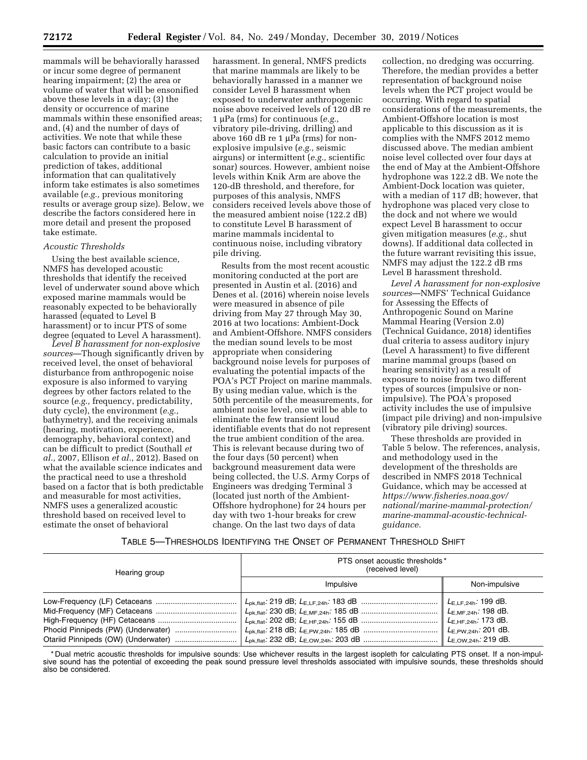mammals will be behaviorally harassed or incur some degree of permanent hearing impairment; (2) the area or volume of water that will be ensonified above these levels in a day; (3) the density or occurrence of marine mammals within these ensonified areas; and, (4) and the number of days of activities. We note that while these basic factors can contribute to a basic calculation to provide an initial prediction of takes, additional information that can qualitatively inform take estimates is also sometimes available (*e.g.,* previous monitoring results or average group size). Below, we describe the factors considered here in more detail and present the proposed take estimate.

*Acoustic Thresholds*

Using the best available science, NMFS has developed acoustic thresholds that identify the received level of underwater sound above which exposed marine mammals would be reasonably expected to be behaviorally harassed (equated to Level B harassment) or to incur PTS of some degree (equated to Level A harassment).

*Level B harassment for non-explosive sources*—Though significantly driven by received level, the onset of behavioral disturbance from anthropogenic noise exposure is also informed to varying degrees by other factors related to the source (*e.g.,* frequency, predictability, duty cycle), the environment (*e.g.,* bathymetry), and the receiving animals (hearing, motivation, experience, demography, behavioral context) and can be difficult to predict (Southall *et al.,* 2007, Ellison *et al.,* 2012). Based on what the available science indicates and the practical need to use a threshold based on a factor that is both predictable and measurable for most activities, NMFS uses a generalized acoustic threshold based on received level to estimate the onset of behavioral harassment. In general, NMFS predicts that marine mammals are likely to be behaviorally harassed in a manner we consider Level B harassment when exposed to underwater anthropogenic noise above received levels of 120 dB re 1 μPa (rms) for continuous (*e.g.,* vibratory pile-driving, drilling) and above 160 dB re 1 μPa (rms) for non-explosive impulsive (*e.g.,* seismic airguns) or intermittent (*e.g.,* scientific sonar) sources. However, ambient noise levels within Knik Arm are above the 120-dB threshold, and therefore, for purposes of this analysis, NMFS considers received levels above those of the measured ambient noise (122.2 dB) to constitute Level B harassment of marine mammals incidental to continuous noise, including vibratory pile driving.

Results from the most recent acoustic monitoring conducted at the port are presented in Austin et al. (2016) and Denes et al. (2016) wherein noise levels were measured in absence of pile driving from May 27 through May 30, 2016 at two locations: Ambient-Dock and Ambient-Offshore. NMFS considers the median sound levels to be most appropriate when considering background noise levels for purposes of evaluating the potential impacts of the POA's PCT Project on marine mammals. By using median value, which is the 50th percentile of the measurements, for ambient noise level, one will be able to eliminate the few transient loud identifiable events that do not represent the true ambient condition of the area. This is relevant because during two of the four days (50 percent) when background measurement data were being collected, the U.S. Army Corps of Engineers was dredging Terminal 3 (located just north of the Ambient-Offshore hydrophone) for 24 hours per day with two 1-hour breaks for crew change. On the last two days of data collection, no dredging was occurring. Therefore, the median provides a better representation of background noise levels when the PCT project would be occurring. With regard to spatial considerations of the measurements, the Ambient-Offshore location is most applicable to this discussion as it is complies with the NMFS 2012 memo discussed above. The median ambient noise level collected over four days at the end of May at the Ambient-Offshore hydrophone was 122.2 dB. We note the Ambient-Dock location was quieter, with a median of 117 dB; however, that hydrophone was placed very close to the dock and not where we would expect Level B harassment to occur given mitigation measures (*e.g.,* shut downs). If additional data collected in the future warrant revisiting this issue, NMFS may adjust the 122.2 dB rms Level B harassment threshold.

*Level A harassment for non-explosive sources*—NMFS' Technical Guidance for Assessing the Effects of Anthropogenic Sound on Marine Mammal Hearing (Version 2.0) (Technical Guidance, 2018) identifies dual criteria to assess auditory injury (Level A harassment) to five different marine mammal groups (based on hearing sensitivity) as a result of exposure to noise from two different types of sources (impulsive or non-impulsive). The POA's proposed activity includes the use of impulsive (impact pile driving) and non-impulsive (vibratory pile driving) sources.

These thresholds are provided in Table 5 below. The references, analysis, and methodology used in the development of the thresholds are described in NMFS 2018 Technical Guidance, which may be accessed at *https://www.fisheries.noaa.gov/national/marine-mammal-protection/marine-mammal-acoustic-technical-guidance.*

TABLE 5—THRESHOLDS IDENTIFYING THE ONSET OF PERMANENT THRESHOLD SHIFT

| Hearing group | PTS onset acoustic thresholds* (received level) | |
|---|---|---|
| | Impulsive | Non-impulsive |
| Low-Frequency (LF) Cetaceans | $L_{pk,flat}$: 219 dB; $L_{E,LF,24h}$: 183 dB | $L_{E,LF,24h}$: 199 dB. |
| Mid-Frequency (MF) Cetaceans | $L_{pk,flat}$: 230 dB; $L_{E,MF,24h}$: 185 dB | $L_{E,MF,24h}$: 198 dB. |
| High-Frequency (HF) Cetaceans | $L_{pk,flat}$: 202 dB; $L_{E,HF,24h}$: 155 dB | $L_{E,HF,24h}$: 173 dB. |
| Phocid Pinnipeds (PW) (Underwater) | $L_{pk,flat}$: 218 dB; $L_{E,PW,24h}$: 185 dB | $L_{E,PW,24h}$: 201 dB. |
| Otariid Pinnipeds (OW) (Underwater) | $L_{pk,flat}$: 232 dB; $L_{E,OW,24h}$: 203 dB | $L_{E,OW,24h}$: 219 dB. |

* Dual metric acoustic thresholds for impulsive sounds: Use whichever results in the largest isopleth for calculating PTS onset. If a non-impulsive sound has the potential of exceeding the peak sound pressure level thresholds associated with impulsive sounds, these thresholds should also be considered.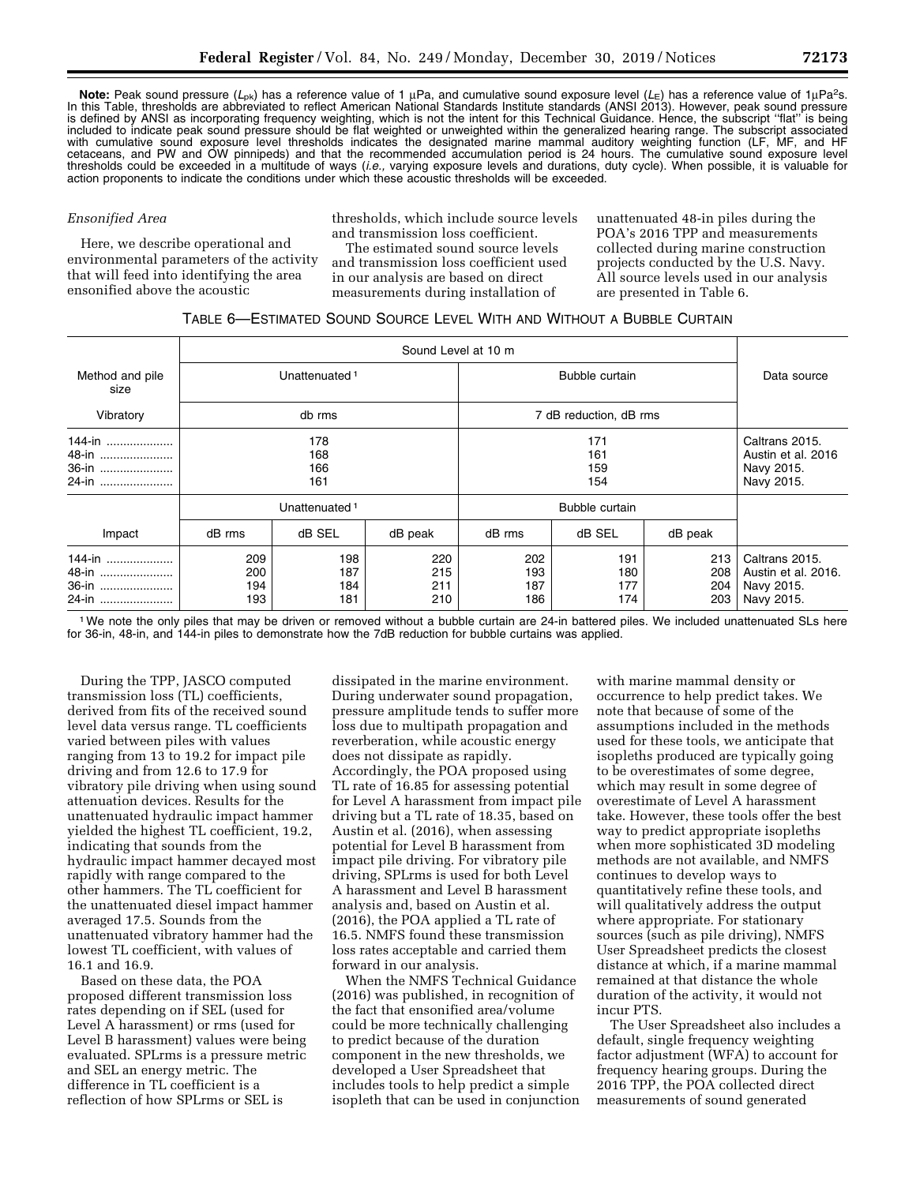**Note:** Peak sound pressure ($L_{pk}$) has a reference value of 1 μPa, and cumulative sound exposure level ($L_E$) has a reference value of 1μPa²s. In this Table, thresholds are abbreviated to reflect American National Standards Institute standards (ANSI 2013). However, peak sound pressure is defined by ANSI as incorporating frequency weighting, which is not the intent for this Technical Guidance. Hence, the subscript "flat" is being included to indicate peak sound pressure should be flat weighted or unweighted within the generalized hearing range. The subscript associated with cumulative sound exposure level thresholds indicates the designated marine mammal auditory weighting function (LF, MF, and HF cetaceans, and PW and OW pinnipeds) and that the recommended accumulation period is 24 hours. The cumulative sound exposure level thresholds could be exceeded in a multitude of ways (*i.e.,* varying exposure levels and durations, duty cycle). When possible, it is valuable for action proponents to indicate the conditions under which these acoustic thresholds will be exceeded.

*Ensonified Area*

Here, we describe operational and environmental parameters of the activity that will feed into identifying the area ensonified above the acoustic thresholds, which include source levels and transmission loss coefficient.

The estimated sound source levels and transmission loss coefficient used in our analysis are based on direct measurements during installation of unattenuated 48-in piles during the POA's 2016 TPP and measurements collected during marine construction projects conducted by the U.S. Navy. All source levels used in our analysis are presented in Table 6.

TABLE 6—ESTIMATED SOUND SOURCE LEVEL WITH AND WITHOUT A BUBBLE CURTAIN

| Method and pile size | Sound Level at 10 m | | | | | | Data source |
|---|---|---|---|---|---|---|---|
| | Unattenuated[1] | | | Bubble curtain | | | |
| Vibratory | db rms | | | 7 dB reduction, dB rms | | | |
| 144-in | 178 | | | 171 | | | Caltrans 2015. |
| 48-in | 168 | | | 161 | | | Austin et al. 2016 |
| 36-in | 166 | | | 159 | | | Navy 2015. |
| 24-in | 161 | | | 154 | | | Navy 2015. |
| | Unattenuated[1] | | | Bubble curtain | | | |
| Impact | dB rms | dB SEL | dB peak | dB rms | dB SEL | dB peak | |
| 144-in | 209 | 198 | 220 | 202 | 191 | 213 | Caltrans 2015. |
| 48-in | 200 | 187 | 215 | 193 | 180 | 208 | Austin et al. 2016. |
| 36-in | 194 | 184 | 211 | 187 | 177 | 204 | Navy 2015. |
| 24-in | 193 | 181 | 210 | 186 | 174 | 203 | Navy 2015. |

[1] We note the only piles that may be driven or removed without a bubble curtain are 24-in battered piles. We included unattenuated SLs here for 36-in, 48-in, and 144-in piles to demonstrate how the 7dB reduction for bubble curtains was applied.

During the TPP, JASCO computed transmission loss (TL) coefficients, derived from fits of the received sound level data versus range. TL coefficients varied between piles with values ranging from 13 to 19.2 for impact pile driving and from 12.6 to 17.9 for vibratory pile driving when using sound attenuation devices. Results for the unattenuated hydraulic impact hammer yielded the highest TL coefficient, 19.2, indicating that sounds from the hydraulic impact hammer decayed most rapidly with range compared to the other hammers. The TL coefficient for the unattenuated diesel impact hammer averaged 17.5. Sounds from the unattenuated vibratory hammer had the lowest TL coefficient, with values of 16.1 and 16.9.

Based on these data, the POA proposed different transmission loss rates depending on if SEL (used for Level A harassment) or rms (used for Level B harassment) values were being evaluated. SPLrms is a pressure metric and SEL an energy metric. The difference in TL coefficient is a reflection of how SPLrms or SEL is dissipated in the marine environment. During underwater sound propagation, pressure amplitude tends to suffer more loss due to multipath propagation and reverberation, while acoustic energy does not dissipate as rapidly. Accordingly, the POA proposed using TL rate of 16.85 for assessing potential for Level A harassment from impact pile driving but a TL rate of 18.35, based on Austin et al. (2016), when assessing potential for Level B harassment from impact pile driving. For vibratory pile driving, SPLrms is used for both Level A harassment and Level B harassment analysis and, based on Austin et al. (2016), the POA applied a TL rate of 16.5. NMFS found these transmission loss rates acceptable and carried them forward in our analysis.

When the NMFS Technical Guidance (2016) was published, in recognition of the fact that ensonified area/volume could be more technically challenging to predict because of the duration component in the new thresholds, we developed a User Spreadsheet that includes tools to help predict a simple isopleth that can be used in conjunction with marine mammal density or occurrence to help predict takes. We note that because of some of the assumptions included in the methods used for these tools, we anticipate that isopleths produced are typically going to be overestimates of some degree, which may result in some degree of overestimate of Level A harassment take. However, these tools offer the best way to predict appropriate isopleths when more sophisticated 3D modeling methods are not available, and NMFS continues to develop ways to quantitatively refine these tools, and will qualitatively address the output where appropriate. For stationary sources (such as pile driving), NMFS User Spreadsheet predicts the closest distance at which, if a marine mammal remained at that distance the whole duration of the activity, it would not incur PTS.

The User Spreadsheet also includes a default, single frequency weighting factor adjustment (WFA) to account for frequency hearing groups. During the 2016 TPP, the POA collected direct measurements of sound generated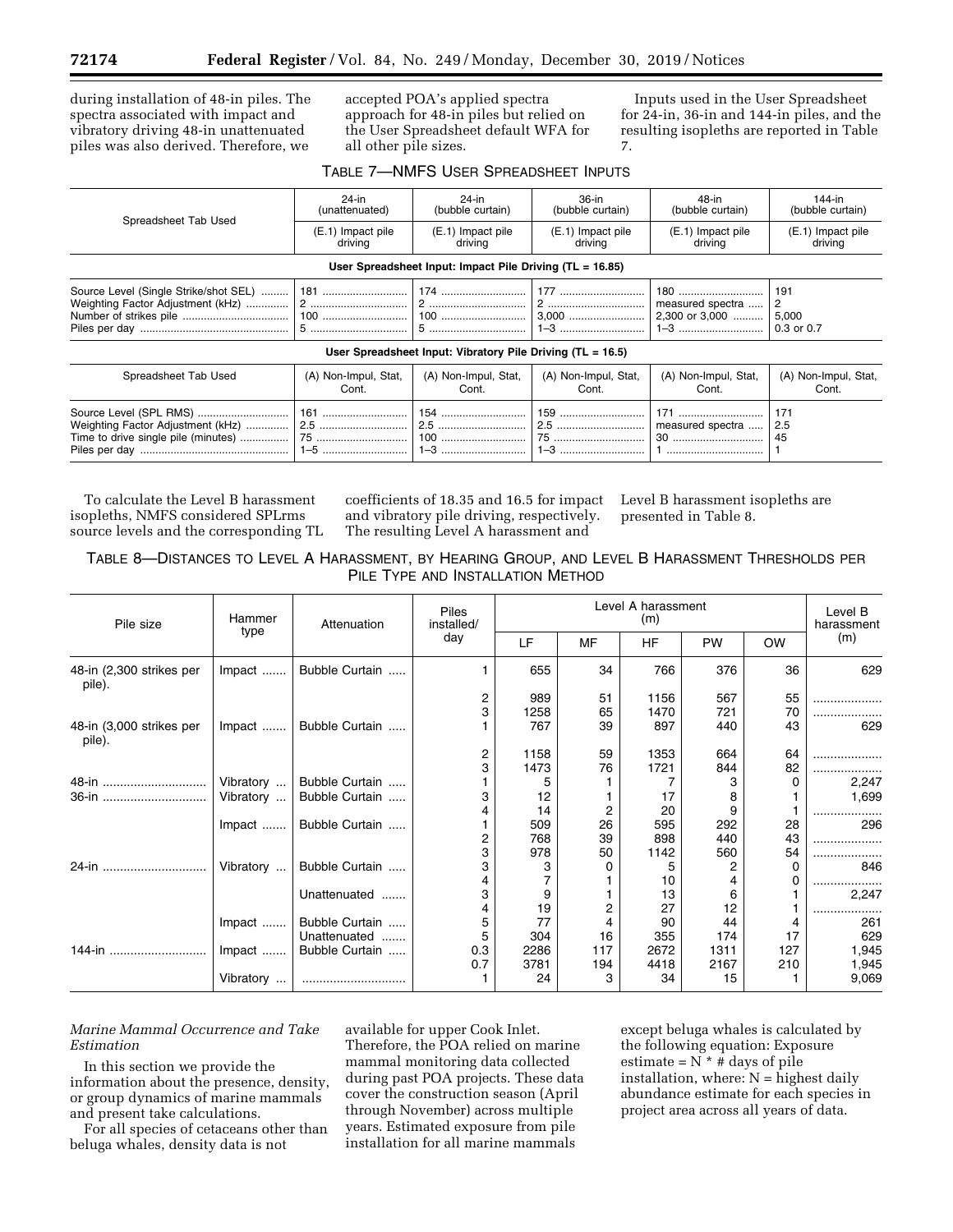during installation of 48-in piles. The spectra associated with impact and vibratory driving 48-in unattenuated piles was also derived. Therefore, we accepted POA's applied spectra approach for 48-in piles but relied on the User Spreadsheet default WFA for all other pile sizes.

Inputs used in the User Spreadsheet for 24-in, 36-in and 144-in piles, and the resulting isopleths are reported in Table 7.

TABLE 7—NMFS USER SPREADSHEET INPUTS

| Spreadsheet Tab Used | 24-in (unattenuated) | 24-in (bubble curtain) | 36-in (bubble curtain) | 48-in (bubble curtain) | 144-in (bubble curtain) |
|---|---|---|---|---|---|
| | (E.1) Impact pile driving | (E.1) Impact pile driving | (E.1) Impact pile driving | (E.1) Impact pile driving | (E.1) Impact pile driving |
| **User Spreadsheet Input: Impact Pile Driving (TL = 16.85)** | | | | | |
| Source Level (Single Strike/shot SEL) | 181 | 174 | 177 | 180 | 191 |
| Weighting Factor Adjustment (kHz) | 2 | 2 | 2 | measured spectra | 2 |
| Number of strikes pile | 100 | 100 | 3,000 | 2,300 or 3,000 | 5,000 |
| Piles per day | 5 | 5 | 1–3 | 1–3 | 0.3 or 0.7 |
| **User Spreadsheet Input: Vibratory Pile Driving (TL = 16.5)** | | | | | |
| Spreadsheet Tab Used | (A) Non-Impul, Stat, Cont. | (A) Non-Impul, Stat, Cont. | (A) Non-Impul, Stat, Cont. | (A) Non-Impul, Stat, Cont. | (A) Non-Impul, Stat, Cont. |
| Source Level (SPL RMS) | 161 | 154 | 159 | 171 | 171 |
| Weighting Factor Adjustment (kHz) | 2.5 | 2.5 | 2.5 | measured spectra | 2.5 |
| Time to drive single pile (minutes) | 75 | 100 | 75 | 30 | 45 |
| Piles per day | 1–5 | 1–3 | 1–3 | 1 | 1 |

To calculate the Level B harassment isopleths, NMFS considered SPLrms source levels and the corresponding TL coefficients of 18.35 and 16.5 for impact and vibratory pile driving, respectively. The resulting Level A harassment and Level B harassment isopleths are presented in Table 8.

TABLE 8—DISTANCES TO LEVEL A HARASSMENT, BY HEARING GROUP, AND LEVEL B HARASSMENT THRESHOLDS PER PILE TYPE AND INSTALLATION METHOD

| Pile size | Hammer type | Attenuation | Piles installed/day | Level A harassment (m) | | | | | Level B harassment (m) |
|---|---|---|---|---|---|---|---|---|---|
| | | | | LF | MF | HF | PW | OW | |
| 48-in (2,300 strikes per pile). | Impact | Bubble Curtain | 1 | 655 | 34 | 766 | 376 | 36 | 629 |
| | | | 2 | 989 | 51 | 1156 | 567 | 55 | |
| | | | 3 | 1258 | 65 | 1470 | 721 | 70 | |
| 48-in (3,000 strikes per pile). | Impact | Bubble Curtain | 1 | 767 | 39 | 897 | 440 | 43 | 629 |
| | | | 2 | 1158 | 59 | 1353 | 664 | 64 | |
| | | | 3 | 1473 | 76 | 1721 | 844 | 82 | |
| 48-in | Vibratory | Bubble Curtain | 1 | 5 | 1 | 7 | 3 | 0 | 2,247 |
| 36-in | Vibratory | Bubble Curtain | 3 | 12 | 1 | 17 | 8 | 1 | 1,699 |
| | | | 4 | 14 | 2 | 20 | 9 | 1 | |
| | Impact | Bubble Curtain | 1 | 509 | 26 | 595 | 292 | 28 | 296 |
| | | | 2 | 768 | 39 | 898 | 440 | 43 | |
| | | | 3 | 978 | 50 | 1142 | 560 | 54 | |
| 24-in | Vibratory | Bubble Curtain | 3 | 3 | 0 | 5 | 2 | 0 | 846 |
| | | | 4 | 7 | 1 | 10 | 4 | 0 | |
| | | Unattenuated | 3 | 9 | 1 | 13 | 6 | 1 | 2,247 |
| | | | 4 | 19 | 2 | 27 | 12 | 1 | |
| | Impact | Bubble Curtain | 5 | 77 | 4 | 90 | 44 | 4 | 261 |
| | | Unattenuated | 5 | 304 | 16 | 355 | 174 | 17 | 629 |
| 144-in | Impact | Bubble Curtain | 0.3 | 2286 | 117 | 2672 | 1311 | 127 | 1,945 |
| | | | 0.7 | 3781 | 194 | 4418 | 2167 | 210 | 1,945 |
| | Vibratory | | 1 | 24 | 3 | 34 | 15 | 1 | 9,069 |

*Marine Mammal Occurrence and Take Estimation*

In this section we provide the information about the presence, density, or group dynamics of marine mammals and present take calculations.

For all species of cetaceans other than beluga whales, density data is not available for upper Cook Inlet. Therefore, the POA relied on marine mammal monitoring data collected during past POA projects. These data cover the construction season (April through November) across multiple years. Estimated exposure from pile installation for all marine mammals except beluga whales is calculated by the following equation: Exposure estimate = N * # days of pile installation, where: N = highest daily abundance estimate for each species in project area across all years of data.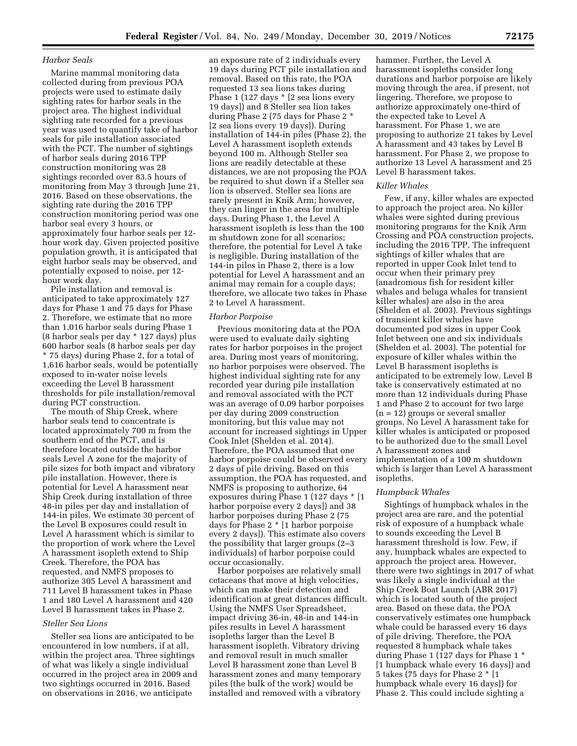### *Harbor Seals*

Marine mammal monitoring data collected during from previous POA projects were used to estimate daily sighting rates for harbor seals in the project area. The highest individual sighting rate recorded for a previous year was used to quantify take of harbor seals for pile installation associated with the PCT. The number of sightings of harbor seals during 2016 TPP construction monitoring was 28 sightings recorded over 83.5 hours of monitoring from May 3 through June 21, 2016. Based on these observations, the sighting rate during the 2016 TPP construction monitoring period was one harbor seal every 3 hours, or approximately four harbor seals per 12-hour work day. Given projected positive population growth, it is anticipated that eight harbor seals may be observed, and potentially exposed to noise, per 12-hour work day.

Pile installation and removal is anticipated to take approximately 127 days for Phase 1 and 75 days for Phase 2. Therefore, we estimate that no more than 1,016 harbor seals during Phase 1 (8 harbor seals per day * 127 days) plus 600 harbor seals (8 harbor seals per day * 75 days) during Phase 2, for a total of 1,616 harbor seals, would be potentially exposed to in-water noise levels exceeding the Level B harassment thresholds for pile installation/removal during PCT construction.

The mouth of Ship Creek, where harbor seals tend to concentrate is located approximately 700 m from the southern end of the PCT, and is therefore located outside the harbor seals Level A zone for the majority of pile sizes for both impact and vibratory pile installation. However, there is potential for Level A harassment near Ship Creek during installation of three 48-in piles per day and installation of 144-in piles. We estimate 30 percent of the Level B exposures could result in Level A harassment which is similar to the proportion of work where the Level A harassment isopleth extend to Ship Creek. Therefore, the POA has requested, and NMFS proposes to authorize 305 Level A harassment and 711 Level B harassment takes in Phase 1 and 180 Level A harassment and 420 Level B harassment takes in Phase 2.

### *Steller Sea Lions*

Steller sea lions are anticipated to be encountered in low numbers, if at all, within the project area. Three sightings of what was likely a single individual occurred in the project area in 2009 and two sightings occurred in 2016. Based on observations in 2016, we anticipate an exposure rate of 2 individuals every 19 days during PCT pile installation and removal. Based on this rate, the POA requested 13 sea lions takes during Phase 1 (127 days * [2 sea lions every 19 days]) and 8 Steller sea lion takes during Phase 2 (75 days for Phase 2 * [2 sea lions every 19 days]). During installation of 144-in piles (Phase 2), the Level A harassment isopleth extends beyond 100 m. Although Steller sea lions are readily detectable at these distances, we are not proposing the POA be required to shut down if a Steller sea lion is observed. Steller sea lions are rarely present in Knik Arm; however, they can linger in the area for multiple days. During Phase 1, the Level A harassment isopleth is less than the 100 m shutdown zone for all scenarios; therefore, the potential for Level A take is negligible. During installation of the 144-in piles in Phase 2, there is a low potential for Level A harassment and an animal may remain for a couple days; therefore, we allocate two takes in Phase 2 to Level A harassment.

### *Harbor Porpoise*

Previous monitoring data at the POA were used to evaluate daily sighting rates for harbor porpoises in the project area. During most years of monitoring, no harbor porpoises were observed. The highest individual sighting rate for any recorded year during pile installation and removal associated with the PCT was an average of 0.09 harbor porpoises per day during 2009 construction monitoring, but this value may not account for increased sightings in Upper Cook Inlet (Shelden et al. 2014). Therefore, the POA assumed that one harbor porpoise could be observed every 2 days of pile driving. Based on this assumption, the POA has requested, and NMFS is proposing to authorize, 64 exposures during Phase 1 (127 days * [1 harbor porpoise every 2 days]) and 38 harbor porpoises during Phase 2 (75 days for Phase 2 * [1 harbor porpoise every 2 days]). This estimate also covers the possibility that larger groups (2–3 individuals) of harbor porpoise could occur occasionally.

Harbor porpoises are relatively small cetaceans that move at high velocities, which can make their detection and identification at great distances difficult. Using the NMFS User Spreadsheet, impact driving 36-in, 48-in and 144-in piles results in Level A harassment isopleths larger than the Level B harassment isopleth. Vibratory driving and removal result in much smaller Level B harassment zone than Level B harassment zones and many temporary piles (the bulk of the work) would be installed and removed with a vibratory hammer. Further, the Level A harassment isopleths consider long durations and harbor porpoise are likely moving through the area, if present, not lingering. Therefore, we propose to authorize approximately one-third of the expected take to Level A harassment. For Phase 1, we are proposing to authorize 21 takes by Level A harassment and 43 takes by Level B harassment. For Phase 2, we propose to authorize 13 Level A harassment and 25 Level B harassment takes.

### *Killer Whales*

Few, if any, killer whales are expected to approach the project area. No killer whales were sighted during previous monitoring programs for the Knik Arm Crossing and POA construction projects, including the 2016 TPP. The infrequent sightings of killer whales that are reported in upper Cook Inlet tend to occur when their primary prey (anadromous fish for resident killer whales and beluga whales for transient killer whales) are also in the area (Shelden et al. 2003). Previous sightings of transient killer whales have documented pod sizes in upper Cook Inlet between one and six individuals (Shelden et al. 2003). The potential for exposure of killer whales within the Level B harassment isopleths is anticipated to be extremely low. Level B take is conservatively estimated at no more than 12 individuals during Phase 1 and Phase 2 to account for two large (n = 12) groups or several smaller groups. No Level A harassment take for killer whales is anticipated or proposed to be authorized due to the small Level A harassment zones and implementation of a 100 m shutdown which is larger than Level A harassment isopleths.

### *Humpback Whales*

Sightings of humpback whales in the project area are rare, and the potential risk of exposure of a humpback whale to sounds exceeding the Level B harassment threshold is low. Few, if any, humpback whales are expected to approach the project area. However, there were two sightings in 2017 of what was likely a single individual at the Ship Creek Boat Launch (ABR 2017) which is located south of the project area. Based on these data, the POA conservatively estimates one humpback whale could be harassed every 16 days of pile driving. Therefore, the POA requested 8 humpback whale takes during Phase 1 (127 days for Phase 1 * [1 humpback whale every 16 days]) and 5 takes (75 days for Phase 2 * [1 humpback whale every 16 days]) for Phase 2. This could include sighting a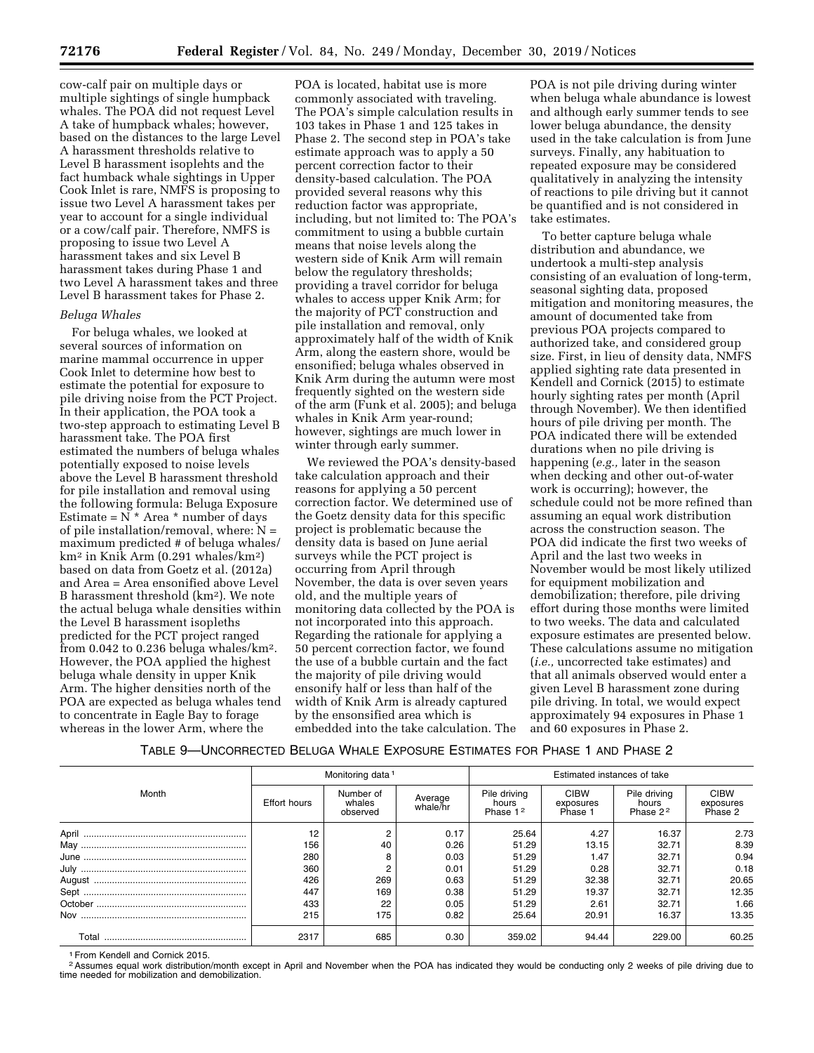cow-calf pair on multiple days or multiple sightings of single humpback whales. The POA did not request Level A take of humpback whales; however, based on the distances to the large Level A harassment thresholds relative to Level B harassment isoplehts and the fact humback whale sightings in Upper Cook Inlet is rare, NMFS is proposing to issue two Level A harassment takes per year to account for a single individual or a cow/calf pair. Therefore, NMFS is proposing to issue two Level A harassment takes and six Level B harassment takes during Phase 1 and two Level A harassment takes and three Level B harassment takes for Phase 2.

*Beluga Whales*

For beluga whales, we looked at several sources of information on marine mammal occurrence in upper Cook Inlet to determine how best to estimate the potential for exposure to pile driving noise from the PCT Project. In their application, the POA took a two-step approach to estimating Level B harassment take. The POA first estimated the numbers of beluga whales potentially exposed to noise levels above the Level B harassment threshold for pile installation and removal using the following formula: Beluga Exposure Estimate = N * Area * number of days of pile installation/removal, where: N = maximum predicted # of beluga whales/ $km^2$ in Knik Arm (0.291 whales/$km^2$) based on data from Goetz et al. (2012a) and Area = Area ensonified above Level B harassment threshold ($km^2$). We note the actual beluga whale densities within the Level B harassment isopleths predicted for the PCT project ranged from 0.042 to 0.236 beluga whales/$km^2$. However, the POA applied the highest beluga whale density in upper Knik Arm. The higher densities north of the POA are expected as beluga whales tend to concentrate in Eagle Bay to forage whereas in the lower Arm, where the POA is located, habitat use is more commonly associated with traveling. The POA's simple calculation results in 103 takes in Phase 1 and 125 takes in Phase 2. The second step in POA's take estimate approach was to apply a 50 percent correction factor to their density-based calculation. The POA provided several reasons why this reduction factor was appropriate, including, but not limited to: The POA's commitment to using a bubble curtain means that noise levels along the western side of Knik Arm will remain below the regulatory thresholds; providing a travel corridor for beluga whales to access upper Knik Arm; for the majority of PCT construction and pile installation and removal, only approximately half of the width of Knik Arm, along the eastern shore, would be ensonified; beluga whales observed in Knik Arm during the autumn were most frequently sighted on the western side of the arm (Funk et al. 2005); and beluga whales in Knik Arm year-round; however, sightings are much lower in winter through early summer.

We reviewed the POA's density-based take calculation approach and their reasons for applying a 50 percent correction factor. We determined use of the Goetz density data for this specific project is problematic because the density data is based on June aerial surveys while the PCT project is occurring from April through November, the data is over seven years old, and the multiple years of monitoring data collected by the POA is not incorporated into this approach. Regarding the rationale for applying a 50 percent correction factor, we found the use of a bubble curtain and the fact the majority of pile driving would ensonify half or less than half of the width of Knik Arm is already captured by the ensonified area which is embedded into the take calculation. The POA is not pile driving during winter when beluga whale abundance is lowest and although early summer tends to see lower beluga abundance, the density used in the take calculation is from June surveys. Finally, any habituation to repeated exposure may be considered qualitatively in analyzing the intensity of reactions to pile driving but it cannot be quantified and is not considered in take estimates.

To better capture beluga whale distribution and abundance, we undertook a multi-step analysis consisting of an evaluation of long-term, seasonal sighting data, proposed mitigation and monitoring measures, the amount of documented take from previous POA projects compared to authorized take, and considered group size. First, in lieu of density data, NMFS applied sighting rate data presented in Kendell and Cornick (2015) to estimate hourly sighting rates per month (April through November). We then identified hours of pile driving per month. The POA indicated there will be extended durations when no pile driving is happening (*e.g.,* later in the season when decking and other out-of-water work is occurring); however, the schedule could not be more refined than assuming an equal work distribution across the construction season. The POA did indicate the first two weeks of April and the last two weeks in November would be most likely utilized for equipment mobilization and demobilization; therefore, pile driving effort during those months were limited to two weeks. The data and calculated exposure estimates are presented below. These calculations assume no mitigation (*i.e.,* uncorrected take estimates) and that all animals observed would enter a given Level B harassment zone during pile driving. In total, we would expect approximately 94 exposures in Phase 1 and 60 exposures in Phase 2.

TABLE 9—UNCORRECTED BELUGA WHALE EXPOSURE ESTIMATES FOR PHASE 1 AND PHASE 2

| Month | Monitoring data [1] | | | Estimated instances of take | | | |
|---|---|---|---|---|---|---|---|
| | Effort hours | Number of whales observed | Average whale/hr | Pile driving hours Phase 1 [2] | CIBW exposures Phase 1 | Pile driving hours Phase 2 [2] | CIBW exposures Phase 2 |
| April | 12 | 2 | 0.17 | 25.64 | 4.27 | 16.37 | 2.73 |
| May | 156 | 40 | 0.26 | 51.29 | 13.15 | 32.71 | 8.39 |
| June | 280 | 8 | 0.03 | 51.29 | 1.47 | 32.71 | 0.94 |
| July | 360 | 2 | 0.01 | 51.29 | 0.28 | 32.71 | 0.18 |
| August | 426 | 269 | 0.63 | 51.29 | 32.38 | 32.71 | 20.65 |
| Sept | 447 | 169 | 0.38 | 51.29 | 19.37 | 32.71 | 12.35 |
| October | 433 | 22 | 0.05 | 51.29 | 2.61 | 32.71 | 1.66 |
| Nov | 215 | 175 | 0.82 | 25.64 | 20.91 | 16.37 | 13.35 |
| Total | 2317 | 685 | 0.30 | 359.02 | 94.44 | 229.00 | 60.25 |

[1] From Kendell and Cornick 2015.
[2] Assumes equal work distribution/month except in April and November when the POA has indicated they would be conducting only 2 weeks of pile driving due to time needed for mobilization and demobilization.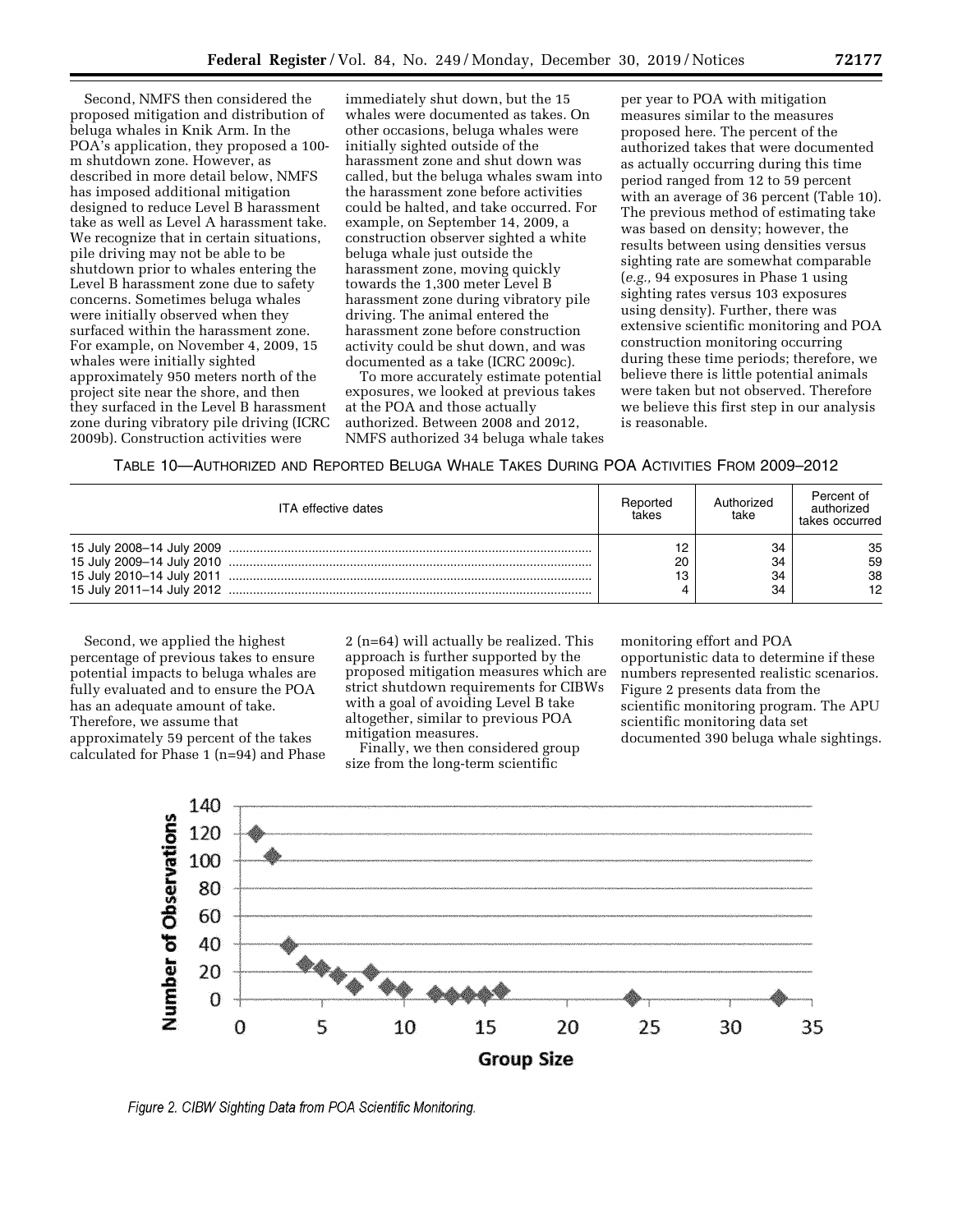Second, NMFS then considered the proposed mitigation and distribution of beluga whales in Knik Arm. In the POA's application, they proposed a 100-m shutdown zone. However, as described in more detail below, NMFS has imposed additional mitigation designed to reduce Level B harassment take as well as Level A harassment take. We recognize that in certain situations, pile driving may not be able to be shutdown prior to whales entering the Level B harassment zone due to safety concerns. Sometimes beluga whales were initially observed when they surfaced within the harassment zone. For example, on November 4, 2009, 15 whales were initially sighted approximately 950 meters north of the project site near the shore, and then they surfaced in the Level B harassment zone during vibratory pile driving (ICRC 2009b). Construction activities were immediately shut down, but the 15 whales were documented as takes. On other occasions, beluga whales were initially sighted outside of the harassment zone and shut down was called, but the beluga whales swam into the harassment zone before activities could be halted, and take occurred. For example, on September 14, 2009, a construction observer sighted a white beluga whale just outside the harassment zone, moving quickly towards the 1,300 meter Level B harassment zone during vibratory pile driving. The animal entered the harassment zone before construction activity could be shut down, and was documented as a take (ICRC 2009c).

To more accurately estimate potential exposures, we looked at previous takes at the POA and those actually authorized. Between 2008 and 2012, NMFS authorized 34 beluga whale takes per year to POA with mitigation measures similar to the measures proposed here. The percent of the authorized takes that were documented as actually occurring during this time period ranged from 12 to 59 percent with an average of 36 percent (Table 10). The previous method of estimating take was based on density; however, the results between using densities versus sighting rate are somewhat comparable (*e.g.,* 94 exposures in Phase 1 using sighting rates versus 103 exposures using density). Further, there was extensive scientific monitoring and POA construction monitoring occurring during these time periods; therefore, we believe there is little potential animals were taken but not observed. Therefore we believe this first step in our analysis is reasonable.

TABLE 10—AUTHORIZED AND REPORTED BELUGA WHALE TAKES DURING POA ACTIVITIES FROM 2009–2012

| ITA effective dates | Reported takes | Authorized take | Percent of authorized takes occurred |
|---|---|---|---|
| 15 July 2008–14 July 2009 | 12 | 34 | 35 |
| 15 July 2009–14 July 2010 | 20 | 34 | 59 |
| 15 July 2010–14 July 2011 | 13 | 34 | 38 |
| 15 July 2011–14 July 2012 | 4 | 34 | 12 |

Second, we applied the highest percentage of previous takes to ensure potential impacts to beluga whales are fully evaluated and to ensure the POA has an adequate amount of take. Therefore, we assume that approximately 59 percent of the takes calculated for Phase 1 (n=94) and Phase 2 (n=64) will actually be realized. This approach is further supported by the proposed mitigation measures which are strict shutdown requirements for CIBWs with a goal of avoiding Level B take altogether, similar to previous POA mitigation measures.

Finally, we then considered group size from the long-term scientific monitoring effort and POA opportunistic data to determine if these numbers represented realistic scenarios. Figure 2 presents data from the scientific monitoring program. The APU scientific monitoring data set documented 390 beluga whale sightings.

Figure 2. CIBW Sighting Data from POA Scientific Monitoring.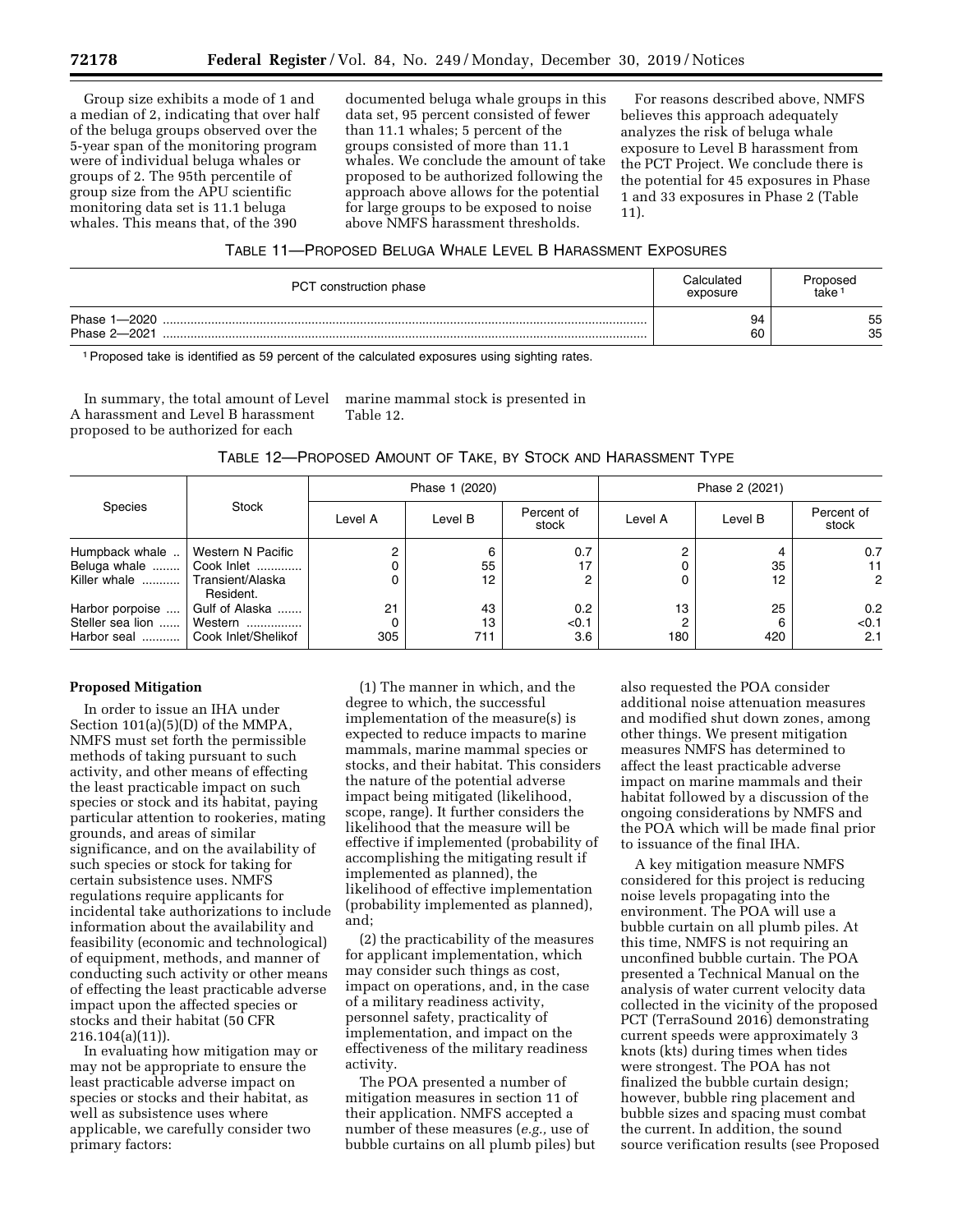Group size exhibits a mode of 1 and a median of 2, indicating that over half of the beluga groups observed over the 5-year span of the monitoring program were of individual beluga whales or groups of 2. The 95th percentile of group size from the APU scientific monitoring data set is 11.1 beluga whales. This means that, of the 390 documented beluga whale groups in this data set, 95 percent consisted of fewer than 11.1 whales; 5 percent of the groups consisted of more than 11.1 whales. We conclude the amount of take proposed to be authorized following the approach above allows for the potential for large groups to be exposed to noise above NMFS harassment thresholds.

For reasons described above, NMFS believes this approach adequately analyzes the risk of beluga whale exposure to Level B harassment from the PCT Project. We conclude there is the potential for 45 exposures in Phase 1 and 33 exposures in Phase 2 (Table 11).

TABLE 11—PROPOSED BELUGA WHALE LEVEL B HARASSMENT EXPOSURES

| PCT construction phase | Calculated exposure | Proposed take [1] |
|---|---|---|
| Phase 1—2020 | 94 | 55 |
| Phase 2—2021 | 60 | 35 |

[1] Proposed take is identified as 59 percent of the calculated exposures using sighting rates.

In summary, the total amount of Level A harassment and Level B harassment proposed to be authorized for each marine mammal stock is presented in Table 12.

TABLE 12—PROPOSED AMOUNT OF TAKE, BY STOCK AND HARASSMENT TYPE

| Species | Stock | Phase 1 (2020) | | | Phase 2 (2021) | | |
|---|---|---|---|---|---|---|---|
| | | Level A | Level B | Percent of stock | Level A | Level B | Percent of stock |
| Humpback whale | Western N Pacific | 2 | 6 | 0.7 | 2 | 4 | 0.7 |
| Beluga whale | Cook Inlet | 0 | 55 | 17 | 0 | 35 | 11 |
| Killer whale | Transient/Alaska Resident. | 0 | 12 | 2 | 0 | 12 | 2 |
| Harbor porpoise | Gulf of Alaska | 21 | 43 | 0.2 | 13 | 25 | 0.2 |
| Steller sea lion | Western | 0 | 13 | <0.1 | 2 | 6 | <0.1 |
| Harbor seal | Cook Inlet/Shelikof | 305 | 711 | 3.6 | 180 | 420 | 2.1 |

**Proposed Mitigation**

In order to issue an IHA under Section 101(a)(5)(D) of the MMPA, NMFS must set forth the permissible methods of taking pursuant to such activity, and other means of effecting the least practicable impact on such species or stock and its habitat, paying particular attention to rookeries, mating grounds, and areas of similar significance, and on the availability of such species or stock for taking for certain subsistence uses. NMFS regulations require applicants for incidental take authorizations to include information about the availability and feasibility (economic and technological) of equipment, methods, and manner of conducting such activity or other means of effecting the least practicable adverse impact upon the affected species or stocks and their habitat (50 CFR 216.104(a)(11)).

In evaluating how mitigation may or may not be appropriate to ensure the least practicable adverse impact on species or stocks and their habitat, as well as subsistence uses where applicable, we carefully consider two primary factors:

(1) The manner in which, and the degree to which, the successful implementation of the measure(s) is expected to reduce impacts to marine mammals, marine mammal species or stocks, and their habitat. This considers the nature of the potential adverse impact being mitigated (likelihood, scope, range). It further considers the likelihood that the measure will be effective if implemented (probability of accomplishing the mitigating result if implemented as planned), the likelihood of effective implementation (probability implemented as planned), and;

(2) the practicability of the measures for applicant implementation, which may consider such things as cost, impact on operations, and, in the case of a military readiness activity, personnel safety, practicality of implementation, and impact on the effectiveness of the military readiness activity.

The POA presented a number of mitigation measures in section 11 of their application. NMFS accepted a number of these measures (*e.g.,* use of bubble curtains on all plumb piles) but also requested the POA consider additional noise attenuation measures and modified shut down zones, among other things. We present mitigation measures NMFS has determined to affect the least practicable adverse impact on marine mammals and their habitat followed by a discussion of the ongoing considerations by NMFS and the POA which will be made final prior to issuance of the final IHA.

A key mitigation measure NMFS considered for this project is reducing noise levels propagating into the environment. The POA will use a bubble curtain on all plumb piles. At this time, NMFS is not requiring an unconfined bubble curtain. The POA presented a Technical Manual on the analysis of water current velocity data collected in the vicinity of the proposed PCT (TerraSound 2016) demonstrating current speeds were approximately 3 knots (kts) during times when tides were strongest. The POA has not finalized the bubble curtain design; however, bubble ring placement and bubble sizes and spacing must combat the current. In addition, the sound source verification results (see Proposed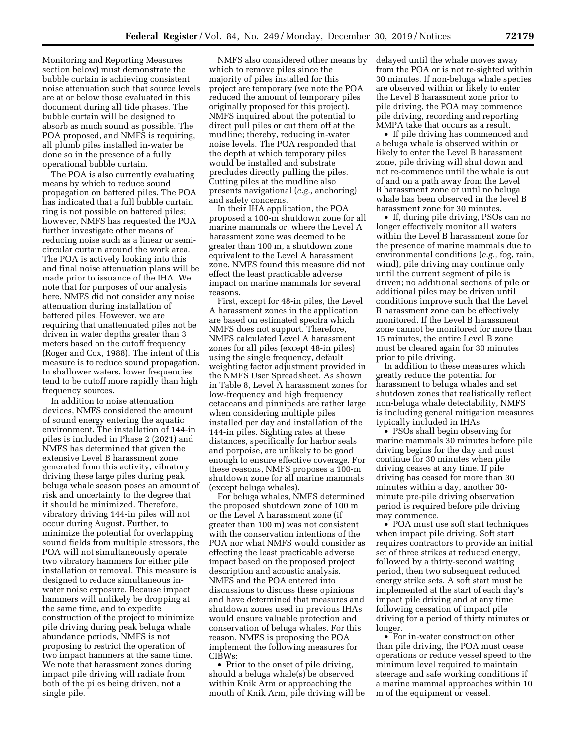Monitoring and Reporting Measures section below) must demonstrate the bubble curtain is achieving consistent noise attenuation such that source levels are at or below those evaluated in this document during all tide phases. The bubble curtain will be designed to absorb as much sound as possible. The POA proposed, and NMFS is requiring, all plumb piles installed in-water be done so in the presence of a fully operational bubble curtain.

The POA is also currently evaluating means by which to reduce sound propagation on battered piles. The POA has indicated that a full bubble curtain ring is not possible on battered piles; however, NMFS has requested the POA further investigate other means of reducing noise such as a linear or semi-circular curtain around the work area. The POA is actively looking into this and final noise attenuation plans will be made prior to issuance of the IHA. We note that for purposes of our analysis here, NMFS did not consider any noise attenuation during installation of battered piles. However, we are requiring that unattenuated piles not be driven in water depths greater than 3 meters based on the cutoff frequency (Roger and Cox, 1988). The intent of this measure is to reduce sound propagation. In shallower waters, lower frequencies tend to be cutoff more rapidly than high frequency sources.

In addition to noise attenuation devices, NMFS considered the amount of sound energy entering the aquatic environment. The installation of 144-in piles is included in Phase 2 (2021) and NMFS has determined that given the extensive Level B harassment zone generated from this activity, vibratory driving these large piles during peak beluga whale season poses an amount of risk and uncertainty to the degree that it should be minimized. Therefore, vibratory driving 144-in piles will not occur during August. Further, to minimize the potential for overlapping sound fields from multiple stressors, the POA will not simultaneously operate two vibratory hammers for either pile installation or removal. This measure is designed to reduce simultaneous in-water noise exposure. Because impact hammers will unlikely be dropping at the same time, and to expedite construction of the project to minimize pile driving during peak beluga whale abundance periods, NMFS is not proposing to restrict the operation of two impact hammers at the same time. We note that harassment zones during impact pile driving will radiate from both of the piles being driven, not a single pile.

NMFS also considered other means by which to remove piles since the majority of piles installed for this project are temporary (we note the POA reduced the amount of temporary piles originally proposed for this project). NMFS inquired about the potential to direct pull piles or cut them off at the mudline; thereby, reducing in-water noise levels. The POA responded that the depth at which temporary piles would be installed and substrate precludes directly pulling the piles. Cutting piles at the mudline also presents navigational (*e.g.,* anchoring) and safety concerns.

In their IHA application, the POA proposed a 100-m shutdown zone for all marine mammals or, where the Level A harassment zone was deemed to be greater than 100 m, a shutdown zone equivalent to the Level A harassment zone. NMFS found this measure did not effect the least practicable adverse impact on marine mammals for several reasons.

First, except for 48-in piles, the Level A harassment zones in the application are based on estimated spectra which NMFS does not support. Therefore, NMFS calculated Level A harassment zones for all piles (except 48-in piles) using the single frequency, default weighting factor adjustment provided in the NMFS User Spreadsheet. As shown in Table 8, Level A harassment zones for low-frequency and high frequency cetaceans and pinnipeds are rather large when considering multiple piles installed per day and installation of the 144-in piles. Sighting rates at these distances, specifically for harbor seals and porpoise, are unlikely to be good enough to ensure effective coverage. For these reasons, NMFS proposes a 100-m shutdown zone for all marine mammals (except beluga whales).

For beluga whales, NMFS determined the proposed shutdown zone of 100 m or the Level A harassment zone (if greater than 100 m) was not consistent with the conservation intentions of the POA nor what NMFS would consider as effecting the least practicable adverse impact based on the proposed project description and acoustic analysis. NMFS and the POA entered into discussions to discuss these opinions and have determined that measures and shutdown zones used in previous IHAs would ensure valuable protection and conservation of beluga whales. For this reason, NMFS is proposing the POA implement the following measures for CIBWs:

- Prior to the onset of pile driving, should a beluga whale(s) be observed within Knik Arm or approaching the mouth of Knik Arm, pile driving will be delayed until the whale moves away from the POA or is not re-sighted within 30 minutes. If non-beluga whale species are observed within or likely to enter the Level B harassment zone prior to pile driving, the POA may commence pile driving, recording and reporting MMPA take that occurs as a result.
- If pile driving has commenced and a beluga whale is observed within or likely to enter the Level B harassment zone, pile driving will shut down and not re-commence until the whale is out of and on a path away from the Level B harassment zone or until no beluga whale has been observed in the level B harassment zone for 30 minutes.
- If, during pile driving, PSOs can no longer effectively monitor all waters within the Level B harassment zone for the presence of marine mammals due to environmental conditions (*e.g.,* fog, rain, wind), pile driving may continue only until the current segment of pile is driven; no additional sections of pile or additional piles may be driven until conditions improve such that the Level B harassment zone can be effectively monitored. If the Level B harassment zone cannot be monitored for more than 15 minutes, the entire Level B zone must be cleared again for 30 minutes prior to pile driving.

In addition to these measures which greatly reduce the potential for harassment to beluga whales and set shutdown zones that realistically reflect non-beluga whale detectability, NMFS is including general mitigation measures typically included in IHAs:

- PSOs shall begin observing for marine mammals 30 minutes before pile driving begins for the day and must continue for 30 minutes when pile driving ceases at any time. If pile driving has ceased for more than 30 minutes within a day, another 30-minute pre-pile driving observation period is required before pile driving may commence.
- POA must use soft start techniques when impact pile driving. Soft start requires contractors to provide an initial set of three strikes at reduced energy, followed by a thirty-second waiting period, then two subsequent reduced energy strike sets. A soft start must be implemented at the start of each day's impact pile driving and at any time following cessation of impact pile driving for a period of thirty minutes or longer.
- For in-water construction other than pile driving, the POA must cease operations or reduce vessel speed to the minimum level required to maintain steerage and safe working conditions if a marine mammal approaches within 10 m of the equipment or vessel.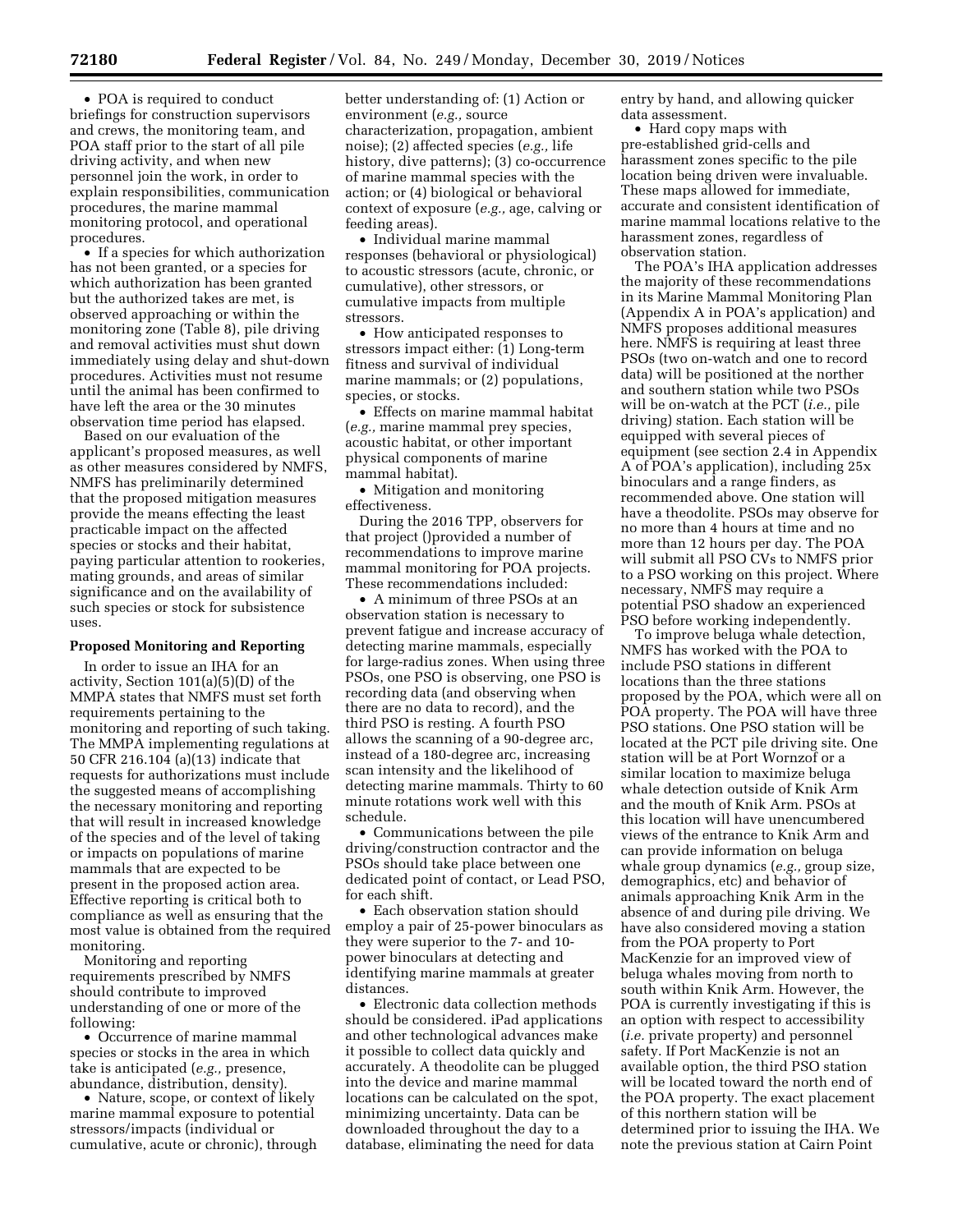• POA is required to conduct briefings for construction supervisors and crews, the monitoring team, and POA staff prior to the start of all pile driving activity, and when new personnel join the work, in order to explain responsibilities, communication procedures, the marine mammal monitoring protocol, and operational procedures.

• If a species for which authorization has not been granted, or a species for which authorization has been granted but the authorized takes are met, is observed approaching or within the monitoring zone (Table 8), pile driving and removal activities must shut down immediately using delay and shut-down procedures. Activities must not resume until the animal has been confirmed to have left the area or the 30 minutes observation time period has elapsed.

Based on our evaluation of the applicant's proposed measures, as well as other measures considered by NMFS, NMFS has preliminarily determined that the proposed mitigation measures provide the means effecting the least practicable impact on the affected species or stocks and their habitat, paying particular attention to rookeries, mating grounds, and areas of similar significance and on the availability of such species or stock for subsistence uses.

## Proposed Monitoring and Reporting

In order to issue an IHA for an activity, Section 101(a)(5)(D) of the MMPA states that NMFS must set forth requirements pertaining to the monitoring and reporting of such taking. The MMPA implementing regulations at 50 CFR 216.104 (a)(13) indicate that requests for authorizations must include the suggested means of accomplishing the necessary monitoring and reporting that will result in increased knowledge of the species and of the level of taking or impacts on populations of marine mammals that are expected to be present in the proposed action area. Effective reporting is critical both to compliance as well as ensuring that the most value is obtained from the required monitoring.

Monitoring and reporting requirements prescribed by NMFS should contribute to improved understanding of one or more of the following:

• Occurrence of marine mammal species or stocks in the area in which take is anticipated (*e.g.,* presence, abundance, distribution, density).

• Nature, scope, or context of likely marine mammal exposure to potential stressors/impacts (individual or cumulative, acute or chronic), through better understanding of: (1) Action or environment (*e.g.,* source characterization, propagation, ambient noise); (2) affected species (*e.g.,* life history, dive patterns); (3) co-occurrence of marine mammal species with the action; or (4) biological or behavioral context of exposure (*e.g.,* age, calving or feeding areas).

• Individual marine mammal responses (behavioral or physiological) to acoustic stressors (acute, chronic, or cumulative), other stressors, or cumulative impacts from multiple stressors.

• How anticipated responses to stressors impact either: (1) Long-term fitness and survival of individual marine mammals; or (2) populations, species, or stocks.

• Effects on marine mammal habitat (*e.g.,* marine mammal prey species, acoustic habitat, or other important physical components of marine mammal habitat).

• Mitigation and monitoring effectiveness.

During the 2016 TPP, observers for that project ()provided a number of recommendations to improve marine mammal monitoring for POA projects. These recommendations included:

• A minimum of three PSOs at an observation station is necessary to prevent fatigue and increase accuracy of detecting marine mammals, especially for large-radius zones. When using three PSOs, one PSO is observing, one PSO is recording data (and observing when there are no data to record), and the third PSO is resting. A fourth PSO allows the scanning of a 90-degree arc, instead of a 180-degree arc, increasing scan intensity and the likelihood of detecting marine mammals. Thirty to 60 minute rotations work well with this schedule.

• Communications between the pile driving/construction contractor and the PSOs should take place between one dedicated point of contact, or Lead PSO, for each shift.

• Each observation station should employ a pair of 25-power binoculars as they were superior to the 7- and 10-power binoculars at detecting and identifying marine mammals at greater distances.

• Electronic data collection methods should be considered. iPad applications and other technological advances make it possible to collect data quickly and accurately. A theodolite can be plugged into the device and marine mammal locations can be calculated on the spot, minimizing uncertainty. Data can be downloaded throughout the day to a database, eliminating the need for data entry by hand, and allowing quicker data assessment.

• Hard copy maps with pre-established grid-cells and harassment zones specific to the pile location being driven were invaluable. These maps allowed for immediate, accurate and consistent identification of marine mammal locations relative to the harassment zones, regardless of observation station.

The POA's IHA application addresses the majority of these recommendations in its Marine Mammal Monitoring Plan (Appendix A in POA's application) and NMFS proposes additional measures here. NMFS is requiring at least three PSOs (two on-watch and one to record data) will be positioned at the norther and southern station while two PSOs will be on-watch at the PCT (*i.e.,* pile driving) station. Each station will be equipped with several pieces of equipment (see section 2.4 in Appendix A of POA's application), including 25x binoculars and a range finders, as recommended above. One station will have a theodolite. PSOs may observe for no more than 4 hours at time and no more than 12 hours per day. The POA will submit all PSO CVs to NMFS prior to a PSO working on this project. Where necessary, NMFS may require a potential PSO shadow an experienced PSO before working independently.

To improve beluga whale detection, NMFS has worked with the POA to include PSO stations in different locations than the three stations proposed by the POA, which were all on POA property. The POA will have three PSO stations. One PSO station will be located at the PCT pile driving site. One station will be at Port Wornzof or a similar location to maximize beluga whale detection outside of Knik Arm and the mouth of Knik Arm. PSOs at this location will have unencumbered views of the entrance to Knik Arm and can provide information on beluga whale group dynamics (*e.g.,* group size, demographics, etc) and behavior of animals approaching Knik Arm in the absence of and during pile driving. We have also considered moving a station from the POA property to Port MacKenzie for an improved view of beluga whales moving from north to south within Knik Arm. However, the POA is currently investigating if this is an option with respect to accessibility (*i.e.* private property) and personnel safety. If Port MacKenzie is not an available option, the third PSO station will be located toward the north end of the POA property. The exact placement of this northern station will be determined prior to issuing the IHA. We note the previous station at Cairn Point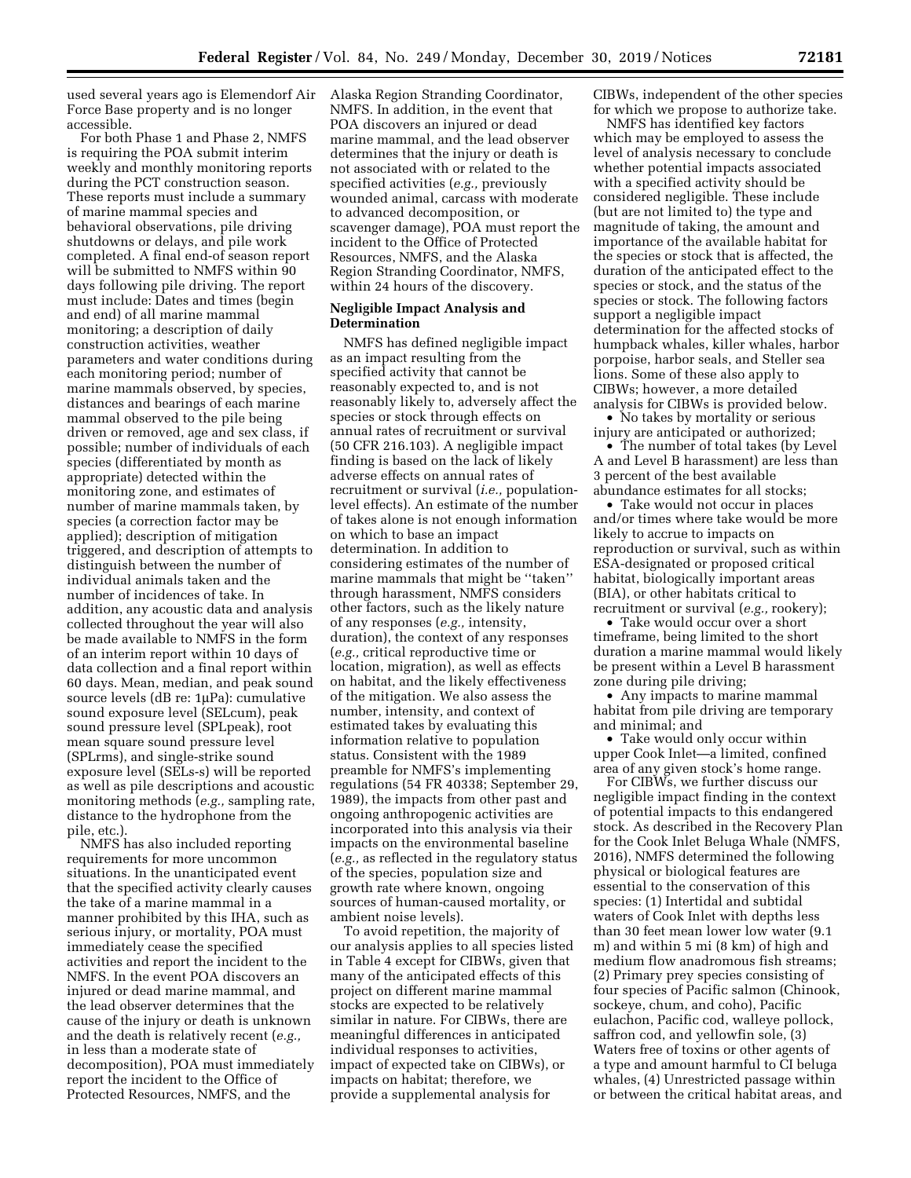used several years ago is Elemendorf Air Force Base property and is no longer accessible.

For both Phase 1 and Phase 2, NMFS is requiring the POA submit interim weekly and monthly monitoring reports during the PCT construction season. These reports must include a summary of marine mammal species and behavioral observations, pile driving shutdowns or delays, and pile work completed. A final end-of season report will be submitted to NMFS within 90 days following pile driving. The report must include: Dates and times (begin and end) of all marine mammal monitoring; a description of daily construction activities, weather parameters and water conditions during each monitoring period; number of marine mammals observed, by species, distances and bearings of each marine mammal observed to the pile being driven or removed, age and sex class, if possible; number of individuals of each species (differentiated by month as appropriate) detected within the monitoring zone, and estimates of number of marine mammals taken, by species (a correction factor may be applied); description of mitigation triggered, and description of attempts to distinguish between the number of individual animals taken and the number of incidences of take. In addition, any acoustic data and analysis collected throughout the year will also be made available to NMFS in the form of an interim report within 10 days of data collection and a final report within 60 days. Mean, median, and peak sound source levels (dB re: 1μPa): cumulative sound exposure level ($SEL_{cum}$), peak sound pressure level ($SPL_{peak}$), root mean square sound pressure level ($SPL_{rms}$), and single-strike sound exposure level ($SEL_{s-s}$) will be reported as well as pile descriptions and acoustic monitoring methods (*e.g.,* sampling rate, distance to the hydrophone from the pile, etc.).

NMFS has also included reporting requirements for more uncommon situations. In the unanticipated event that the specified activity clearly causes the take of a marine mammal in a manner prohibited by this IHA, such as serious injury, or mortality, POA must immediately cease the specified activities and report the incident to the NMFS. In the event POA discovers an injured or dead marine mammal, and the lead observer determines that the cause of the injury or death is unknown and the death is relatively recent (*e.g.,* in less than a moderate state of decomposition), POA must immediately report the incident to the Office of Protected Resources, NMFS, and the Alaska Region Stranding Coordinator, NMFS. In addition, in the event that POA discovers an injured or dead marine mammal, and the lead observer determines that the injury or death is not associated with or related to the specified activities (*e.g.,* previously wounded animal, carcass with moderate to advanced decomposition, or scavenger damage), POA must report the incident to the Office of Protected Resources, NMFS, and the Alaska Region Stranding Coordinator, NMFS, within 24 hours of the discovery.

## Negligible Impact Analysis and Determination

NMFS has defined negligible impact as an impact resulting from the specified activity that cannot be reasonably expected to, and is not reasonably likely to, adversely affect the species or stock through effects on annual rates of recruitment or survival (50 CFR 216.103). A negligible impact finding is based on the lack of likely adverse effects on annual rates of recruitment or survival (*i.e.,* population-level effects). An estimate of the number of takes alone is not enough information on which to base an impact determination. In addition to considering estimates of the number of marine mammals that might be ''taken'' through harassment, NMFS considers other factors, such as the likely nature of any responses (*e.g.,* intensity, duration), the context of any responses (*e.g.,* critical reproductive time or location, migration), as well as effects on habitat, and the likely effectiveness of the mitigation. We also assess the number, intensity, and context of estimated takes by evaluating this information relative to population status. Consistent with the 1989 preamble for NMFS's implementing regulations (54 FR 40338; September 29, 1989), the impacts from other past and ongoing anthropogenic activities are incorporated into this analysis via their impacts on the environmental baseline (*e.g.,* as reflected in the regulatory status of the species, population size and growth rate where known, ongoing sources of human-caused mortality, or ambient noise levels).

To avoid repetition, the majority of our analysis applies to all species listed in Table 4 except for CIBWs, given that many of the anticipated effects of this project on different marine mammal stocks are expected to be relatively similar in nature. For CIBWs, there are meaningful differences in anticipated individual responses to activities, impact of expected take on CIBWs), or impacts on habitat; therefore, we provide a supplemental analysis for CIBWs, independent of the other species for which we propose to authorize take.

NMFS has identified key factors which may be employed to assess the level of analysis necessary to conclude whether potential impacts associated with a specified activity should be considered negligible. These include (but are not limited to) the type and magnitude of taking, the amount and importance of the available habitat for the species or stock that is affected, the duration of the anticipated effect to the species or stock, and the status of the species or stock. The following factors support a negligible impact determination for the affected stocks of humpback whales, killer whales, harbor porpoise, harbor seals, and Steller sea lions. Some of these also apply to CIBWs; however, a more detailed analysis for CIBWs is provided below.

- No takes by mortality or serious injury are anticipated or authorized;
- The number of total takes (by Level A and Level B harassment) are less than 3 percent of the best available abundance estimates for all stocks;
- Take would not occur in places and/or times where take would be more likely to accrue to impacts on reproduction or survival, such as within ESA-designated or proposed critical habitat, biologically important areas (BIA), or other habitats critical to recruitment or survival (*e.g.,* rookery);
- Take would occur over a short timeframe, being limited to the short duration a marine mammal would likely be present within a Level B harassment zone during pile driving;
- Any impacts to marine mammal habitat from pile driving are temporary and minimal; and
- Take would only occur within upper Cook Inlet—a limited, confined area of any given stock's home range.

For CIBWs, we further discuss our negligible impact finding in the context of potential impacts to this endangered stock. As described in the Recovery Plan for the Cook Inlet Beluga Whale (NMFS, 2016), NMFS determined the following physical or biological features are essential to the conservation of this species: (1) Intertidal and subtidal waters of Cook Inlet with depths less than 30 feet mean lower low water (9.1 m) and within 5 mi (8 km) of high and medium flow anadromous fish streams; (2) Primary prey species consisting of four species of Pacific salmon (Chinook, sockeye, chum, and coho), Pacific eulachon, Pacific cod, walleye pollock, saffron cod, and yellowfin sole, (3) Waters free of toxins or other agents of a type and amount harmful to CI beluga whales, (4) Unrestricted passage within or between the critical habitat areas, and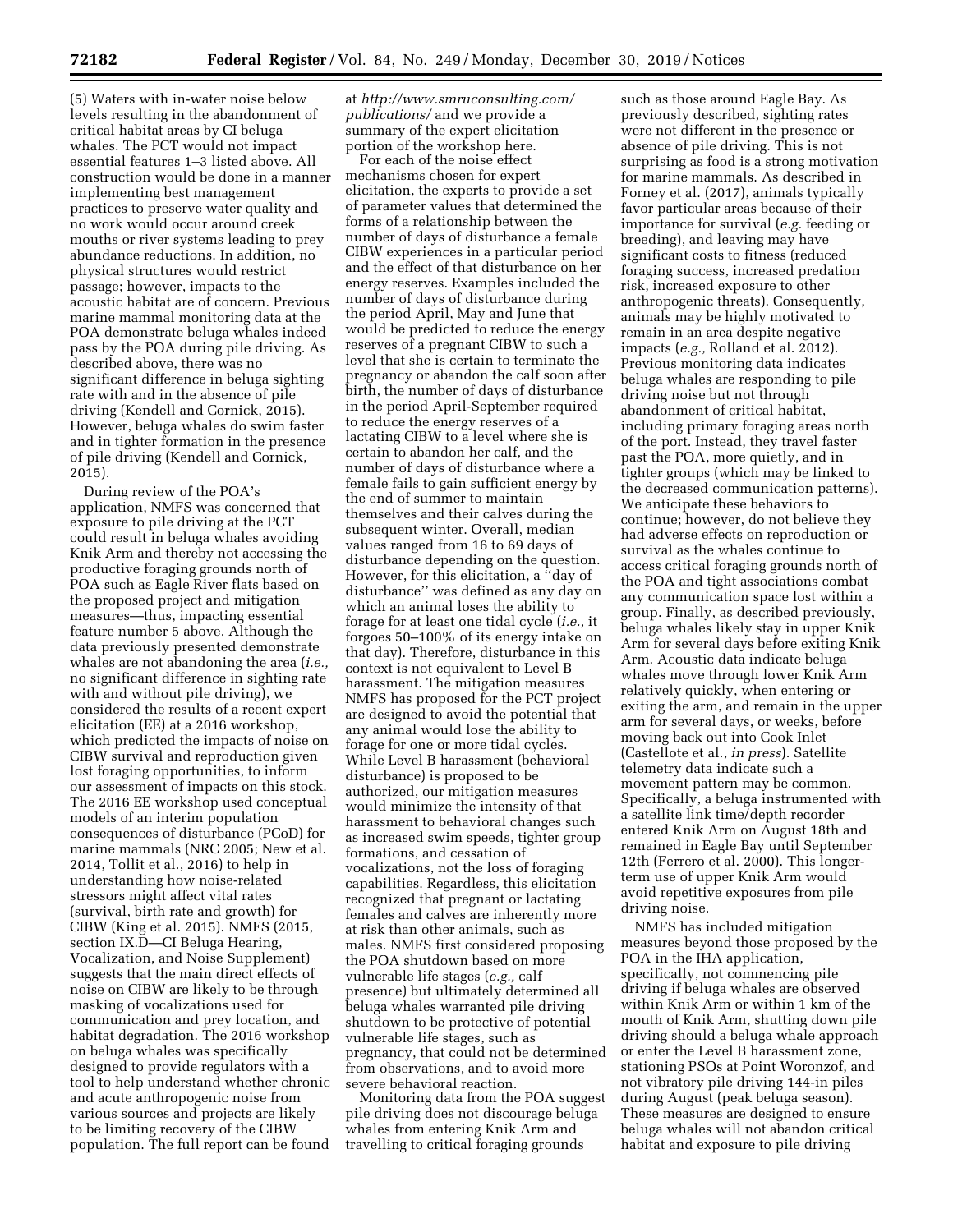(5) Waters with in-water noise below levels resulting in the abandonment of critical habitat areas by CI beluga whales. The PCT would not impact essential features 1–3 listed above. All construction would be done in a manner implementing best management practices to preserve water quality and no work would occur around creek mouths or river systems leading to prey abundance reductions. In addition, no physical structures would restrict passage; however, impacts to the acoustic habitat are of concern. Previous marine mammal monitoring data at the POA demonstrate beluga whales indeed pass by the POA during pile driving. As described above, there was no significant difference in beluga sighting rate with and in the absence of pile driving (Kendell and Cornick, 2015). However, beluga whales do swim faster and in tighter formation in the presence of pile driving (Kendell and Cornick, 2015).

During review of the POA's application, NMFS was concerned that exposure to pile driving at the PCT could result in beluga whales avoiding Knik Arm and thereby not accessing the productive foraging grounds north of POA such as Eagle River flats based on the proposed project and mitigation measures—thus, impacting essential feature number 5 above. Although the data previously presented demonstrate whales are not abandoning the area (*i.e.,* no significant difference in sighting rate with and without pile driving), we considered the results of a recent expert elicitation (EE) at a 2016 workshop, which predicted the impacts of noise on CIBW survival and reproduction given lost foraging opportunities, to inform our assessment of impacts on this stock. The 2016 EE workshop used conceptual models of an interim population consequences of disturbance (PCoD) for marine mammals (NRC 2005; New et al. 2014, Tollit et al., 2016) to help in understanding how noise-related stressors might affect vital rates (survival, birth rate and growth) for CIBW (King et al. 2015). NMFS (2015, section IX.D—CI Beluga Hearing, Vocalization, and Noise Supplement) suggests that the main direct effects of noise on CIBW are likely to be through masking of vocalizations used for communication and prey location, and habitat degradation. The 2016 workshop on beluga whales was specifically designed to provide regulators with a tool to help understand whether chronic and acute anthropogenic noise from various sources and projects are likely to be limiting recovery of the CIBW population. The full report can be found at *http://www.smruconsulting.com/publications/* and we provide a summary of the expert elicitation portion of the workshop here.

For each of the noise effect mechanisms chosen for expert elicitation, the experts to provide a set of parameter values that determined the forms of a relationship between the number of days of disturbance a female CIBW experiences in a particular period and the effect of that disturbance on her energy reserves. Examples included the number of days of disturbance during the period April, May and June that would be predicted to reduce the energy reserves of a pregnant CIBW to such a level that she is certain to terminate the pregnancy or abandon the calf soon after birth, the number of days of disturbance in the period April-September required to reduce the energy reserves of a lactating CIBW to a level where she is certain to abandon her calf, and the number of days of disturbance where a female fails to gain sufficient energy by the end of summer to maintain themselves and their calves during the subsequent winter. Overall, median values ranged from 16 to 69 days of disturbance depending on the question. However, for this elicitation, a "day of disturbance" was defined as any day on which an animal loses the ability to forage for at least one tidal cycle (*i.e.,* it forgoes 50–100% of its energy intake on that day). Therefore, disturbance in this context is not equivalent to Level B harassment. The mitigation measures NMFS has proposed for the PCT project are designed to avoid the potential that any animal would lose the ability to forage for one or more tidal cycles. While Level B harassment (behavioral disturbance) is proposed to be authorized, our mitigation measures would minimize the intensity of that harassment to behavioral changes such as increased swim speeds, tighter group formations, and cessation of vocalizations, not the loss of foraging capabilities. Regardless, this elicitation recognized that pregnant or lactating females and calves are inherently more at risk than other animals, such as males. NMFS first considered proposing the POA shutdown based on more vulnerable life stages (*e.g.,* calf presence) but ultimately determined all beluga whales warranted pile driving shutdown to be protective of potential vulnerable life stages, such as pregnancy, that could not be determined from observations, and to avoid more severe behavioral reaction.

Monitoring data from the POA suggest pile driving does not discourage beluga whales from entering Knik Arm and travelling to critical foraging grounds such as those around Eagle Bay. As previously described, sighting rates were not different in the presence or absence of pile driving. This is not surprising as food is a strong motivation for marine mammals. As described in Forney et al. (2017), animals typically favor particular areas because of their importance for survival (*e.g.* feeding or breeding), and leaving may have significant costs to fitness (reduced foraging success, increased predation risk, increased exposure to other anthropogenic threats). Consequently, animals may be highly motivated to remain in an area despite negative impacts (*e.g.,* Rolland et al. 2012). Previous monitoring data indicates beluga whales are responding to pile driving noise but not through abandonment of critical habitat, including primary foraging areas north of the port. Instead, they travel faster past the POA, more quietly, and in tighter groups (which may be linked to the decreased communication patterns). We anticipate these behaviors to continue; however, do not believe they had adverse effects on reproduction or survival as the whales continue to access critical foraging grounds north of the POA and tight associations combat any communication space lost within a group. Finally, as described previously, beluga whales likely stay in upper Knik Arm for several days before exiting Knik Arm. Acoustic data indicate beluga whales move through lower Knik Arm relatively quickly, when entering or exiting the arm, and remain in the upper arm for several days, or weeks, before moving back out into Cook Inlet (Castellote et al., *in press*). Satellite telemetry data indicate such a movement pattern may be common. Specifically, a beluga instrumented with a satellite link time/depth recorder entered Knik Arm on August 18th and remained in Eagle Bay until September 12th (Ferrero et al. 2000). This longer-term use of upper Knik Arm would avoid repetitive exposures from pile driving noise.

NMFS has included mitigation measures beyond those proposed by the POA in the IHA application, specifically, not commencing pile driving if beluga whales are observed within Knik Arm or within 1 km of the mouth of Knik Arm, shutting down pile driving should a beluga whale approach or enter the Level B harassment zone, stationing PSOs at Point Woronzof, and not vibratory pile driving 144-in piles during August (peak beluga season). These measures are designed to ensure beluga whales will not abandon critical habitat and exposure to pile driving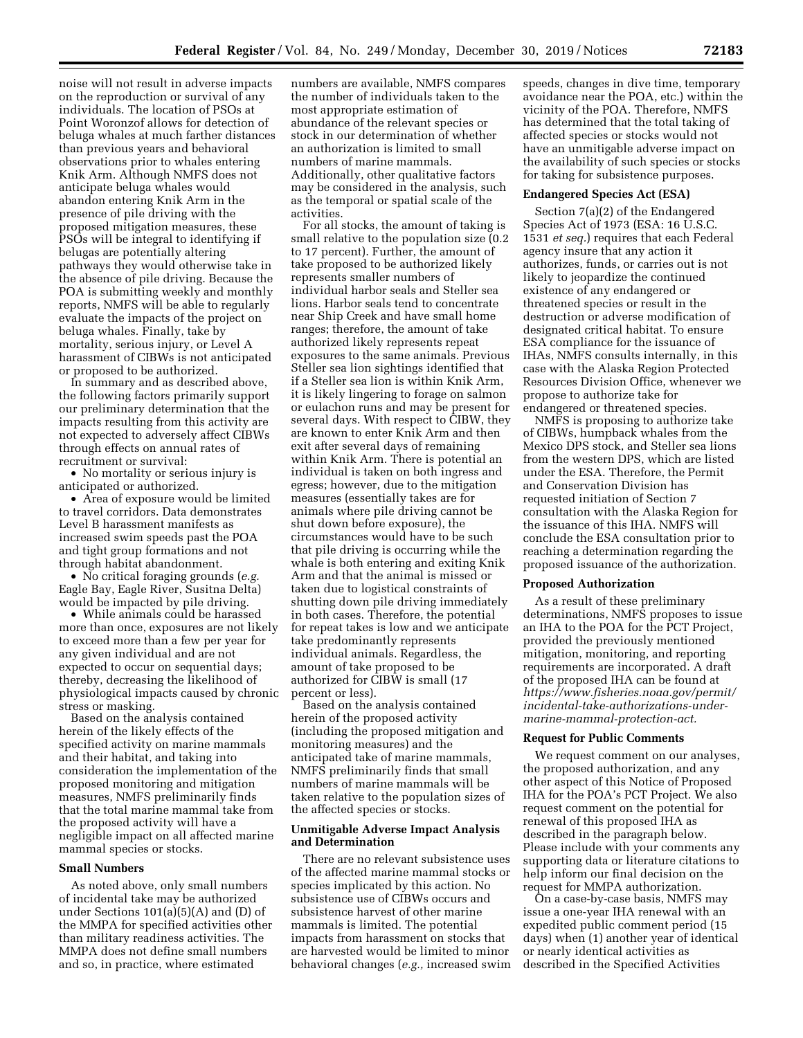noise will not result in adverse impacts on the reproduction or survival of any individuals. The location of PSOs at Point Woronzof allows for detection of beluga whales at much farther distances than previous years and behavioral observations prior to whales entering Knik Arm. Although NMFS does not anticipate beluga whales would abandon entering Knik Arm in the presence of pile driving with the proposed mitigation measures, these PSOs will be integral to identifying if belugas are potentially altering pathways they would otherwise take in the absence of pile driving. Because the POA is submitting weekly and monthly reports, NMFS will be able to regularly evaluate the impacts of the project on beluga whales. Finally, take by mortality, serious injury, or Level A harassment of CIBWs is not anticipated or proposed to be authorized.

In summary and as described above, the following factors primarily support our preliminary determination that the impacts resulting from this activity are not expected to adversely affect CIBWs through effects on annual rates of recruitment or survival:

- No mortality or serious injury is anticipated or authorized.
- Area of exposure would be limited to travel corridors. Data demonstrates Level B harassment manifests as increased swim speeds past the POA and tight group formations and not through habitat abandonment.
- No critical foraging grounds (*e.g.* Eagle Bay, Eagle River, Susitna Delta) would be impacted by pile driving.
- While animals could be harassed more than once, exposures are not likely to exceed more than a few per year for any given individual and are not expected to occur on sequential days; thereby, decreasing the likelihood of physiological impacts caused by chronic stress or masking.

Based on the analysis contained herein of the likely effects of the specified activity on marine mammals and their habitat, and taking into consideration the implementation of the proposed monitoring and mitigation measures, NMFS preliminarily finds that the total marine mammal take from the proposed activity will have a negligible impact on all affected marine mammal species or stocks.

## Small Numbers

As noted above, only small numbers of incidental take may be authorized under Sections 101(a)(5)(A) and (D) of the MMPA for specified activities other than military readiness activities. The MMPA does not define small numbers and so, in practice, where estimated numbers are available, NMFS compares the number of individuals taken to the most appropriate estimation of abundance of the relevant species or stock in our determination of whether an authorization is limited to small numbers of marine mammals. Additionally, other qualitative factors may be considered in the analysis, such as the temporal or spatial scale of the activities.

For all stocks, the amount of taking is small relative to the population size (0.2 to 17 percent). Further, the amount of take proposed to be authorized likely represents smaller numbers of individual harbor seals and Steller sea lions. Harbor seals tend to concentrate near Ship Creek and have small home ranges; therefore, the amount of take authorized likely represents repeat exposures to the same animals. Previous Steller sea lion sightings identified that if a Steller sea lion is within Knik Arm, it is likely lingering to forage on salmon or eulachon runs and may be present for several days. With respect to CIBW, they are known to enter Knik Arm and then exit after several days of remaining within Knik Arm. There is potential an individual is taken on both ingress and egress; however, due to the mitigation measures (essentially takes are for animals where pile driving cannot be shut down before exposure), the circumstances would have to be such that pile driving is occurring while the whale is both entering and exiting Knik Arm and that the animal is missed or taken due to logistical constraints of shutting down pile driving immediately in both cases. Therefore, the potential for repeat takes is low and we anticipate take predominantly represents individual animals. Regardless, the amount of take proposed to be authorized for CIBW is small (17 percent or less).

Based on the analysis contained herein of the proposed activity (including the proposed mitigation and monitoring measures) and the anticipated take of marine mammals, NMFS preliminarily finds that small numbers of marine mammals will be taken relative to the population sizes of the affected species or stocks.

## Unmitigable Adverse Impact Analysis and Determination

There are no relevant subsistence uses of the affected marine mammal stocks or species implicated by this action. No subsistence use of CIBWs occurs and subsistence harvest of other marine mammals is limited. The potential impacts from harassment on stocks that are harvested would be limited to minor behavioral changes (*e.g.,* increased swim speeds, changes in dive time, temporary avoidance near the POA, etc.) within the vicinity of the POA. Therefore, NMFS has determined that the total taking of affected species or stocks would not have an unmitigable adverse impact on the availability of such species or stocks for taking for subsistence purposes.

## Endangered Species Act (ESA)

Section 7(a)(2) of the Endangered Species Act of 1973 (ESA: 16 U.S.C. 1531 *et seq.*) requires that each Federal agency insure that any action it authorizes, funds, or carries out is not likely to jeopardize the continued existence of any endangered or threatened species or result in the destruction or adverse modification of designated critical habitat. To ensure ESA compliance for the issuance of IHAs, NMFS consults internally, in this case with the Alaska Region Protected Resources Division Office, whenever we propose to authorize take for endangered or threatened species.

NMFS is proposing to authorize take of CIBWs, humpback whales from the Mexico DPS stock, and Steller sea lions from the western DPS, which are listed under the ESA. Therefore, the Permit and Conservation Division has requested initiation of Section 7 consultation with the Alaska Region for the issuance of this IHA. NMFS will conclude the ESA consultation prior to reaching a determination regarding the proposed issuance of the authorization.

## Proposed Authorization

As a result of these preliminary determinations, NMFS proposes to issue an IHA to the POA for the PCT Project, provided the previously mentioned mitigation, monitoring, and reporting requirements are incorporated. A draft of the proposed IHA can be found at *https://www.fisheries.noaa.gov/permit/incidental-take-authorizations-under-marine-mammal-protection-act.*

## Request for Public Comments

We request comment on our analyses, the proposed authorization, and any other aspect of this Notice of Proposed IHA for the POA's PCT Project. We also request comment on the potential for renewal of this proposed IHA as described in the paragraph below. Please include with your comments any supporting data or literature citations to help inform our final decision on the request for MMPA authorization.

On a case-by-case basis, NMFS may issue a one-year IHA renewal with an expedited public comment period (15 days) when (1) another year of identical or nearly identical activities as described in the Specified Activities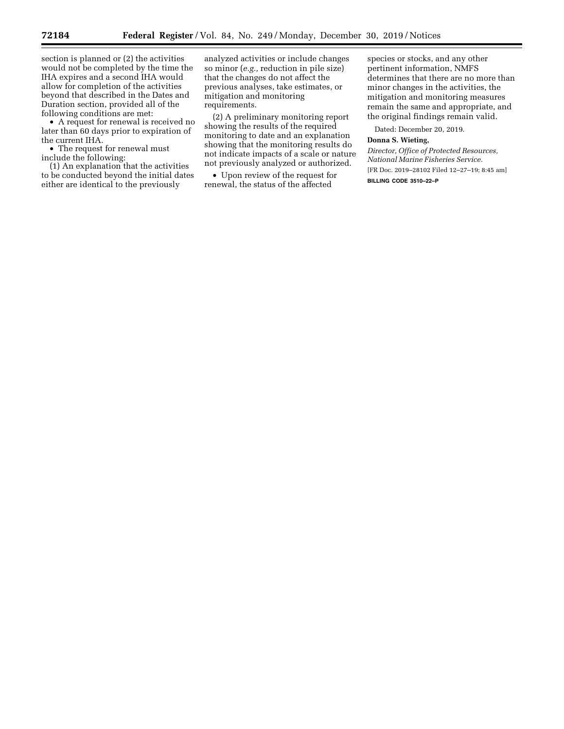section is planned or (2) the activities would not be completed by the time the IHA expires and a second IHA would allow for completion of the activities beyond that described in the Dates and Duration section, provided all of the following conditions are met:

- A request for renewal is received no later than 60 days prior to expiration of the current IHA.
- The request for renewal must include the following:

(1) An explanation that the activities to be conducted beyond the initial dates either are identical to the previously analyzed activities or include changes so minor (*e.g.,* reduction in pile size) that the changes do not affect the previous analyses, take estimates, or mitigation and monitoring requirements.

(2) A preliminary monitoring report showing the results of the required monitoring to date and an explanation showing that the monitoring results do not indicate impacts of a scale or nature not previously analyzed or authorized.

- Upon review of the request for renewal, the status of the affected species or stocks, and any other pertinent information, NMFS determines that there are no more than minor changes in the activities, the mitigation and monitoring measures remain the same and appropriate, and the original findings remain valid.

Dated: December 20, 2019.

**Donna S. Wieting,**

*Director, Office of Protected Resources, National Marine Fisheries Service.*

[FR Doc. 2019–28102 Filed 12–27–19; 8:45 am]

**BILLING CODE 3510–22–P**